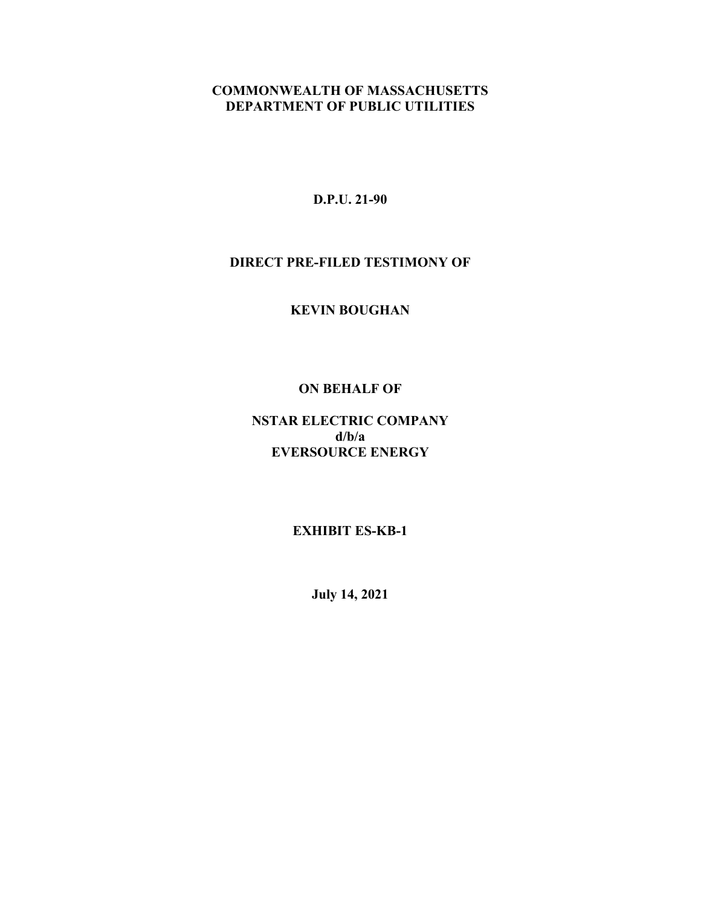**COMMONWEALTH OF MASSACHUSETTS**
**DEPARTMENT OF PUBLIC UTILITIES**

**D.P.U. 21-90**

**DIRECT PRE-FILED TESTIMONY OF**

**KEVIN BOUGHAN**

**ON BEHALF OF**

**NSTAR ELECTRIC COMPANY**
**d/b/a**
**EVERSOURCE ENERGY**

**EXHIBIT ES-KB-1**

**July 14, 2021**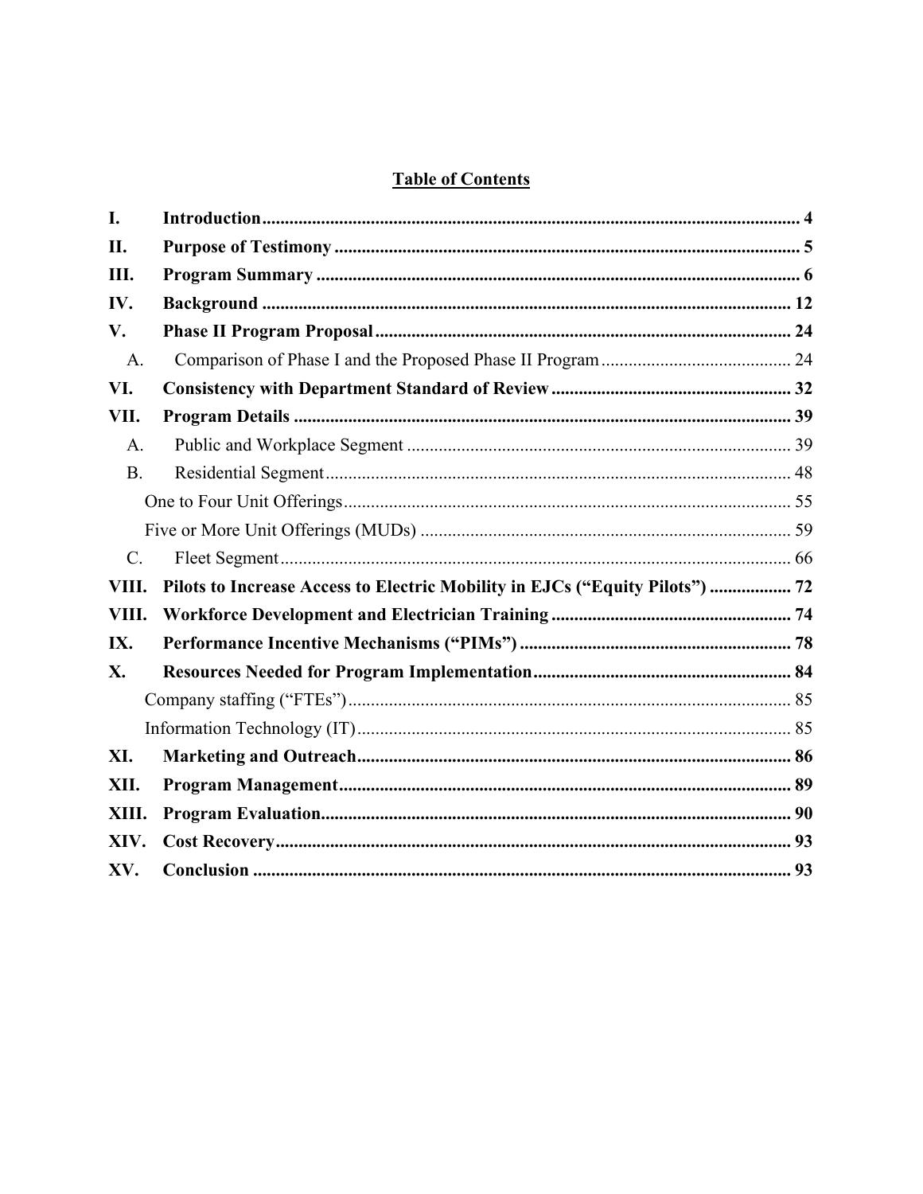# Table of Contents

| | | |
|---|---|---|
| **I.** | **Introduction** | **4** |
| **II.** | **Purpose of Testimony** | **5** |
| **III.** | **Program Summary** | **6** |
| **IV.** | **Background** | **12** |
| **V.** | **Phase II Program Proposal** | **24** |
| A. | Comparison of Phase I and the Proposed Phase II Program | 24 |
| **VI.** | **Consistency with Department Standard of Review** | **32** |
| **VII.** | **Program Details** | **39** |
| A. | Public and Workplace Segment | 39 |
| B. | Residential Segment | 48 |
| | One to Four Unit Offerings | 55 |
| | Five or More Unit Offerings (MUDs) | 59 |
| C. | Fleet Segment | 66 |
| **VIII.** | **Pilots to Increase Access to Electric Mobility in EJCs (“Equity Pilots”)** | **72** |
| **VIII.** | **Workforce Development and Electrician Training** | **74** |
| **IX.** | **Performance Incentive Mechanisms (“PIMs”)** | **78** |
| **X.** | **Resources Needed for Program Implementation** | **84** |
| | Company staffing (“FTEs”) | 85 |
| | Information Technology (IT) | 85 |
| **XI.** | **Marketing and Outreach** | **86** |
| **XII.** | **Program Management** | **89** |
| **XIII.** | **Program Evaluation** | **90** |
| **XIV.** | **Cost Recovery** | **93** |
| **XV.** | **Conclusion** | **93** |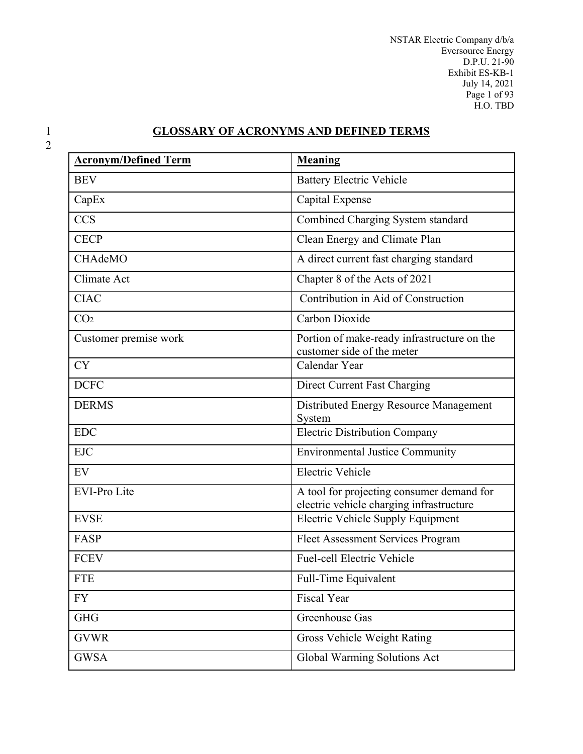# GLOSSARY OF ACRONYMS AND DEFINED TERMS

| Acronym/Defined Term | Meaning |
|---|---|
| BEV | Battery Electric Vehicle |
| CapEx | Capital Expense |
| CCS | Combined Charging System standard |
| CECP | Clean Energy and Climate Plan |
| CHAdeMO | A direct current fast charging standard |
| Climate Act | Chapter 8 of the Acts of 2021 |
| CIAC | Contribution in Aid of Construction |
| $CO_2$ | Carbon Dioxide |
| Customer premise work | Portion of make-ready infrastructure on the customer side of the meter |
| CY | Calendar Year |
| DCFC | Direct Current Fast Charging |
| DERMS | Distributed Energy Resource Management System |
| EDC | Electric Distribution Company |
| EJC | Environmental Justice Community |
| EV | Electric Vehicle |
| EVI-Pro Lite | A tool for projecting consumer demand for electric vehicle charging infrastructure |
| EVSE | Electric Vehicle Supply Equipment |
| FASP | Fleet Assessment Services Program |
| FCEV | Fuel-cell Electric Vehicle |
| FTE | Full-Time Equivalent |
| FY | Fiscal Year |
| GHG | Greenhouse Gas |
| GVWR | Gross Vehicle Weight Rating |
| GWSA | Global Warming Solutions Act |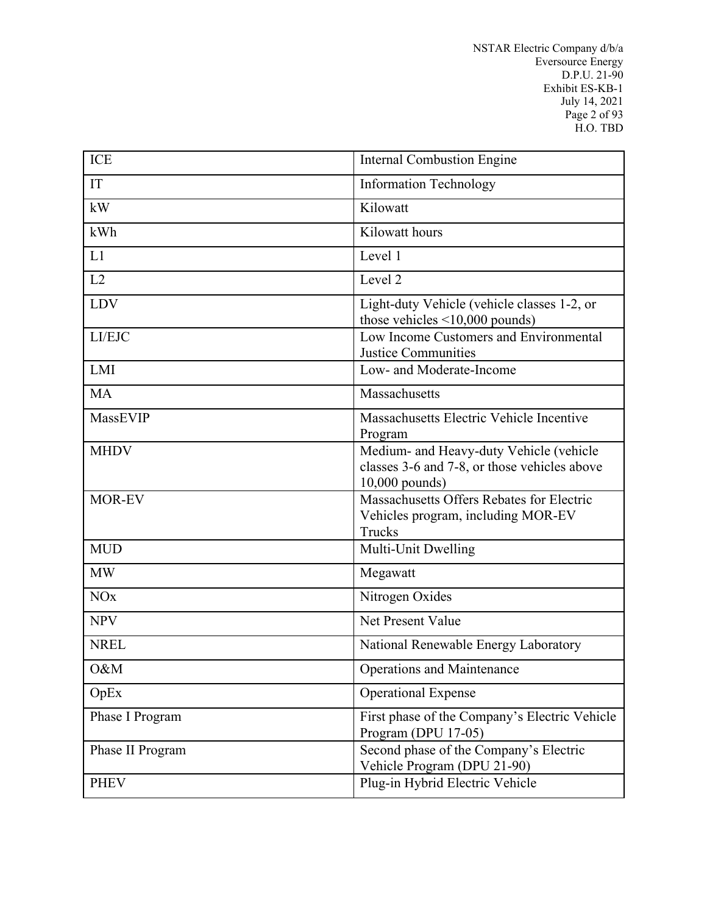| ICE | Internal Combustion Engine |
|---|---|
| IT | Information Technology |
| kW | Kilowatt |
| kWh | Kilowatt hours |
| L1 | Level 1 |
| L2 | Level 2 |
| LDV | Light-duty Vehicle (vehicle classes 1-2, or those vehicles <10,000 pounds) |
| LI/EJC | Low Income Customers and Environmental Justice Communities |
| LMI | Low- and Moderate-Income |
| MA | Massachusetts |
| MassEVIP | Massachusetts Electric Vehicle Incentive Program |
| MHDV | Medium- and Heavy-duty Vehicle (vehicle classes 3-6 and 7-8, or those vehicles above 10,000 pounds) |
| MOR-EV | Massachusetts Offers Rebates for Electric Vehicles program, including MOR-EV Trucks |
| MUD | Multi-Unit Dwelling |
| MW | Megawatt |
| NOx | Nitrogen Oxides |
| NPV | Net Present Value |
| NREL | National Renewable Energy Laboratory |
| O&M | Operations and Maintenance |
| OpEx | Operational Expense |
| Phase I Program | First phase of the Company's Electric Vehicle Program (DPU 17-05) |
| Phase II Program | Second phase of the Company's Electric Vehicle Program (DPU 21-90) |
| PHEV | Plug-in Hybrid Electric Vehicle |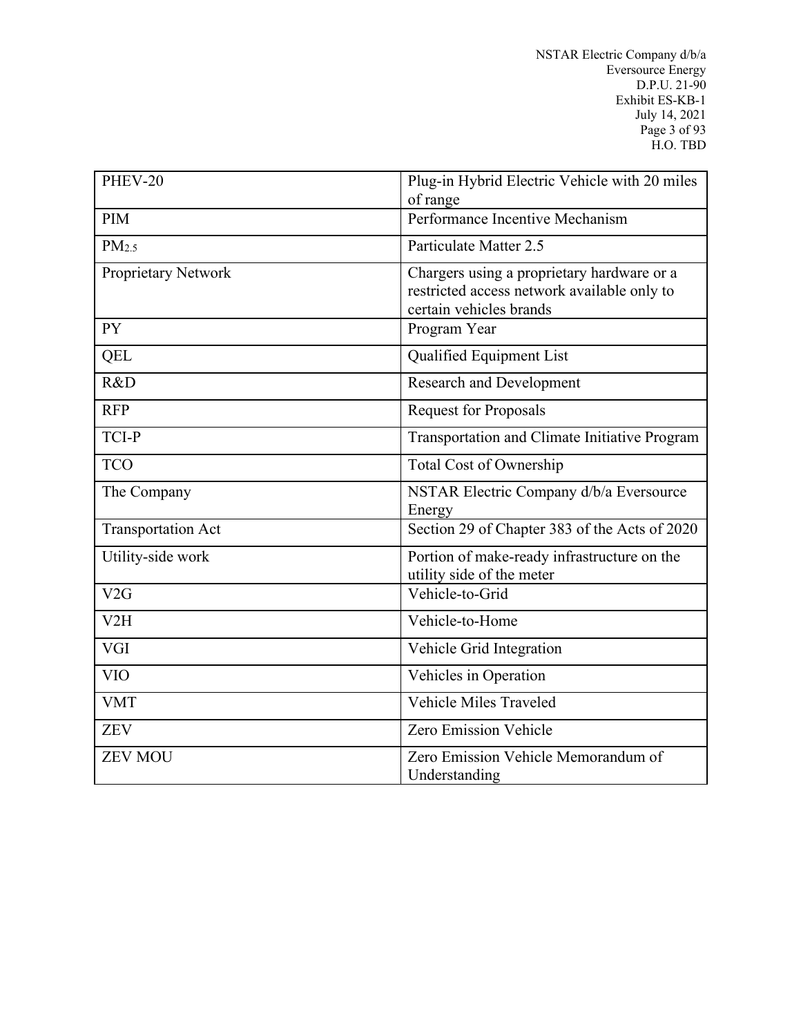| PHEV-20 | Plug-in Hybrid Electric Vehicle with 20 miles of range |
|---|---|
| PIM | Performance Incentive Mechanism |
| $PM_{2.5}$ | Particulate Matter 2.5 |
| Proprietary Network | Chargers using a proprietary hardware or a restricted access network available only to certain vehicles brands |
| PY | Program Year |
| QEL | Qualified Equipment List |
| R&D | Research and Development |
| RFP | Request for Proposals |
| TCI-P | Transportation and Climate Initiative Program |
| TCO | Total Cost of Ownership |
| The Company | NSTAR Electric Company d/b/a Eversource Energy |
| Transportation Act | Section 29 of Chapter 383 of the Acts of 2020 |
| Utility-side work | Portion of make-ready infrastructure on the utility side of the meter |
| V2G | Vehicle-to-Grid |
| V2H | Vehicle-to-Home |
| VGI | Vehicle Grid Integration |
| VIO | Vehicles in Operation |
| VMT | Vehicle Miles Traveled |
| ZEV | Zero Emission Vehicle |
| ZEV MOU | Zero Emission Vehicle Memorandum of Understanding |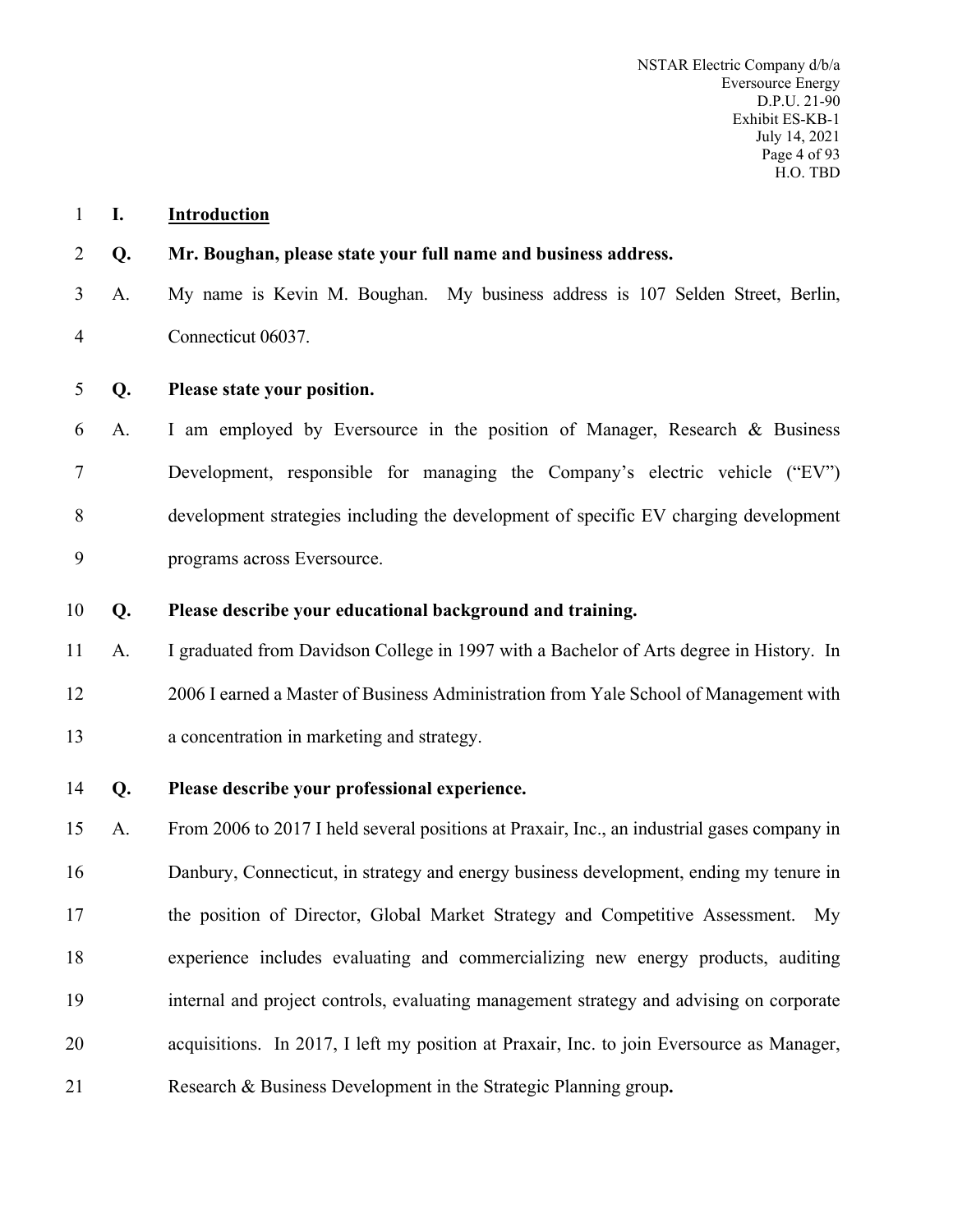## I. Introduction

**Q. Mr. Boughan, please state your full name and business address.**

A. My name is Kevin M. Boughan. My business address is 107 Selden Street, Berlin, Connecticut 06037.

**Q. Please state your position.**

A. I am employed by Eversource in the position of Manager, Research & Business Development, responsible for managing the Company's electric vehicle ("EV") development strategies including the development of specific EV charging development programs across Eversource.

**Q. Please describe your educational background and training.**

A. I graduated from Davidson College in 1997 with a Bachelor of Arts degree in History. In 2006 I earned a Master of Business Administration from Yale School of Management with a concentration in marketing and strategy.

**Q. Please describe your professional experience.**

A. From 2006 to 2017 I held several positions at Praxair, Inc., an industrial gases company in Danbury, Connecticut, in strategy and energy business development, ending my tenure in the position of Director, Global Market Strategy and Competitive Assessment. My experience includes evaluating and commercializing new energy products, auditing internal and project controls, evaluating management strategy and advising on corporate acquisitions. In 2017, I left my position at Praxair, Inc. to join Eversource as Manager, Research & Business Development in the Strategic Planning group.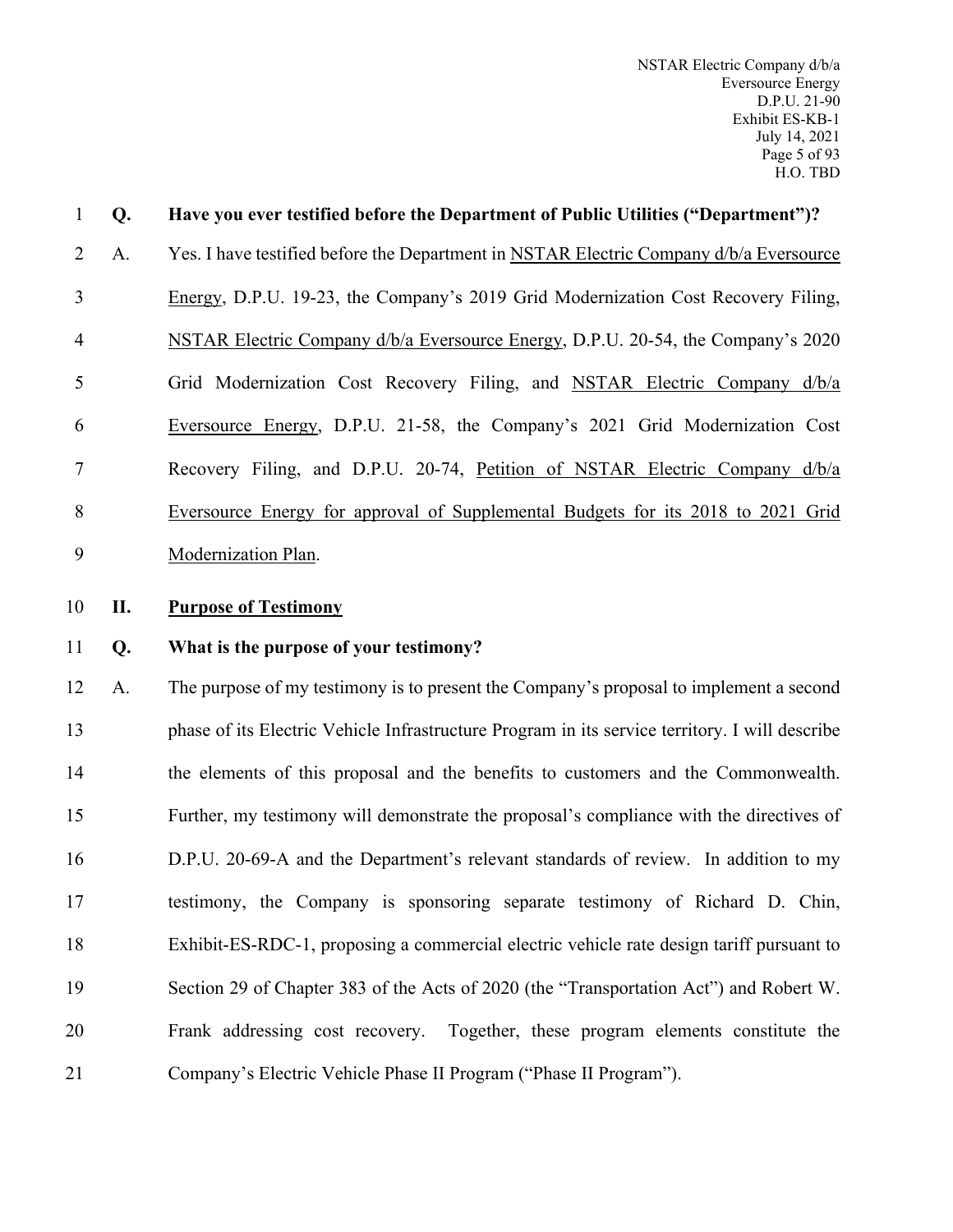**Q. Have you ever testified before the Department of Public Utilities ("Department")?**

A. Yes. I have testified before the Department in NSTAR Electric Company d/b/a Eversource Energy, D.P.U. 19-23, the Company's 2019 Grid Modernization Cost Recovery Filing, NSTAR Electric Company d/b/a Eversource Energy, D.P.U. 20-54, the Company's 2020 Grid Modernization Cost Recovery Filing, and NSTAR Electric Company d/b/a Eversource Energy, D.P.U. 21-58, the Company's 2021 Grid Modernization Cost Recovery Filing, and D.P.U. 20-74, Petition of NSTAR Electric Company d/b/a Eversource Energy for approval of Supplemental Budgets for its 2018 to 2021 Grid Modernization Plan.

## II. Purpose of Testimony

**Q. What is the purpose of your testimony?**

A. The purpose of my testimony is to present the Company's proposal to implement a second phase of its Electric Vehicle Infrastructure Program in its service territory. I will describe the elements of this proposal and the benefits to customers and the Commonwealth. Further, my testimony will demonstrate the proposal's compliance with the directives of D.P.U. 20-69-A and the Department's relevant standards of review. In addition to my testimony, the Company is sponsoring separate testimony of Richard D. Chin, Exhibit-ES-RDC-1, proposing a commercial electric vehicle rate design tariff pursuant to Section 29 of Chapter 383 of the Acts of 2020 (the "Transportation Act") and Robert W. Frank addressing cost recovery. Together, these program elements constitute the Company's Electric Vehicle Phase II Program ("Phase II Program").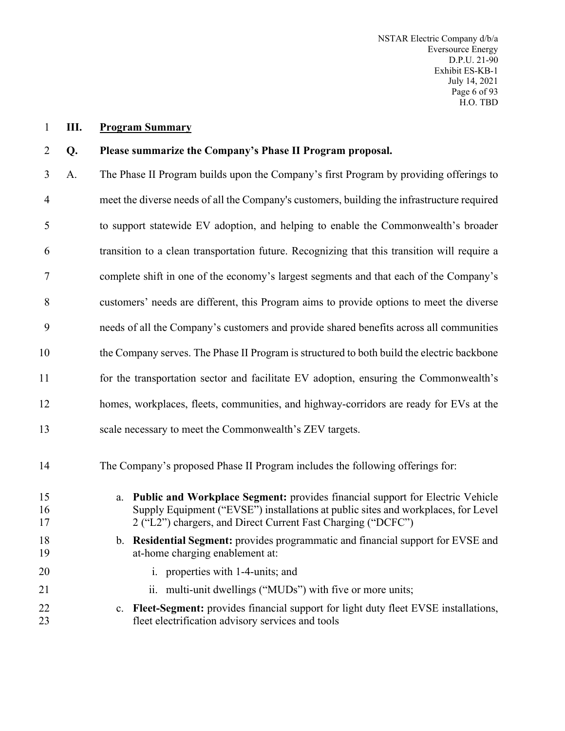## III. Program Summary

**Q. Please summarize the Company's Phase II Program proposal.**

A. The Phase II Program builds upon the Company's first Program by providing offerings to meet the diverse needs of all the Company's customers, building the infrastructure required to support statewide EV adoption, and helping to enable the Commonwealth's broader transition to a clean transportation future. Recognizing that this transition will require a complete shift in one of the economy's largest segments and that each of the Company's customers' needs are different, this Program aims to provide options to meet the diverse needs of all the Company's customers and provide shared benefits across all communities the Company serves. The Phase II Program is structured to both build the electric backbone for the transportation sector and facilitate EV adoption, ensuring the Commonwealth's homes, workplaces, fleets, communities, and highway-corridors are ready for EVs at the scale necessary to meet the Commonwealth's ZEV targets.

The Company's proposed Phase II Program includes the following offerings for:

a. **Public and Workplace Segment:** provides financial support for Electric Vehicle Supply Equipment ("EVSE") installations at public sites and workplaces, for Level 2 ("L2") chargers, and Direct Current Fast Charging ("DCFC")

b. **Residential Segment:** provides programmatic and financial support for EVSE and at-home charging enablement at:

   i. properties with 1-4-units; and

   ii. multi-unit dwellings ("MUDs") with five or more units;

c. **Fleet-Segment:** provides financial support for light duty fleet EVSE installations, fleet electrification advisory services and tools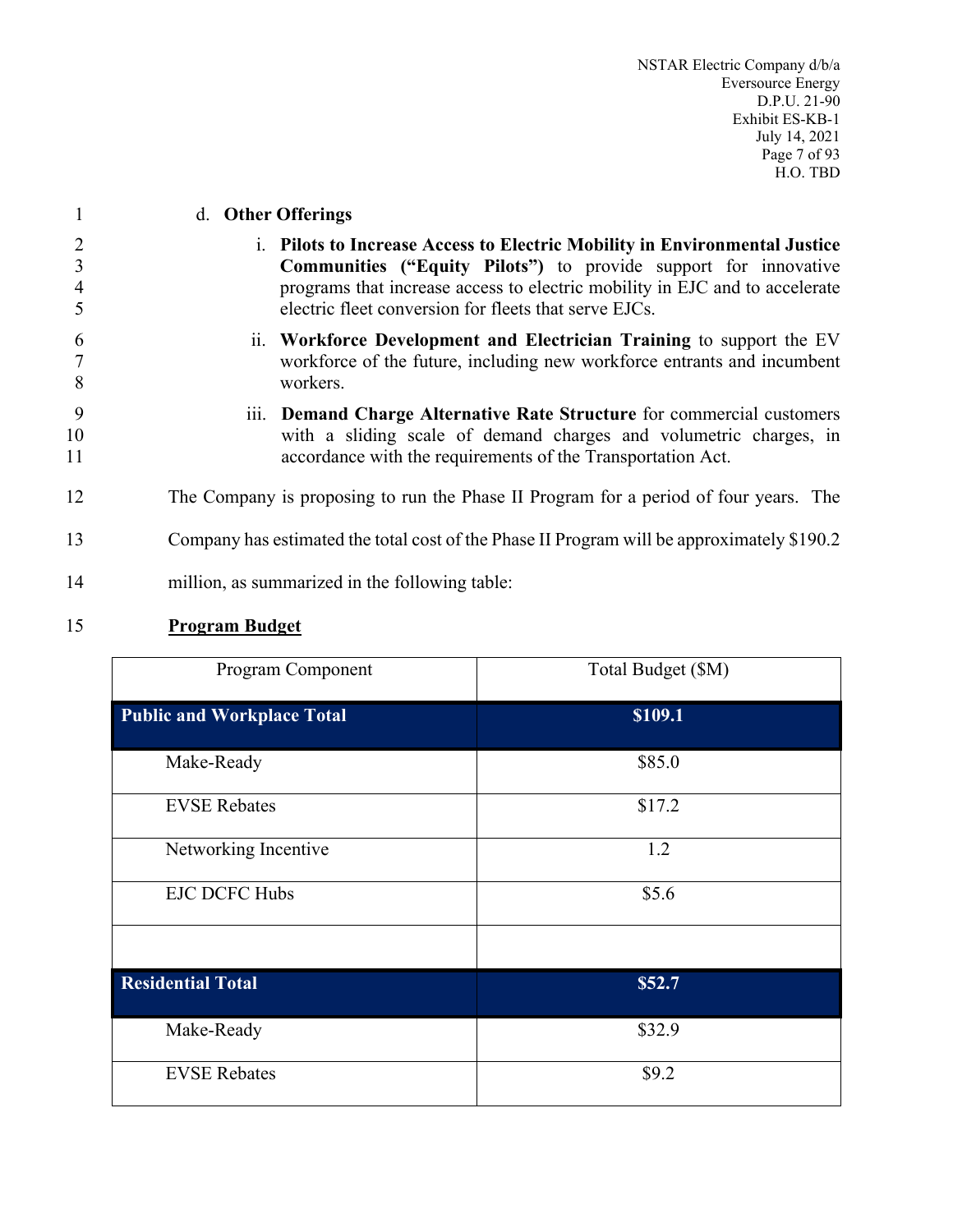d. **Other Offerings**

i. **Pilots to Increase Access to Electric Mobility in Environmental Justice Communities ("Equity Pilots")** to provide support for innovative programs that increase access to electric mobility in EJC and to accelerate electric fleet conversion for fleets that serve EJCs.

ii. **Workforce Development and Electrician Training** to support the EV workforce of the future, including new workforce entrants and incumbent workers.

iii. **Demand Charge Alternative Rate Structure** for commercial customers with a sliding scale of demand charges and volumetric charges, in accordance with the requirements of the Transportation Act.

The Company is proposing to run the Phase II Program for a period of four years. The Company has estimated the total cost of the Phase II Program will be approximately $190.2 million, as summarized in the following table:

**Program Budget**

| Program Component | Total Budget ($M) |
|---|---|
| **Public and Workplace Total** | **$109.1** |
| Make-Ready | $85.0 |
| EVSE Rebates | $17.2 |
| Networking Incentive | 1.2 |
| EJC DCFC Hubs | $5.6 |
| | |
| **Residential Total** | **$52.7** |
| Make-Ready | $32.9 |
| EVSE Rebates | $9.2 |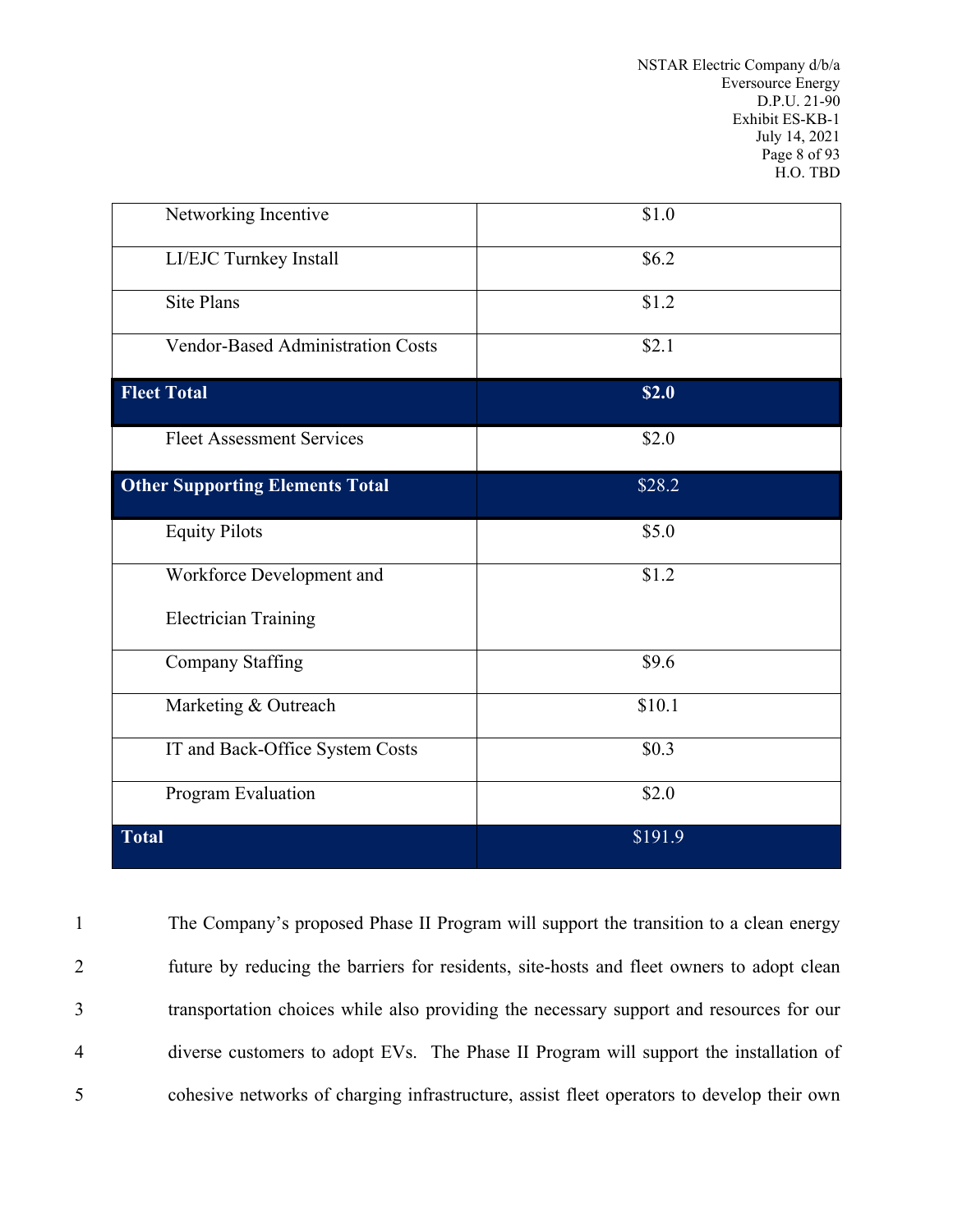| | |
|---|---|
| Networking Incentive | $1.0 |
| LI/EJC Turnkey Install | $6.2 |
| Site Plans | $1.2 |
| Vendor-Based Administration Costs | $2.1 |
| **Fleet Total** | **$2.0** |
| Fleet Assessment Services | $2.0 |
| **Other Supporting Elements Total** | $28.2 |
| Equity Pilots | $5.0 |
| Workforce Development and Electrician Training | $1.2 |
| Company Staffing | $9.6 |
| Marketing & Outreach | $10.1 |
| IT and Back-Office System Costs | $0.3 |
| Program Evaluation | $2.0 |
| **Total** | $191.9 |

1 The Company's proposed Phase II Program will support the transition to a clean energy
2 future by reducing the barriers for residents, site-hosts and fleet owners to adopt clean
3 transportation choices while also providing the necessary support and resources for our
4 diverse customers to adopt EVs. The Phase II Program will support the installation of
5 cohesive networks of charging infrastructure, assist fleet operators to develop their own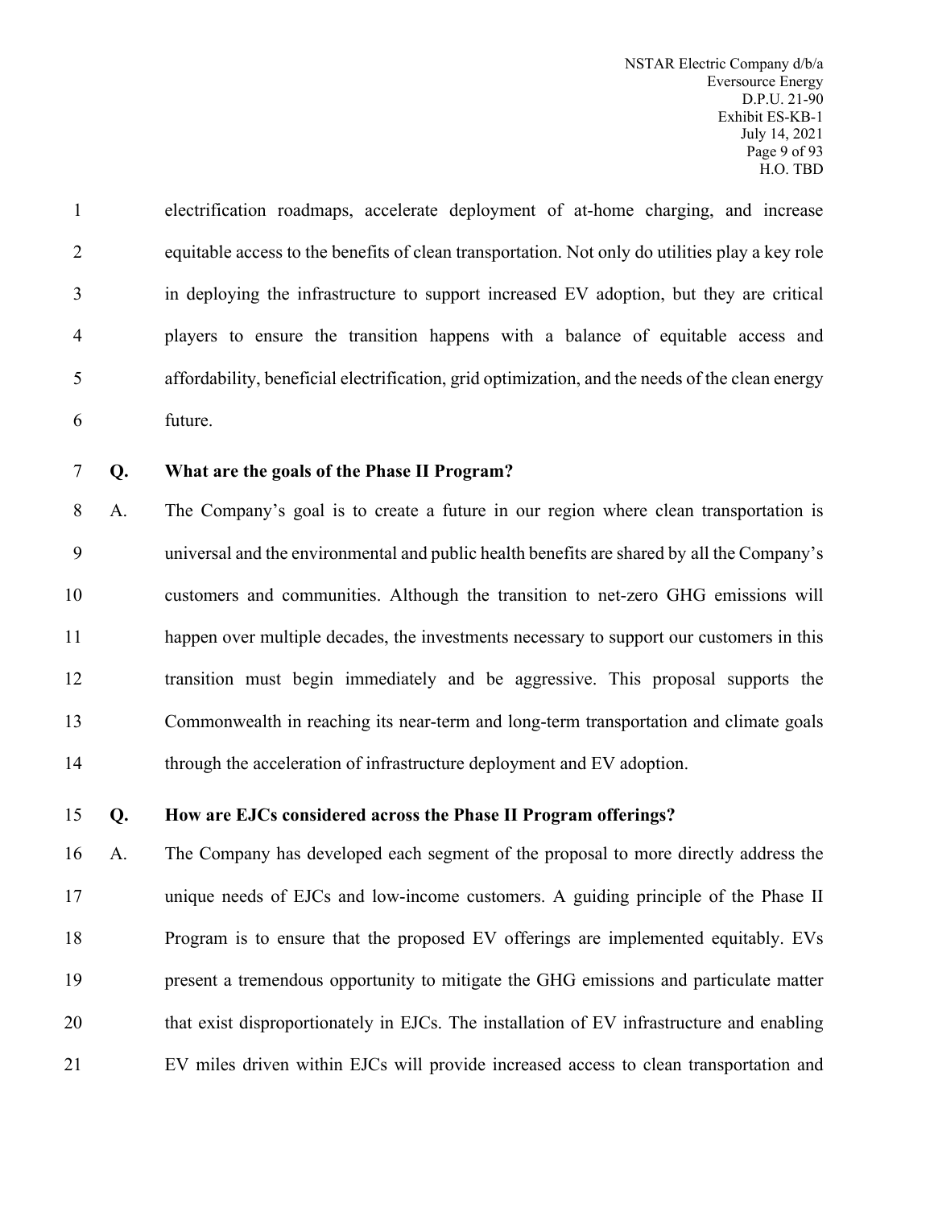electrification roadmaps, accelerate deployment of at-home charging, and increase equitable access to the benefits of clean transportation. Not only do utilities play a key role in deploying the infrastructure to support increased EV adoption, but they are critical players to ensure the transition happens with a balance of equitable access and affordability, beneficial electrification, grid optimization, and the needs of the clean energy future.

**Q. What are the goals of the Phase II Program?**

A. The Company's goal is to create a future in our region where clean transportation is universal and the environmental and public health benefits are shared by all the Company's customers and communities. Although the transition to net-zero GHG emissions will happen over multiple decades, the investments necessary to support our customers in this transition must begin immediately and be aggressive. This proposal supports the Commonwealth in reaching its near-term and long-term transportation and climate goals through the acceleration of infrastructure deployment and EV adoption.

**Q. How are EJCs considered across the Phase II Program offerings?**

A. The Company has developed each segment of the proposal to more directly address the unique needs of EJCs and low-income customers. A guiding principle of the Phase II Program is to ensure that the proposed EV offerings are implemented equitably. EVs present a tremendous opportunity to mitigate the GHG emissions and particulate matter that exist disproportionately in EJCs. The installation of EV infrastructure and enabling EV miles driven within EJCs will provide increased access to clean transportation and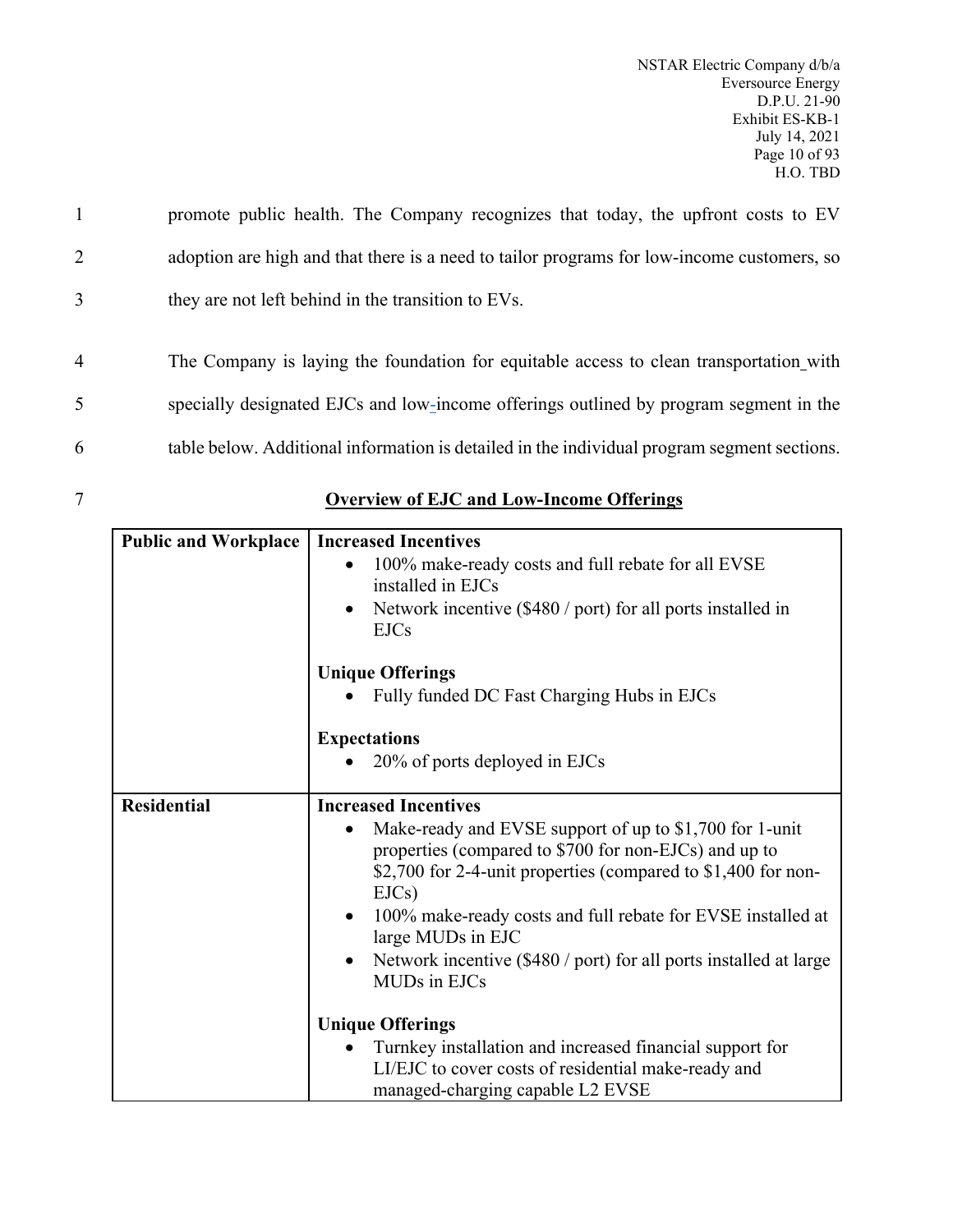promote public health. The Company recognizes that today, the upfront costs to EV adoption are high and that there is a need to tailor programs for low-income customers, so they are not left behind in the transition to EVs.

The Company is laying the foundation for equitable access to clean transportation with specially designated EJCs and low-income offerings outlined by program segment in the table below. Additional information is detailed in the individual program segment sections.

**Overview of EJC and Low-Income Offerings**

| | |
|---|---|
| **Public and Workplace** | **Increased Incentives**<br>• 100% make-ready costs and full rebate for all EVSE installed in EJCs<br>• Network incentive ($480 / port) for all ports installed in EJCs<br><br>**Unique Offerings**<br>• Fully funded DC Fast Charging Hubs in EJCs<br><br>**Expectations**<br>• 20% of ports deployed in EJCs |
| **Residential** | **Increased Incentives**<br>• Make-ready and EVSE support of up to $1,700 for 1-unit properties (compared to $700 for non-EJCs) and up to $2,700 for 2-4-unit properties (compared to $1,400 for non-EJCs)<br>• 100% make-ready costs and full rebate for EVSE installed at large MUDs in EJC<br>• Network incentive ($480 / port) for all ports installed at large MUDs in EJCs<br><br>**Unique Offerings**<br>• Turnkey installation and increased financial support for LI/EJC to cover costs of residential make-ready and managed-charging capable L2 EVSE |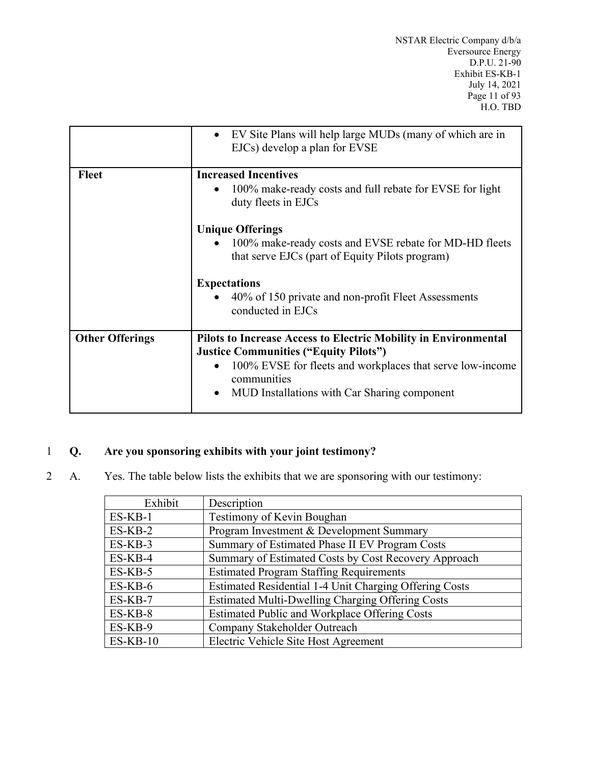| | |
|---|---|
| | • EV Site Plans will help large MUDs (many of which are in EJCs) develop a plan for EVSE |
| **Fleet** | **Increased Incentives**<br>• 100% make-ready costs and full rebate for EVSE for light duty fleets in EJCs<br><br>**Unique Offerings**<br>• 100% make-ready costs and EVSE rebate for MD-HD fleets that serve EJCs (part of Equity Pilots program)<br><br>**Expectations**<br>• 40% of 150 private and non-profit Fleet Assessments conducted in EJCs |
| **Other Offerings** | **Pilots to Increase Access to Electric Mobility in Environmental Justice Communities ("Equity Pilots")**<br>• 100% EVSE for fleets and workplaces that serve low-income communities<br>• MUD Installations with Car Sharing component |

1 **Q. Are you sponsoring exhibits with your joint testimony?**

2 A. Yes. The table below lists the exhibits that we are sponsoring with our testimony:

| Exhibit | Description |
|---|---|
| ES-KB-1 | Testimony of Kevin Boughan |
| ES-KB-2 | Program Investment & Development Summary |
| ES-KB-3 | Summary of Estimated Phase II EV Program Costs |
| ES-KB-4 | Summary of Estimated Costs by Cost Recovery Approach |
| ES-KB-5 | Estimated Program Staffing Requirements |
| ES-KB-6 | Estimated Residential 1-4 Unit Charging Offering Costs |
| ES-KB-7 | Estimated Multi-Dwelling Charging Offering Costs |
| ES-KB-8 | Estimated Public and Workplace Offering Costs |
| ES-KB-9 | Company Stakeholder Outreach |
| ES-KB-10 | Electric Vehicle Site Host Agreement |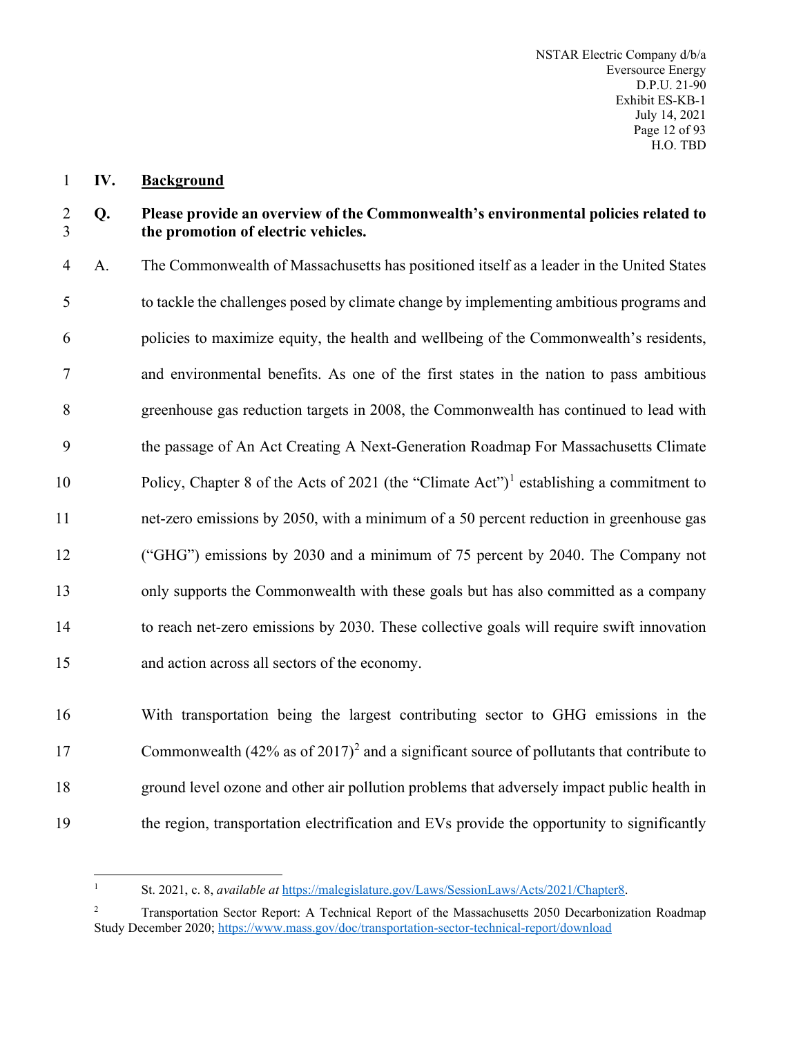## IV. Background

**Q. Please provide an overview of the Commonwealth's environmental policies related to the promotion of electric vehicles.**

A. The Commonwealth of Massachusetts has positioned itself as a leader in the United States to tackle the challenges posed by climate change by implementing ambitious programs and policies to maximize equity, the health and wellbeing of the Commonwealth's residents, and environmental benefits. As one of the first states in the nation to pass ambitious greenhouse gas reduction targets in 2008, the Commonwealth has continued to lead with the passage of An Act Creating A Next-Generation Roadmap For Massachusetts Climate Policy, Chapter 8 of the Acts of 2021 (the "Climate Act")[1] establishing a commitment to net-zero emissions by 2050, with a minimum of a 50 percent reduction in greenhouse gas ("GHG") emissions by 2030 and a minimum of 75 percent by 2040. The Company not only supports the Commonwealth with these goals but has also committed as a company to reach net-zero emissions by 2030. These collective goals will require swift innovation and action across all sectors of the economy.

With transportation being the largest contributing sector to GHG emissions in the Commonwealth (42% as of 2017)[2] and a significant source of pollutants that contribute to ground level ozone and other air pollution problems that adversely impact public health in the region, transportation electrification and EVs provide the opportunity to significantly

---

[1] St. 2021, c. 8, *available at* https://malegislature.gov/Laws/SessionLaws/Acts/2021/Chapter8.

[2] Transportation Sector Report: A Technical Report of the Massachusetts 2050 Decarbonization Roadmap Study December 2020; https://www.mass.gov/doc/transportation-sector-technical-report/download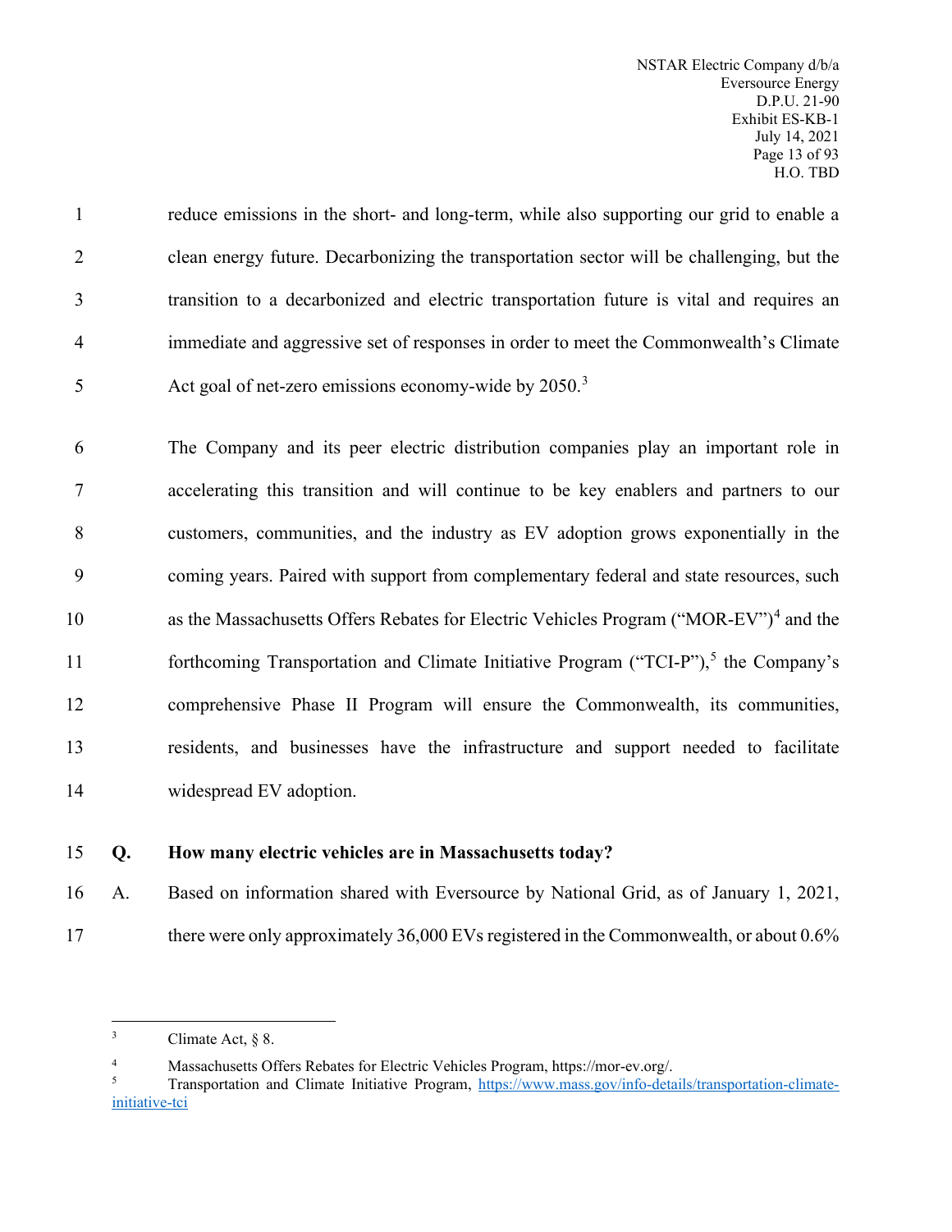reduce emissions in the short- and long-term, while also supporting our grid to enable a clean energy future. Decarbonizing the transportation sector will be challenging, but the transition to a decarbonized and electric transportation future is vital and requires an immediate and aggressive set of responses in order to meet the Commonwealth's Climate Act goal of net-zero emissions economy-wide by 2050.[3]

The Company and its peer electric distribution companies play an important role in accelerating this transition and will continue to be key enablers and partners to our customers, communities, and the industry as EV adoption grows exponentially in the coming years. Paired with support from complementary federal and state resources, such as the Massachusetts Offers Rebates for Electric Vehicles Program ("MOR-EV")[4] and the forthcoming Transportation and Climate Initiative Program ("TCI-P"),[5] the Company's comprehensive Phase II Program will ensure the Commonwealth, its communities, residents, and businesses have the infrastructure and support needed to facilitate widespread EV adoption.

**Q. How many electric vehicles are in Massachusetts today?**

A. Based on information shared with Eversource by National Grid, as of January 1, 2021, there were only approximately 36,000 EVs registered in the Commonwealth, or about 0.6%

---

[3] Climate Act, § 8.

[4] Massachusetts Offers Rebates for Electric Vehicles Program, https://mor-ev.org/.

[5] Transportation and Climate Initiative Program, https://www.mass.gov/info-details/transportation-climate-initiative-tci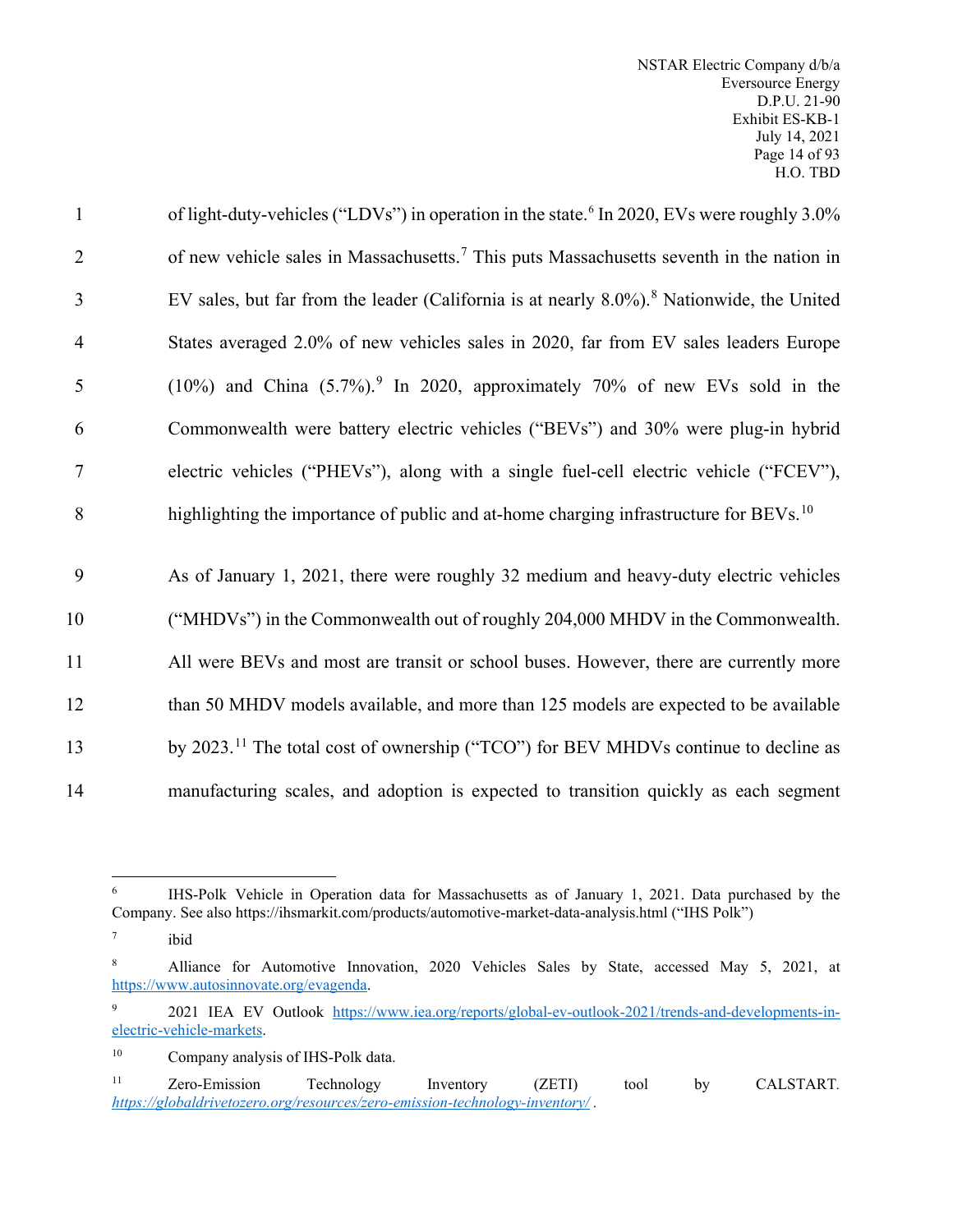of light-duty-vehicles ("LDVs") in operation in the state.[6] In 2020, EVs were roughly 3.0% of new vehicle sales in Massachusetts.[7] This puts Massachusetts seventh in the nation in EV sales, but far from the leader (California is at nearly 8.0%).[8] Nationwide, the United States averaged 2.0% of new vehicles sales in 2020, far from EV sales leaders Europe (10%) and China (5.7%).[9] In 2020, approximately 70% of new EVs sold in the Commonwealth were battery electric vehicles ("BEVs") and 30% were plug-in hybrid electric vehicles ("PHEVs"), along with a single fuel-cell electric vehicle ("FCEV"), highlighting the importance of public and at-home charging infrastructure for BEVs.[10]

As of January 1, 2021, there were roughly 32 medium and heavy-duty electric vehicles ("MHDVs") in the Commonwealth out of roughly 204,000 MHDV in the Commonwealth. All were BEVs and most are transit or school buses. However, there are currently more than 50 MHDV models available, and more than 125 models are expected to be available by 2023.[11] The total cost of ownership ("TCO") for BEV MHDVs continue to decline as manufacturing scales, and adoption is expected to transition quickly as each segment

---

[6] IHS-Polk Vehicle in Operation data for Massachusetts as of January 1, 2021. Data purchased by the Company. See also https://ihsmarkit.com/products/automotive-market-data-analysis.html ("IHS Polk")

[7] ibid

[8] Alliance for Automotive Innovation, 2020 Vehicles Sales by State, accessed May 5, 2021, at https://www.autosinnovate.org/evagenda.

[9] 2021 IEA EV Outlook https://www.iea.org/reports/global-ev-outlook-2021/trends-and-developments-in-electric-vehicle-markets.

[10] Company analysis of IHS-Polk data.

[11] Zero-Emission Technology Inventory (ZETI) tool by CALSTART. *https://globaldrivetozero.org/resources/zero-emission-technology-inventory/* .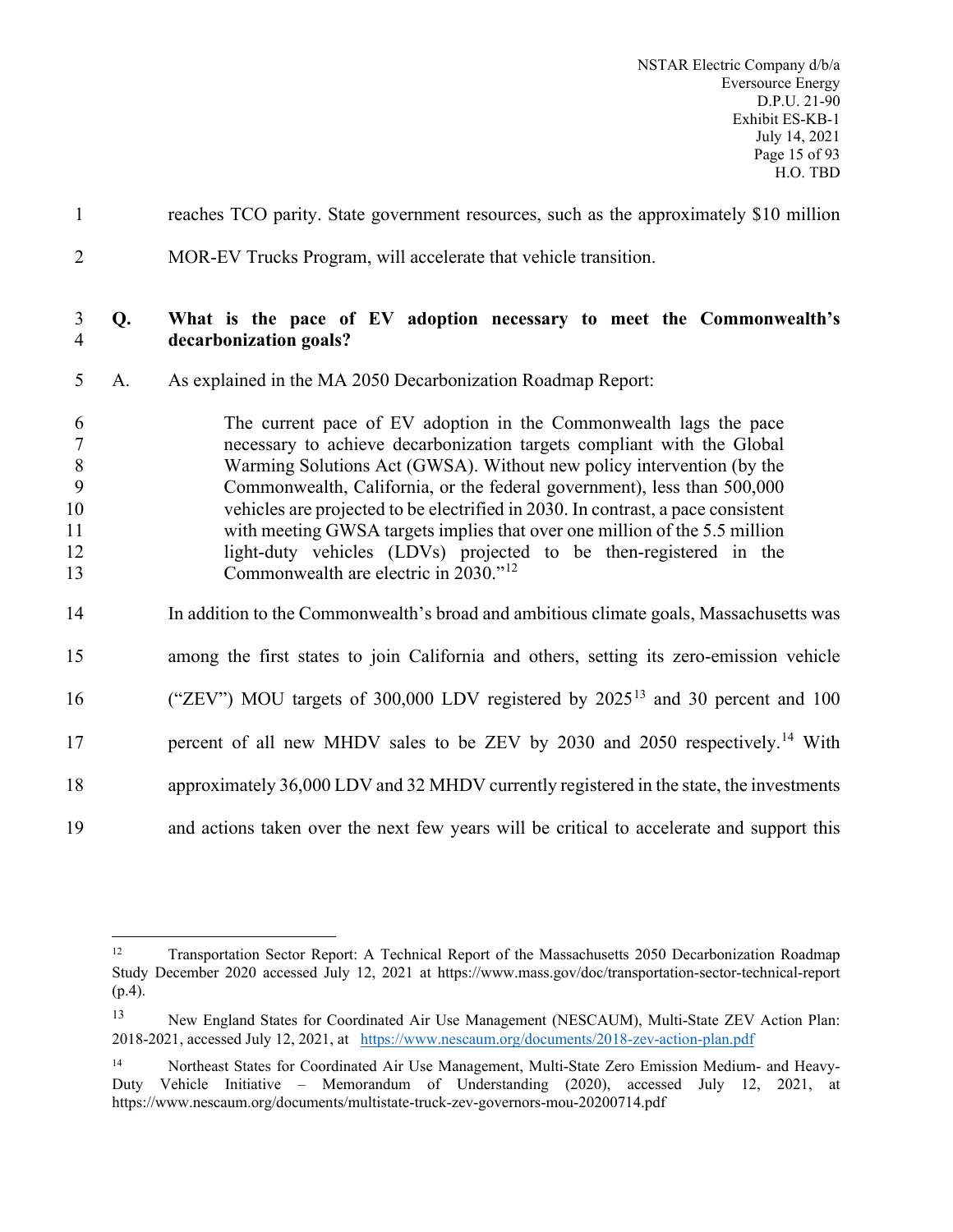reaches TCO parity. State government resources, such as the approximately $10 million MOR-EV Trucks Program, will accelerate that vehicle transition.

**Q. What is the pace of EV adoption necessary to meet the Commonwealth's decarbonization goals?**

A. As explained in the MA 2050 Decarbonization Roadmap Report:

> The current pace of EV adoption in the Commonwealth lags the pace necessary to achieve decarbonization targets compliant with the Global Warming Solutions Act (GWSA). Without new policy intervention (by the Commonwealth, California, or the federal government), less than 500,000 vehicles are projected to be electrified in 2030. In contrast, a pace consistent with meeting GWSA targets implies that over one million of the 5.5 million light-duty vehicles (LDVs) projected to be then-registered in the Commonwealth are electric in 2030."[12]

In addition to the Commonwealth's broad and ambitious climate goals, Massachusetts was among the first states to join California and others, setting its zero-emission vehicle ("ZEV") MOU targets of 300,000 LDV registered by 2025[13] and 30 percent and 100 percent of all new MHDV sales to be ZEV by 2030 and 2050 respectively.[14] With approximately 36,000 LDV and 32 MHDV currently registered in the state, the investments and actions taken over the next few years will be critical to accelerate and support this

---

[12] Transportation Sector Report: A Technical Report of the Massachusetts 2050 Decarbonization Roadmap Study December 2020 accessed July 12, 2021 at https://www.mass.gov/doc/transportation-sector-technical-report (p.4).

[13] New England States for Coordinated Air Use Management (NESCAUM), Multi-State ZEV Action Plan: 2018-2021, accessed July 12, 2021, at https://www.nescaum.org/documents/2018-zev-action-plan.pdf

[14] Northeast States for Coordinated Air Use Management, Multi-State Zero Emission Medium- and Heavy-Duty Vehicle Initiative – Memorandum of Understanding (2020), accessed July 12, 2021, at https://www.nescaum.org/documents/multistate-truck-zev-governors-mou-20200714.pdf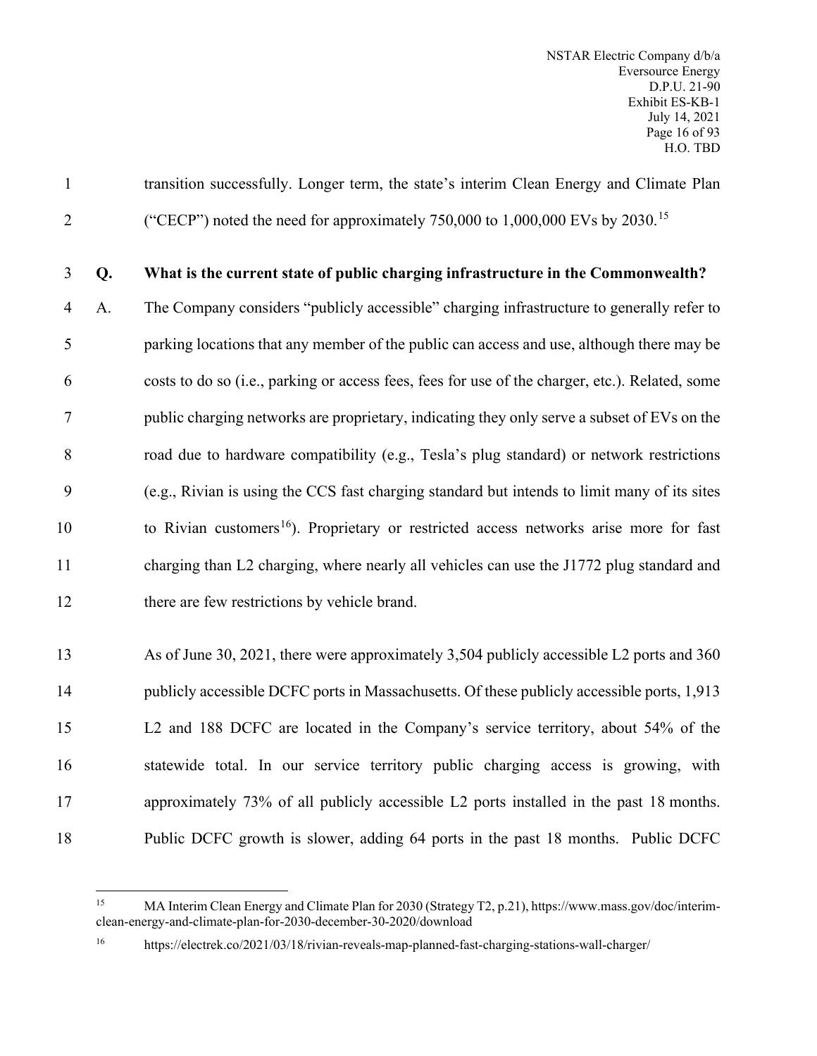transition successfully. Longer term, the state's interim Clean Energy and Climate Plan ("CECP") noted the need for approximately 750,000 to 1,000,000 EVs by 2030.[15]

**Q. What is the current state of public charging infrastructure in the Commonwealth?**

A. The Company considers "publicly accessible" charging infrastructure to generally refer to parking locations that any member of the public can access and use, although there may be costs to do so (i.e., parking or access fees, fees for use of the charger, etc.). Related, some public charging networks are proprietary, indicating they only serve a subset of EVs on the road due to hardware compatibility (e.g., Tesla's plug standard) or network restrictions (e.g., Rivian is using the CCS fast charging standard but intends to limit many of its sites to Rivian customers[16]). Proprietary or restricted access networks arise more for fast charging than L2 charging, where nearly all vehicles can use the J1772 plug standard and there are few restrictions by vehicle brand.

As of June 30, 2021, there were approximately 3,504 publicly accessible L2 ports and 360 publicly accessible DCFC ports in Massachusetts. Of these publicly accessible ports, 1,913 L2 and 188 DCFC are located in the Company's service territory, about 54% of the statewide total. In our service territory public charging access is growing, with approximately 73% of all publicly accessible L2 ports installed in the past 18 months. Public DCFC growth is slower, adding 64 ports in the past 18 months. Public DCFC

---

[15] MA Interim Clean Energy and Climate Plan for 2030 (Strategy T2, p.21), https://www.mass.gov/doc/interim-clean-energy-and-climate-plan-for-2030-december-30-2020/download

[16] https://electrek.co/2021/03/18/rivian-reveals-map-planned-fast-charging-stations-wall-charger/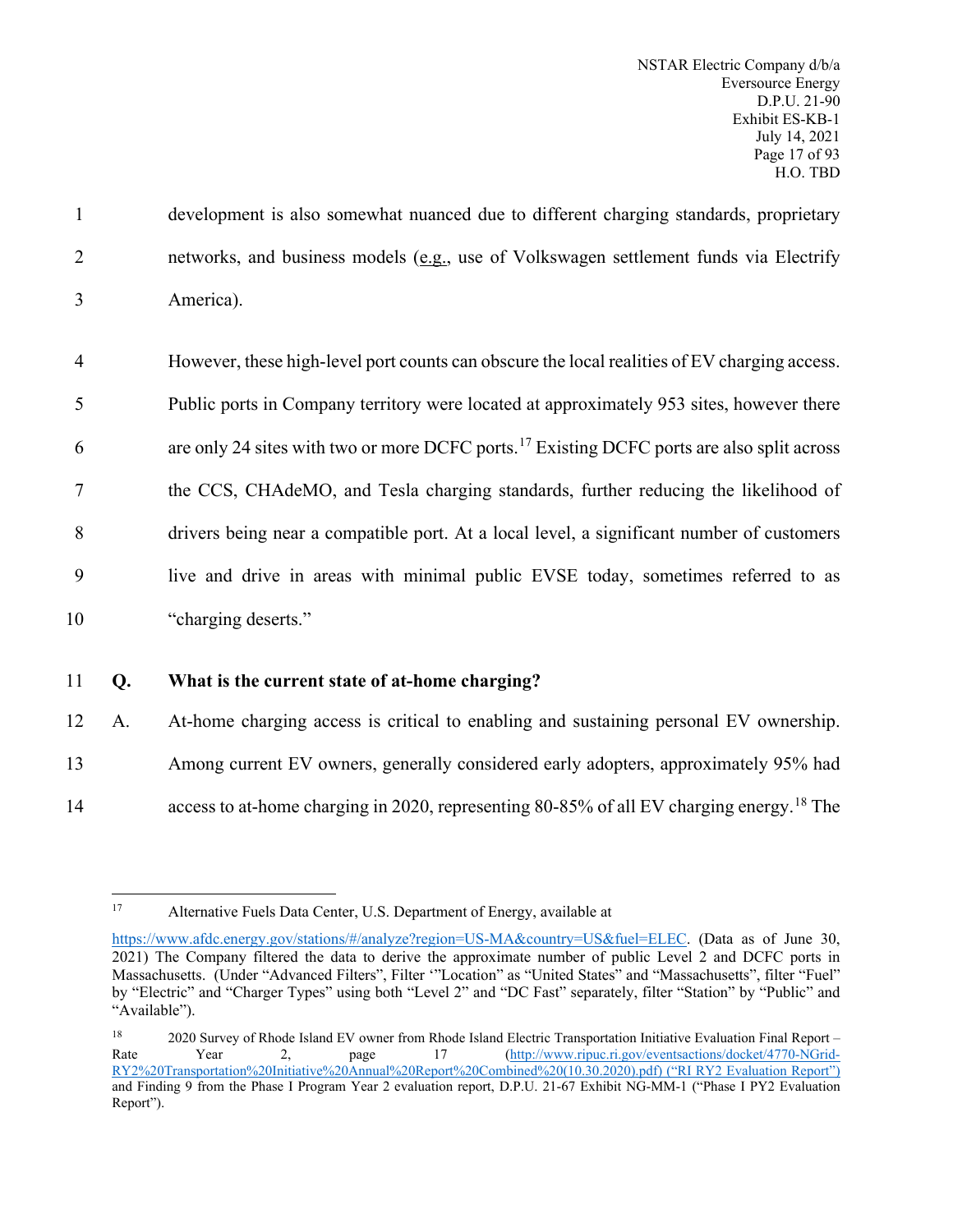development is also somewhat nuanced due to different charging standards, proprietary networks, and business models (e.g., use of Volkswagen settlement funds via Electrify America).

However, these high-level port counts can obscure the local realities of EV charging access. Public ports in Company territory were located at approximately 953 sites, however there are only 24 sites with two or more DCFC ports.[17] Existing DCFC ports are also split across the CCS, CHAdeMO, and Tesla charging standards, further reducing the likelihood of drivers being near a compatible port. At a local level, a significant number of customers live and drive in areas with minimal public EVSE today, sometimes referred to as "charging deserts."

**Q. What is the current state of at-home charging?**

A. At-home charging access is critical to enabling and sustaining personal EV ownership. Among current EV owners, generally considered early adopters, approximately 95% had access to at-home charging in 2020, representing 80-85% of all EV charging energy.[18] The

---

[17] Alternative Fuels Data Center, U.S. Department of Energy, available at https://www.afdc.energy.gov/stations/#/analyze?region=US-MA&country=US&fuel=ELEC. (Data as of June 30, 2021) The Company filtered the data to derive the approximate number of public Level 2 and DCFC ports in Massachusetts. (Under "Advanced Filters", Filter '"Location" as "United States" and "Massachusetts", filter "Fuel" by "Electric" and "Charger Types" using both "Level 2" and "DC Fast" separately, filter "Station" by "Public" and "Available").

[18] 2020 Survey of Rhode Island EV owner from Rhode Island Electric Transportation Initiative Evaluation Final Report – Rate Year 2, page 17 (http://www.ripuc.ri.gov/eventsactions/docket/4770-NGrid-RY2%20Transportation%20Initiative%20Annual%20Report%20Combined%20(10.30.2020).pdf) ("RI RY2 Evaluation Report") and Finding 9 from the Phase I Program Year 2 evaluation report, D.P.U. 21-67 Exhibit NG-MM-1 ("Phase I PY2 Evaluation Report").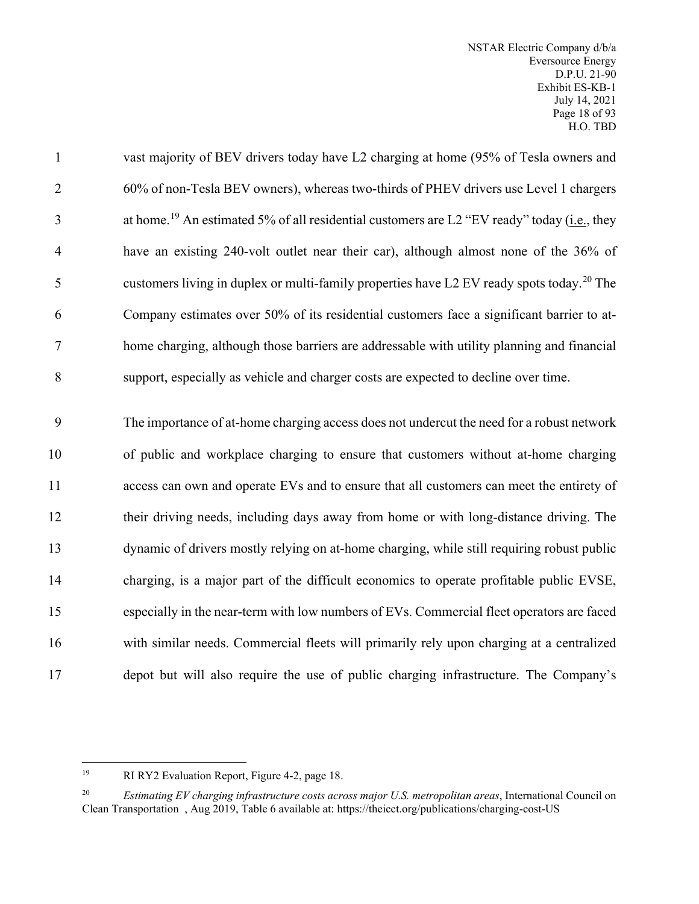vast majority of BEV drivers today have L2 charging at home (95% of Tesla owners and 60% of non-Tesla BEV owners), whereas two-thirds of PHEV drivers use Level 1 chargers at home.[19] An estimated 5% of all residential customers are L2 "EV ready" today (i.e., they have an existing 240-volt outlet near their car), although almost none of the 36% of customers living in duplex or multi-family properties have L2 EV ready spots today.[20] The Company estimates over 50% of its residential customers face a significant barrier to at-home charging, although those barriers are addressable with utility planning and financial support, especially as vehicle and charger costs are expected to decline over time.

The importance of at-home charging access does not undercut the need for a robust network of public and workplace charging to ensure that customers without at-home charging access can own and operate EVs and to ensure that all customers can meet the entirety of their driving needs, including days away from home or with long-distance driving. The dynamic of drivers mostly relying on at-home charging, while still requiring robust public charging, is a major part of the difficult economics to operate profitable public EVSE, especially in the near-term with low numbers of EVs. Commercial fleet operators are faced with similar needs. Commercial fleets will primarily rely upon charging at a centralized depot but will also require the use of public charging infrastructure. The Company's

---

[19] RI RY2 Evaluation Report, Figure 4-2, page 18.

[20] *Estimating EV charging infrastructure costs across major U.S. metropolitan areas*, International Council on Clean Transportation , Aug 2019, Table 6 available at: https://theicct.org/publications/charging-cost-US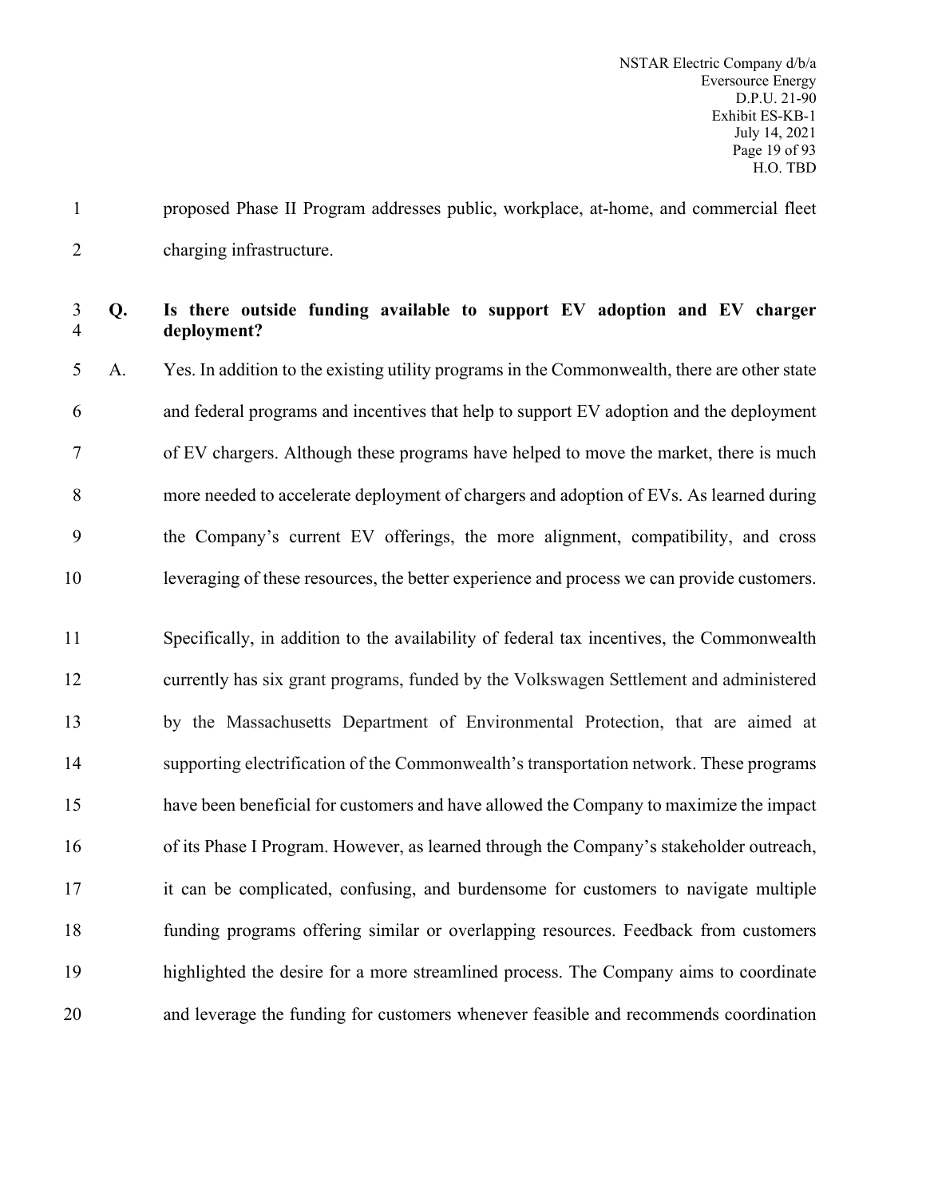proposed Phase II Program addresses public, workplace, at-home, and commercial fleet charging infrastructure.

**Q. Is there outside funding available to support EV adoption and EV charger deployment?**

A. Yes. In addition to the existing utility programs in the Commonwealth, there are other state and federal programs and incentives that help to support EV adoption and the deployment of EV chargers. Although these programs have helped to move the market, there is much more needed to accelerate deployment of chargers and adoption of EVs. As learned during the Company's current EV offerings, the more alignment, compatibility, and cross leveraging of these resources, the better experience and process we can provide customers.

Specifically, in addition to the availability of federal tax incentives, the Commonwealth currently has six grant programs, funded by the Volkswagen Settlement and administered by the Massachusetts Department of Environmental Protection, that are aimed at supporting electrification of the Commonwealth's transportation network. These programs have been beneficial for customers and have allowed the Company to maximize the impact of its Phase I Program. However, as learned through the Company's stakeholder outreach, it can be complicated, confusing, and burdensome for customers to navigate multiple funding programs offering similar or overlapping resources. Feedback from customers highlighted the desire for a more streamlined process. The Company aims to coordinate and leverage the funding for customers whenever feasible and recommends coordination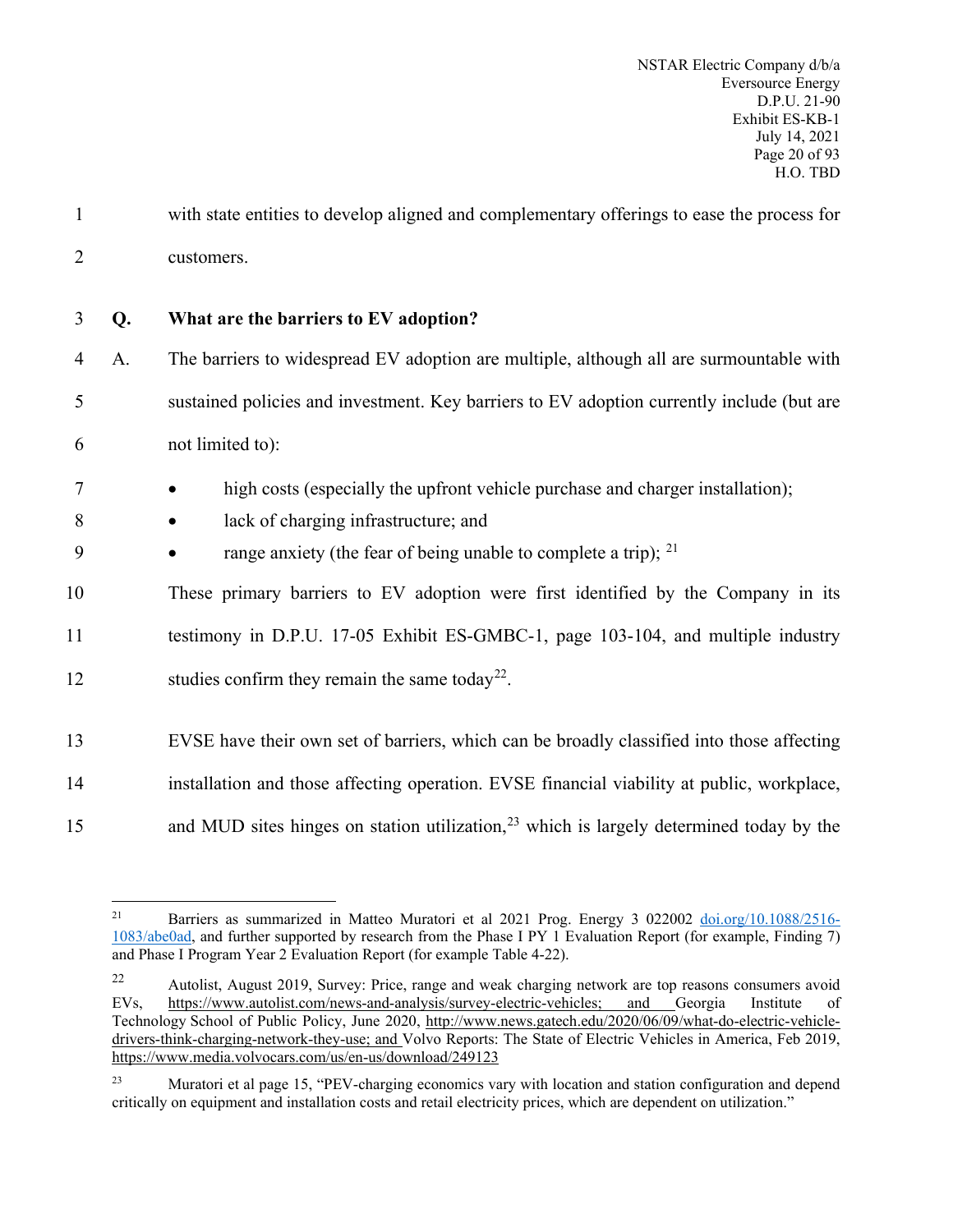with state entities to develop aligned and complementary offerings to ease the process for customers.

**Q. What are the barriers to EV adoption?**

A. The barriers to widespread EV adoption are multiple, although all are surmountable with sustained policies and investment. Key barriers to EV adoption currently include (but are not limited to):

- high costs (especially the upfront vehicle purchase and charger installation);
- lack of charging infrastructure; and
- range anxiety (the fear of being unable to complete a trip); [21]

These primary barriers to EV adoption were first identified by the Company in its testimony in D.P.U. 17-05 Exhibit ES-GMBC-1, page 103-104, and multiple industry studies confirm they remain the same today[22].

EVSE have their own set of barriers, which can be broadly classified into those affecting installation and those affecting operation. EVSE financial viability at public, workplace, and MUD sites hinges on station utilization,[23] which is largely determined today by the

---

[21] Barriers as summarized in Matteo Muratori et al 2021 Prog. Energy 3 022002 doi.org/10.1088/2516-1083/abe0ad, and further supported by research from the Phase I PY 1 Evaluation Report (for example, Finding 7) and Phase I Program Year 2 Evaluation Report (for example Table 4-22).

[22] Autolist, August 2019, Survey: Price, range and weak charging network are top reasons consumers avoid EVs, https://www.autolist.com/news-and-analysis/survey-electric-vehicles; and Georgia Institute of Technology School of Public Policy, June 2020, http://www.news.gatech.edu/2020/06/09/what-do-electric-vehicle-drivers-think-charging-network-they-use; and Volvo Reports: The State of Electric Vehicles in America, Feb 2019, https://www.media.volvocars.com/us/en-us/download/249123

[23] Muratori et al page 15, "PEV-charging economics vary with location and station configuration and depend critically on equipment and installation costs and retail electricity prices, which are dependent on utilization."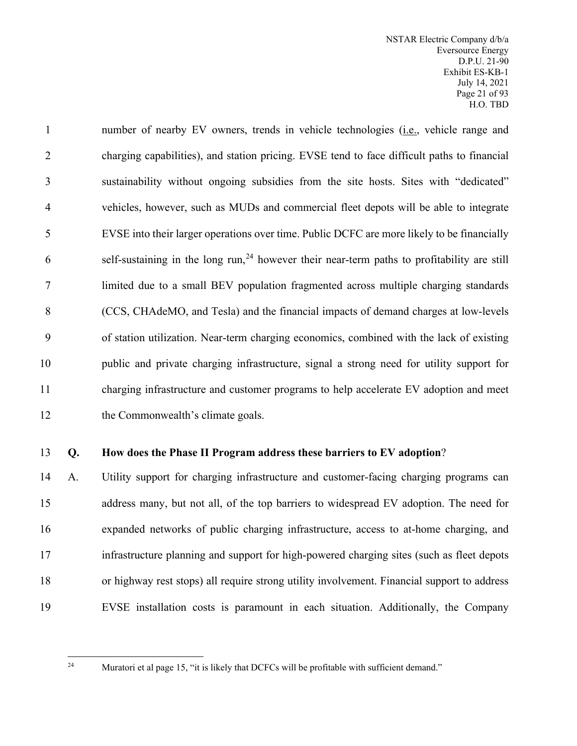number of nearby EV owners, trends in vehicle technologies (i.e., vehicle range and charging capabilities), and station pricing. EVSE tend to face difficult paths to financial sustainability without ongoing subsidies from the site hosts. Sites with "dedicated" vehicles, however, such as MUDs and commercial fleet depots will be able to integrate EVSE into their larger operations over time. Public DCFC are more likely to be financially self-sustaining in the long run,[24] however their near-term paths to profitability are still limited due to a small BEV population fragmented across multiple charging standards (CCS, CHAdeMO, and Tesla) and the financial impacts of demand charges at low-levels of station utilization. Near-term charging economics, combined with the lack of existing public and private charging infrastructure, signal a strong need for utility support for charging infrastructure and customer programs to help accelerate EV adoption and meet the Commonwealth's climate goals.

**Q. How does the Phase II Program address these barriers to EV adoption**?

A. Utility support for charging infrastructure and customer-facing charging programs can address many, but not all, of the top barriers to widespread EV adoption. The need for expanded networks of public charging infrastructure, access to at-home charging, and infrastructure planning and support for high-powered charging sites (such as fleet depots or highway rest stops) all require strong utility involvement. Financial support to address EVSE installation costs is paramount in each situation. Additionally, the Company

---

[24] Muratori et al page 15, "it is likely that DCFCs will be profitable with sufficient demand."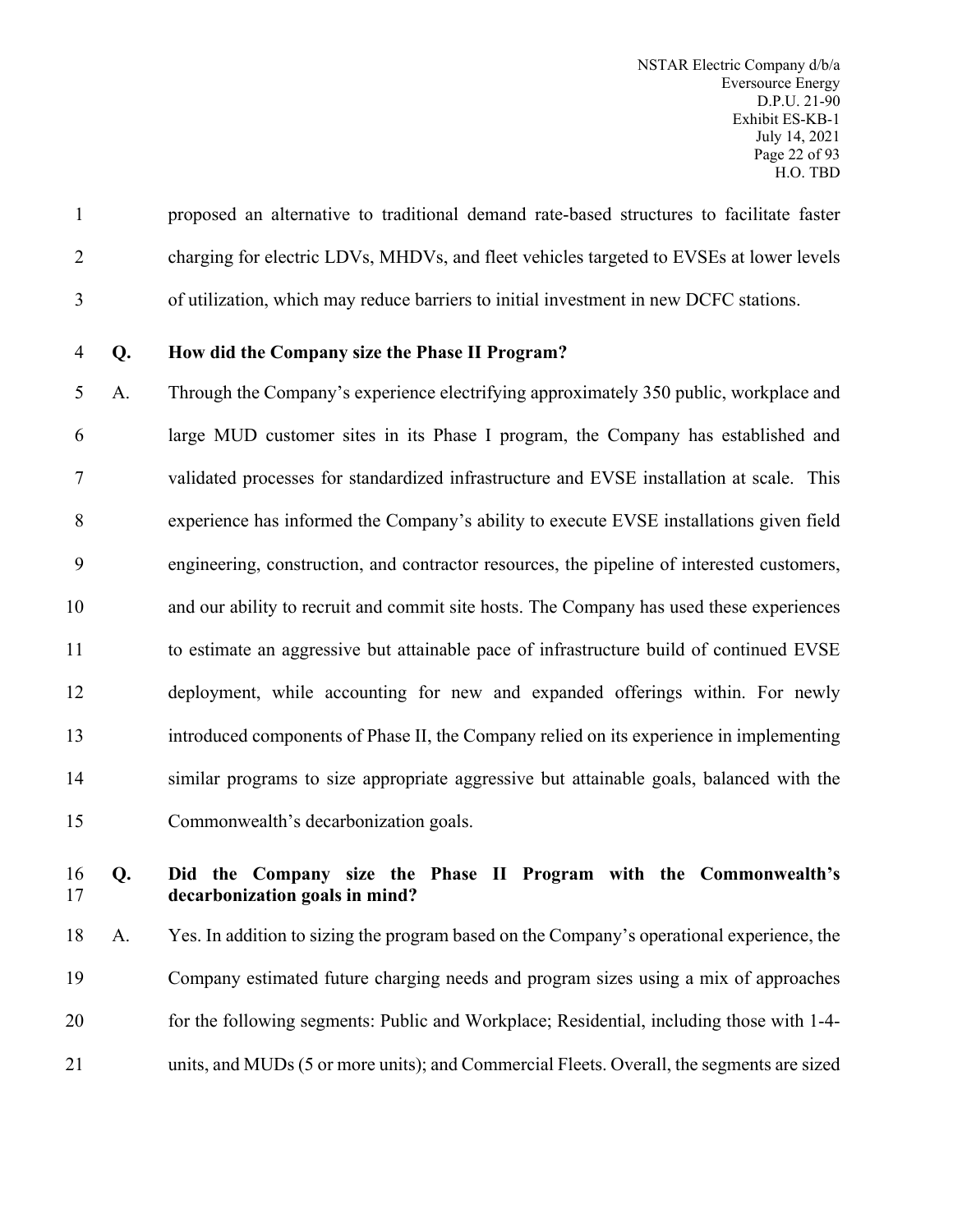proposed an alternative to traditional demand rate-based structures to facilitate faster charging for electric LDVs, MHDVs, and fleet vehicles targeted to EVSEs at lower levels of utilization, which may reduce barriers to initial investment in new DCFC stations.

**Q. How did the Company size the Phase II Program?**

A. Through the Company's experience electrifying approximately 350 public, workplace and large MUD customer sites in its Phase I program, the Company has established and validated processes for standardized infrastructure and EVSE installation at scale. This experience has informed the Company's ability to execute EVSE installations given field engineering, construction, and contractor resources, the pipeline of interested customers, and our ability to recruit and commit site hosts. The Company has used these experiences to estimate an aggressive but attainable pace of infrastructure build of continued EVSE deployment, while accounting for new and expanded offerings within. For newly introduced components of Phase II, the Company relied on its experience in implementing similar programs to size appropriate aggressive but attainable goals, balanced with the Commonwealth's decarbonization goals.

**Q. Did the Company size the Phase II Program with the Commonwealth's decarbonization goals in mind?**

A. Yes. In addition to sizing the program based on the Company's operational experience, the Company estimated future charging needs and program sizes using a mix of approaches for the following segments: Public and Workplace; Residential, including those with 1-4-units, and MUDs (5 or more units); and Commercial Fleets. Overall, the segments are sized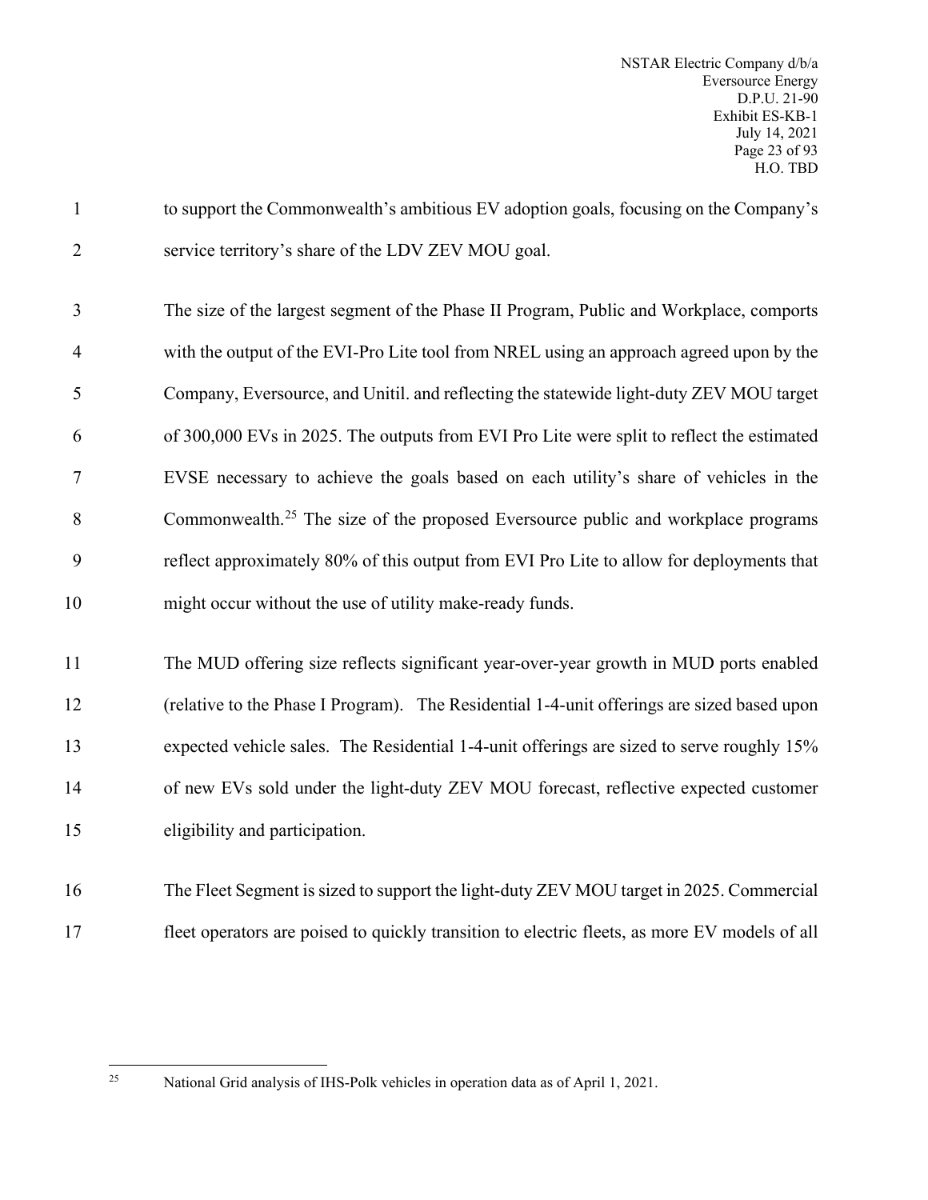to support the Commonwealth's ambitious EV adoption goals, focusing on the Company's service territory's share of the LDV ZEV MOU goal.

The size of the largest segment of the Phase II Program, Public and Workplace, comports with the output of the EVI-Pro Lite tool from NREL using an approach agreed upon by the Company, Eversource, and Unitil. and reflecting the statewide light-duty ZEV MOU target of 300,000 EVs in 2025. The outputs from EVI Pro Lite were split to reflect the estimated EVSE necessary to achieve the goals based on each utility's share of vehicles in the Commonwealth.[25] The size of the proposed Eversource public and workplace programs reflect approximately 80% of this output from EVI Pro Lite to allow for deployments that might occur without the use of utility make-ready funds.

The MUD offering size reflects significant year-over-year growth in MUD ports enabled (relative to the Phase I Program). The Residential 1-4-unit offerings are sized based upon expected vehicle sales. The Residential 1-4-unit offerings are sized to serve roughly 15% of new EVs sold under the light-duty ZEV MOU forecast, reflective expected customer eligibility and participation.

The Fleet Segment is sized to support the light-duty ZEV MOU target in 2025. Commercial fleet operators are poised to quickly transition to electric fleets, as more EV models of all

[25] National Grid analysis of IHS-Polk vehicles in operation data as of April 1, 2021.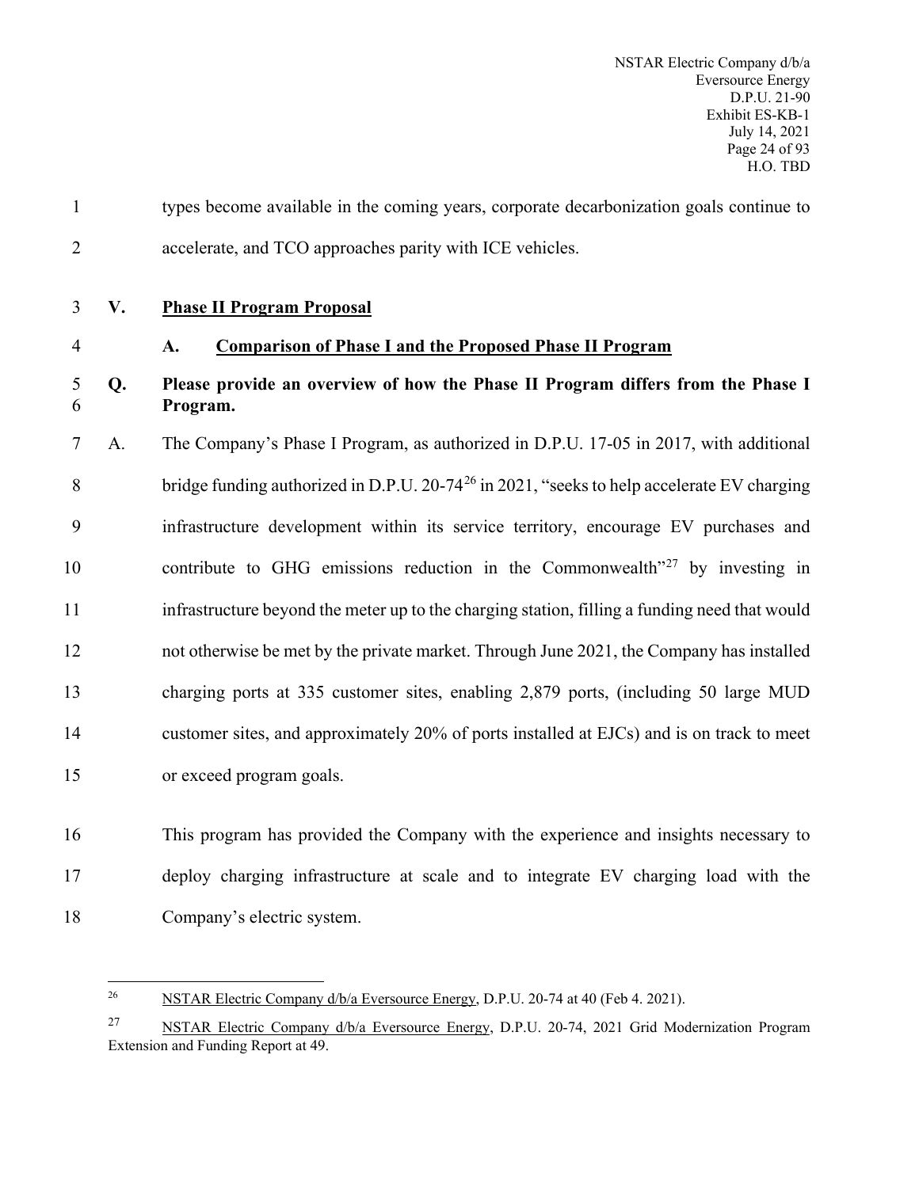types become available in the coming years, corporate decarbonization goals continue to accelerate, and TCO approaches parity with ICE vehicles.

## V. Phase II Program Proposal

### A. Comparison of Phase I and the Proposed Phase II Program

**Q. Please provide an overview of how the Phase II Program differs from the Phase I Program.**

A. The Company's Phase I Program, as authorized in D.P.U. 17-05 in 2017, with additional bridge funding authorized in D.P.U. 20-74[26] in 2021, "seeks to help accelerate EV charging infrastructure development within its service territory, encourage EV purchases and contribute to GHG emissions reduction in the Commonwealth"[27] by investing in infrastructure beyond the meter up to the charging station, filling a funding need that would not otherwise be met by the private market. Through June 2021, the Company has installed charging ports at 335 customer sites, enabling 2,879 ports, (including 50 large MUD customer sites, and approximately 20% of ports installed at EJCs) and is on track to meet or exceed program goals.

This program has provided the Company with the experience and insights necessary to deploy charging infrastructure at scale and to integrate EV charging load with the Company's electric system.

---

[26] NSTAR Electric Company d/b/a Eversource Energy, D.P.U. 20-74 at 40 (Feb 4. 2021).

[27] NSTAR Electric Company d/b/a Eversource Energy, D.P.U. 20-74, 2021 Grid Modernization Program Extension and Funding Report at 49.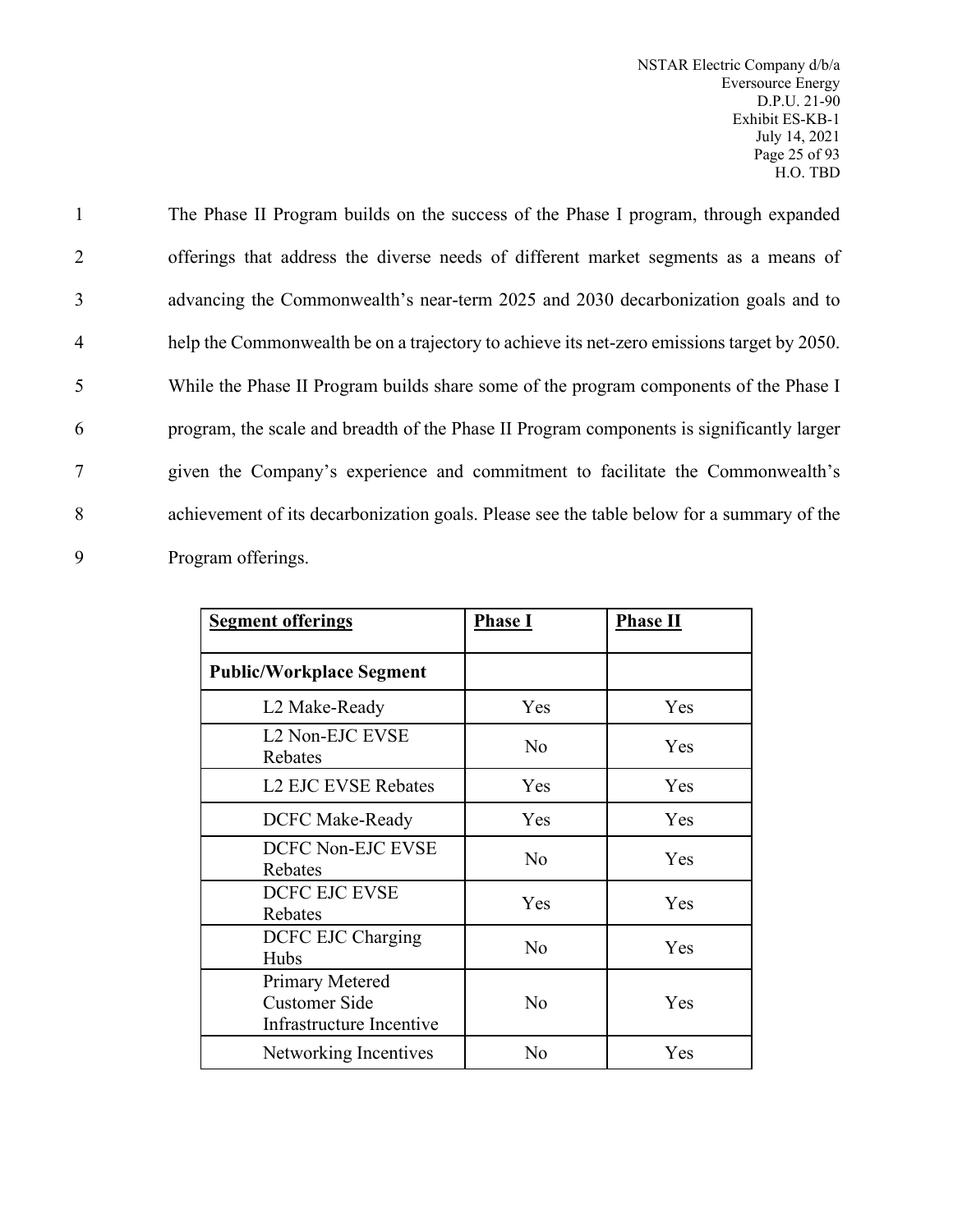The Phase II Program builds on the success of the Phase I program, through expanded offerings that address the diverse needs of different market segments as a means of advancing the Commonwealth's near-term 2025 and 2030 decarbonization goals and to help the Commonwealth be on a trajectory to achieve its net-zero emissions target by 2050. While the Phase II Program builds share some of the program components of the Phase I program, the scale and breadth of the Phase II Program components is significantly larger given the Company's experience and commitment to facilitate the Commonwealth's achievement of its decarbonization goals. Please see the table below for a summary of the Program offerings.

| Segment offerings | Phase I | Phase II |
|---|---|---|
| **Public/Workplace Segment** | | |
| L2 Make-Ready | Yes | Yes |
| L2 Non-EJC EVSE Rebates | No | Yes |
| L2 EJC EVSE Rebates | Yes | Yes |
| DCFC Make-Ready | Yes | Yes |
| DCFC Non-EJC EVSE Rebates | No | Yes |
| DCFC EJC EVSE Rebates | Yes | Yes |
| DCFC EJC Charging Hubs | No | Yes |
| Primary Metered Customer Side Infrastructure Incentive | No | Yes |
| Networking Incentives | No | Yes |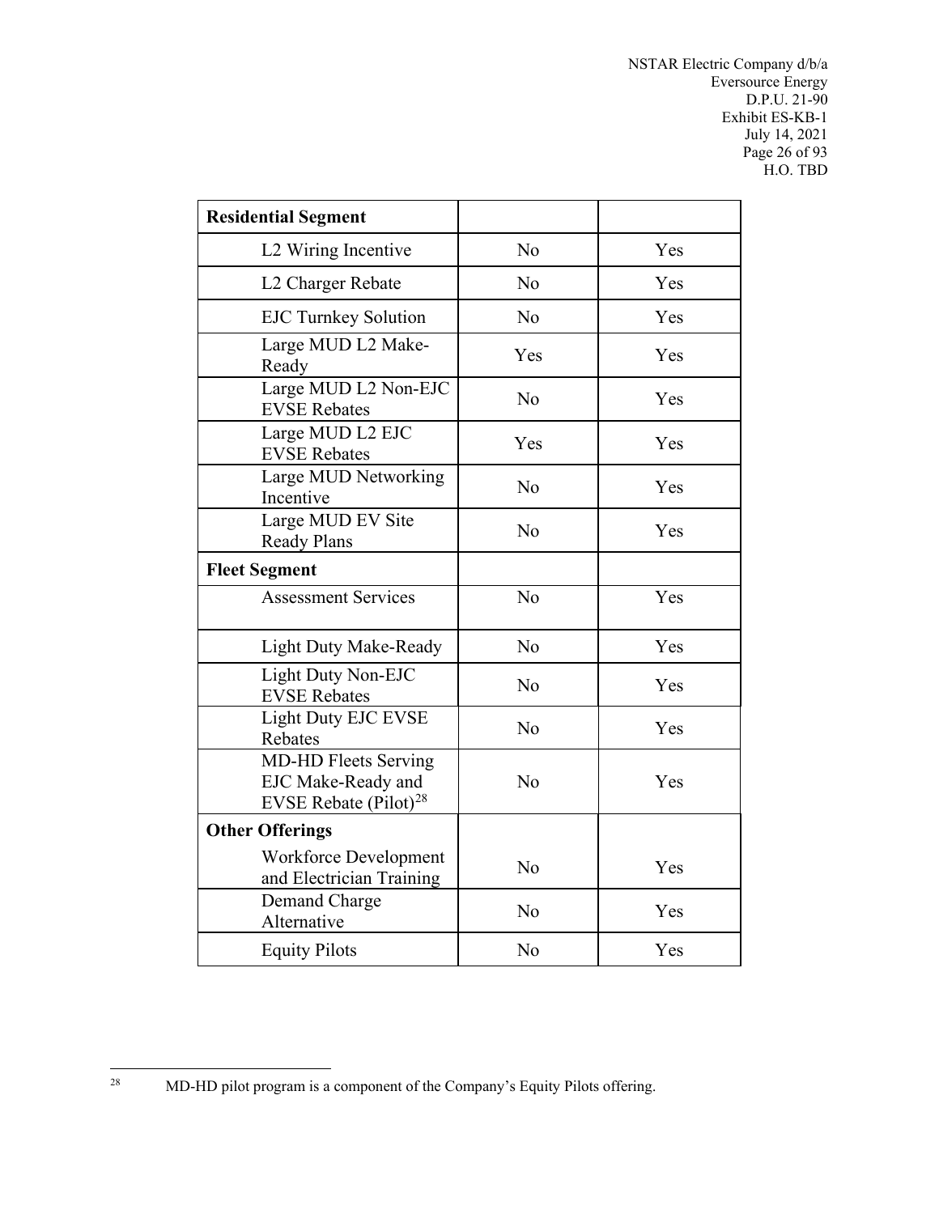| **Residential Segment** | | |
|---|---|---|
| L2 Wiring Incentive | No | Yes |
| L2 Charger Rebate | No | Yes |
| EJC Turnkey Solution | No | Yes |
| Large MUD L2 Make-Ready | Yes | Yes |
| Large MUD L2 Non-EJC EVSE Rebates | No | Yes |
| Large MUD L2 EJC EVSE Rebates | Yes | Yes |
| Large MUD Networking Incentive | No | Yes |
| Large MUD EV Site Ready Plans | No | Yes |
| **Fleet Segment** | | |
| Assessment Services | No | Yes |
| Light Duty Make-Ready | No | Yes |
| Light Duty Non-EJC EVSE Rebates | No | Yes |
| Light Duty EJC EVSE Rebates | No | Yes |
| MD-HD Fleets Serving EJC Make-Ready and EVSE Rebate (Pilot)[28] | No | Yes |
| **Other Offerings** | | |
| Workforce Development and Electrician Training | No | Yes |
| Demand Charge Alternative | No | Yes |
| Equity Pilots | No | Yes |

[28] MD-HD pilot program is a component of the Company's Equity Pilots offering.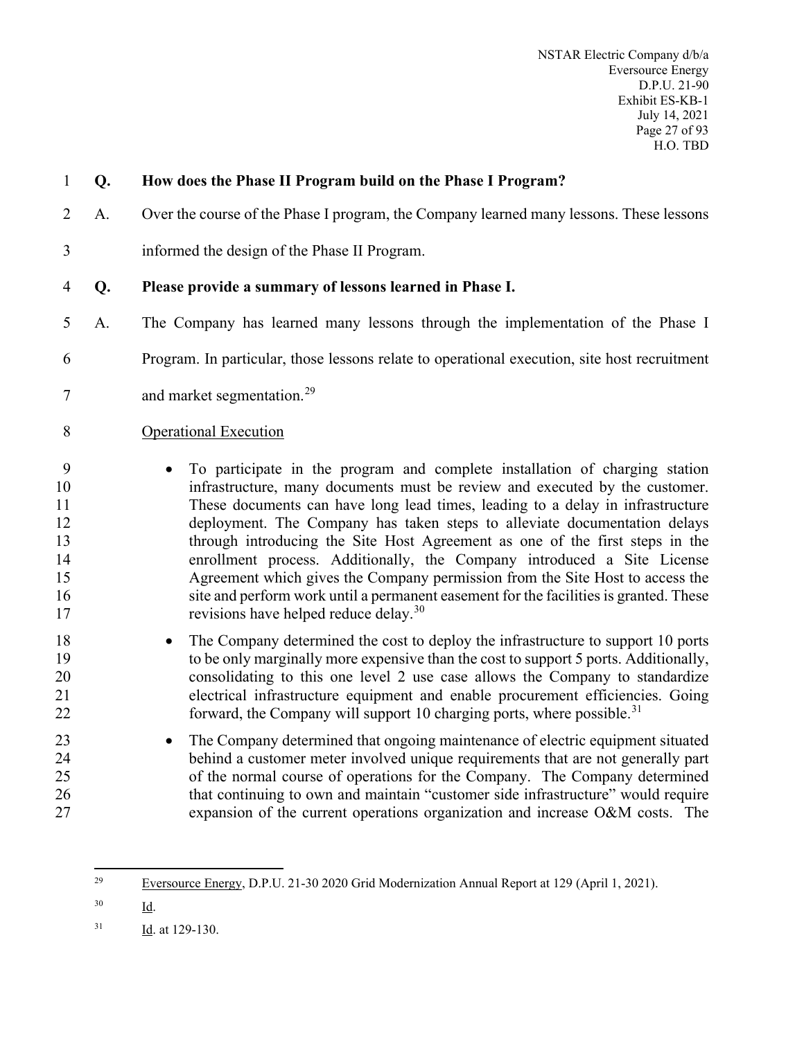**Q. How does the Phase II Program build on the Phase I Program?**

A. Over the course of the Phase I program, the Company learned many lessons. These lessons informed the design of the Phase II Program.

**Q. Please provide a summary of lessons learned in Phase I.**

A. The Company has learned many lessons through the implementation of the Phase I Program. In particular, those lessons relate to operational execution, site host recruitment and market segmentation.[29]

Operational Execution

- To participate in the program and complete installation of charging station infrastructure, many documents must be review and executed by the customer. These documents can have long lead times, leading to a delay in infrastructure deployment. The Company has taken steps to alleviate documentation delays through introducing the Site Host Agreement as one of the first steps in the enrollment process. Additionally, the Company introduced a Site License Agreement which gives the Company permission from the Site Host to access the site and perform work until a permanent easement for the facilities is granted. These revisions have helped reduce delay.[30]
- The Company determined the cost to deploy the infrastructure to support 10 ports to be only marginally more expensive than the cost to support 5 ports. Additionally, consolidating to this one level 2 use case allows the Company to standardize electrical infrastructure equipment and enable procurement efficiencies. Going forward, the Company will support 10 charging ports, where possible.[31]
- The Company determined that ongoing maintenance of electric equipment situated behind a customer meter involved unique requirements that are not generally part of the normal course of operations for the Company. The Company determined that continuing to own and maintain "customer side infrastructure" would require expansion of the current operations organization and increase O&M costs. The

---

[29] Eversource Energy, D.P.U. 21-30 2020 Grid Modernization Annual Report at 129 (April 1, 2021).

[30] Id.

[31] Id. at 129-130.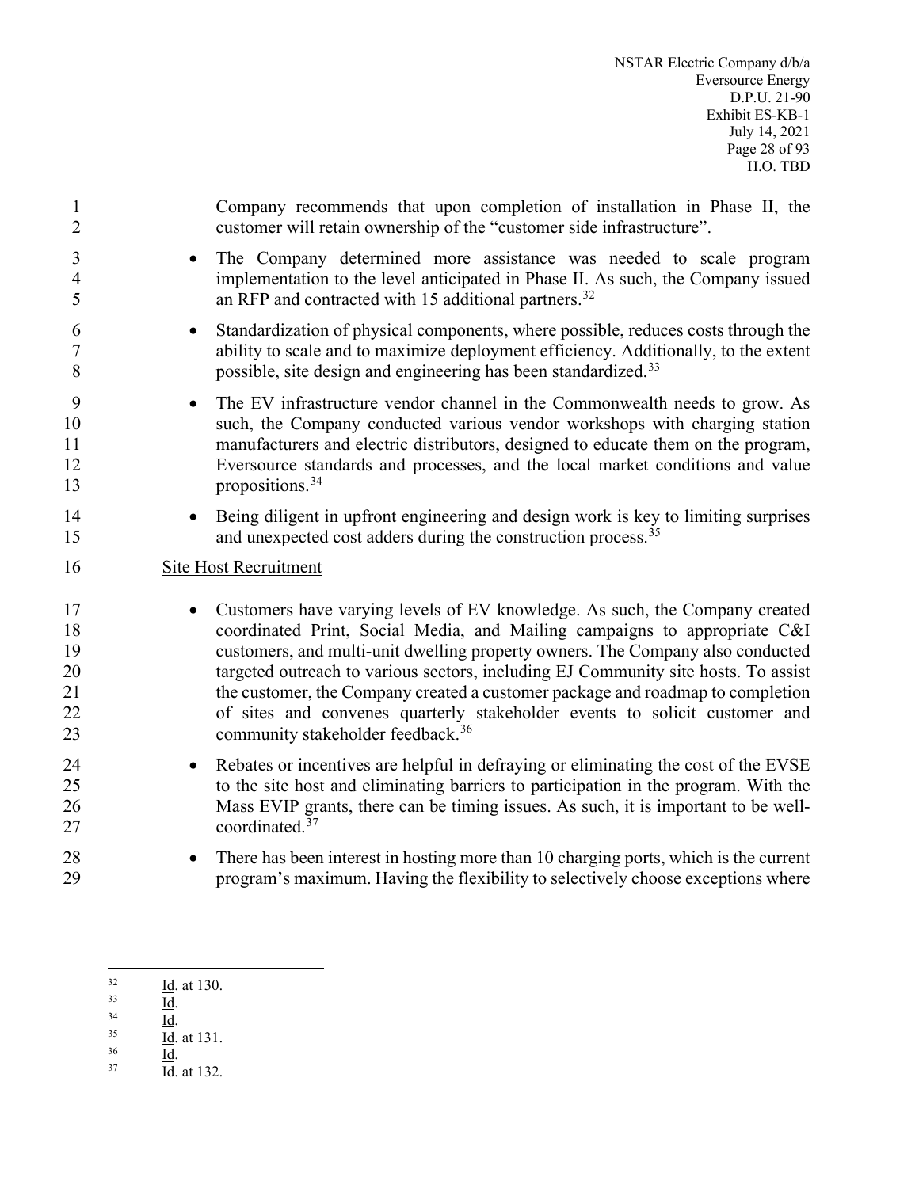Company recommends that upon completion of installation in Phase II, the customer will retain ownership of the "customer side infrastructure".

- The Company determined more assistance was needed to scale program implementation to the level anticipated in Phase II. As such, the Company issued an RFP and contracted with 15 additional partners.[32]
- Standardization of physical components, where possible, reduces costs through the ability to scale and to maximize deployment efficiency. Additionally, to the extent possible, site design and engineering has been standardized.[33]
- The EV infrastructure vendor channel in the Commonwealth needs to grow. As such, the Company conducted various vendor workshops with charging station manufacturers and electric distributors, designed to educate them on the program, Eversource standards and processes, and the local market conditions and value propositions.[34]
- Being diligent in upfront engineering and design work is key to limiting surprises and unexpected cost adders during the construction process.[35]

Site Host Recruitment

- Customers have varying levels of EV knowledge. As such, the Company created coordinated Print, Social Media, and Mailing campaigns to appropriate C&I customers, and multi-unit dwelling property owners. The Company also conducted targeted outreach to various sectors, including EJ Community site hosts. To assist the customer, the Company created a customer package and roadmap to completion of sites and convenes quarterly stakeholder events to solicit customer and community stakeholder feedback.[36]
- Rebates or incentives are helpful in defraying or eliminating the cost of the EVSE to the site host and eliminating barriers to participation in the program. With the Mass EVIP grants, there can be timing issues. As such, it is important to be well-coordinated.[37]
- There has been interest in hosting more than 10 charging ports, which is the current program's maximum. Having the flexibility to selectively choose exceptions where

---

[32] Id. at 130.
[33] Id.
[34] Id.
[35] Id. at 131.
[36] Id.
[37] Id. at 132.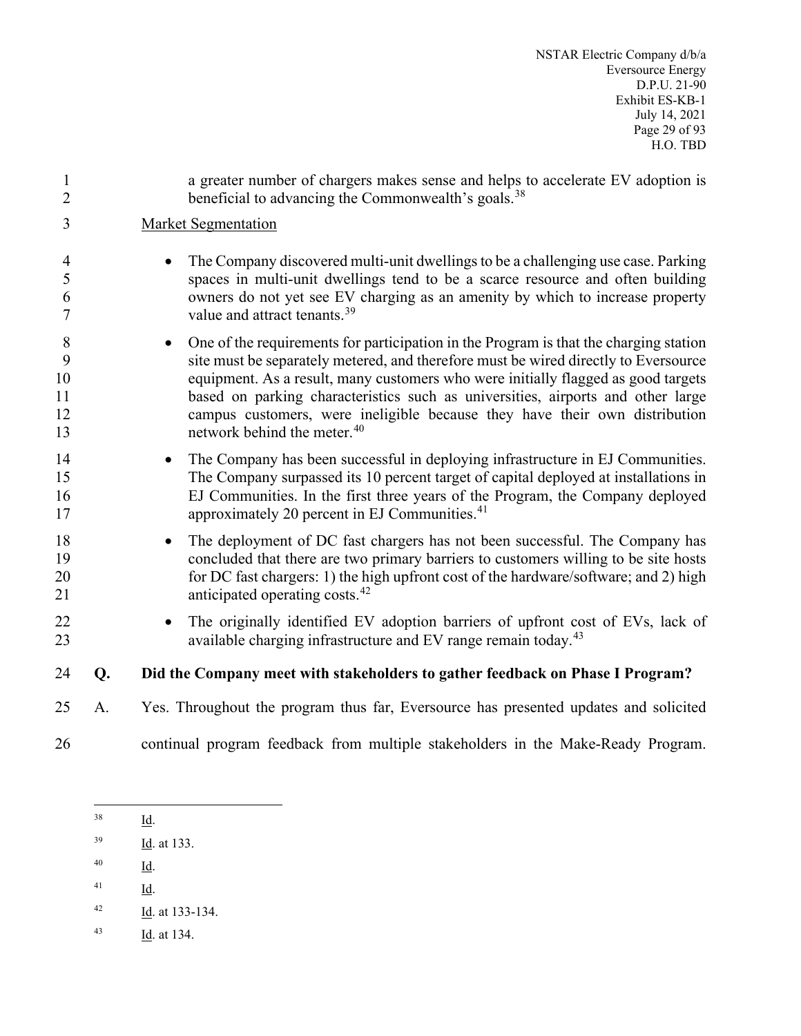a greater number of chargers makes sense and helps to accelerate EV adoption is beneficial to advancing the Commonwealth's goals.[38]

Market Segmentation

- The Company discovered multi-unit dwellings to be a challenging use case. Parking spaces in multi-unit dwellings tend to be a scarce resource and often building owners do not yet see EV charging as an amenity by which to increase property value and attract tenants.[39]
- One of the requirements for participation in the Program is that the charging station site must be separately metered, and therefore must be wired directly to Eversource equipment. As a result, many customers who were initially flagged as good targets based on parking characteristics such as universities, airports and other large campus customers, were ineligible because they have their own distribution network behind the meter.[40]
- The Company has been successful in deploying infrastructure in EJ Communities. The Company surpassed its 10 percent target of capital deployed at installations in EJ Communities. In the first three years of the Program, the Company deployed approximately 20 percent in EJ Communities.[41]
- The deployment of DC fast chargers has not been successful. The Company has concluded that there are two primary barriers to customers willing to be site hosts for DC fast chargers: 1) the high upfront cost of the hardware/software; and 2) high anticipated operating costs.[42]
- The originally identified EV adoption barriers of upfront cost of EVs, lack of available charging infrastructure and EV range remain today.[43]

**Q. Did the Company meet with stakeholders to gather feedback on Phase I Program?**

A. Yes. Throughout the program thus far, Eversource has presented updates and solicited continual program feedback from multiple stakeholders in the Make-Ready Program.

---

[38] Id.

[39] Id. at 133.

[40] Id.

[41] Id.

[42] Id. at 133-134.

[43] Id. at 134.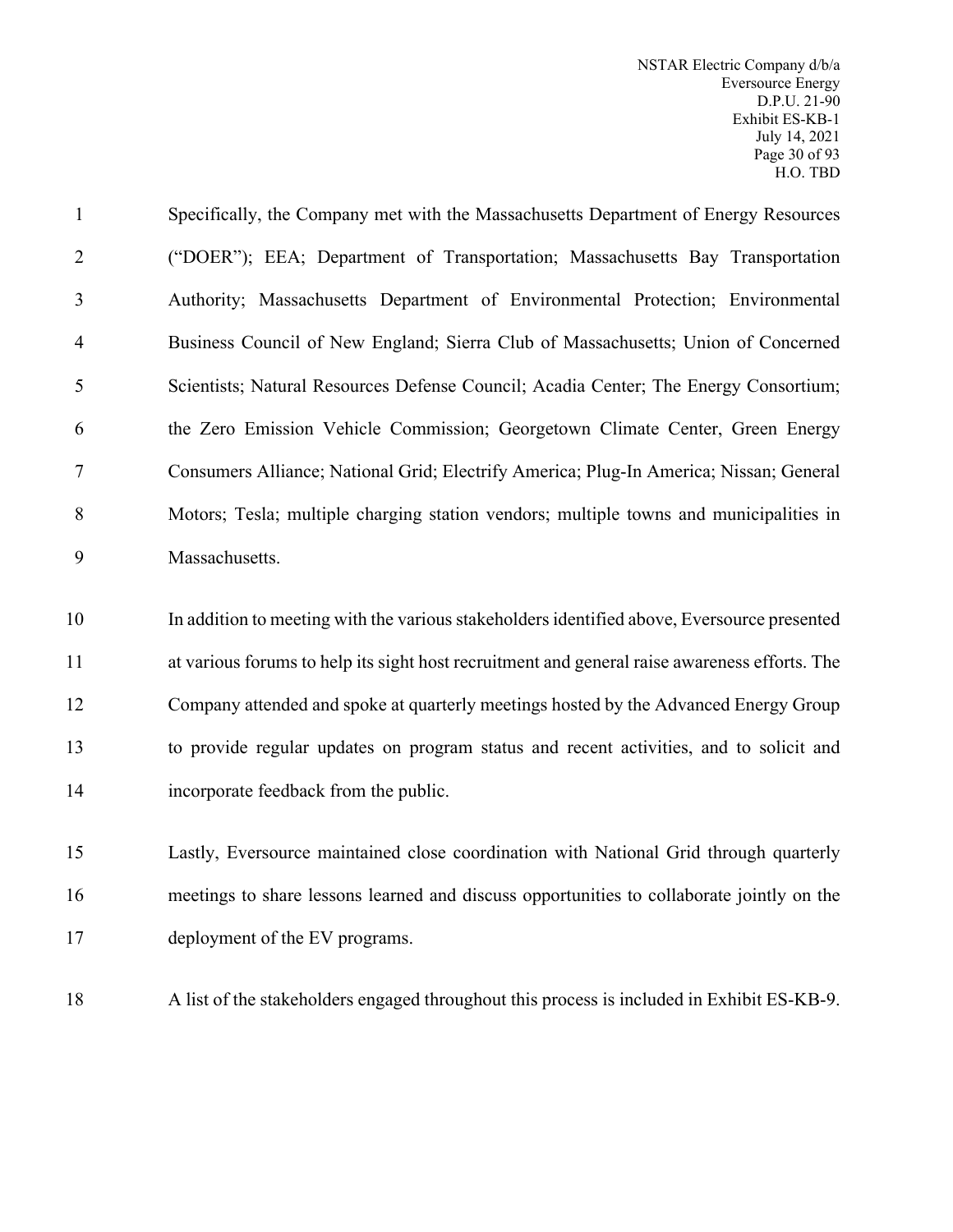Specifically, the Company met with the Massachusetts Department of Energy Resources ("DOER"); EEA; Department of Transportation; Massachusetts Bay Transportation Authority; Massachusetts Department of Environmental Protection; Environmental Business Council of New England; Sierra Club of Massachusetts; Union of Concerned Scientists; Natural Resources Defense Council; Acadia Center; The Energy Consortium; the Zero Emission Vehicle Commission; Georgetown Climate Center, Green Energy Consumers Alliance; National Grid; Electrify America; Plug-In America; Nissan; General Motors; Tesla; multiple charging station vendors; multiple towns and municipalities in Massachusetts.

In addition to meeting with the various stakeholders identified above, Eversource presented at various forums to help its sight host recruitment and general raise awareness efforts. The Company attended and spoke at quarterly meetings hosted by the Advanced Energy Group to provide regular updates on program status and recent activities, and to solicit and incorporate feedback from the public.

Lastly, Eversource maintained close coordination with National Grid through quarterly meetings to share lessons learned and discuss opportunities to collaborate jointly on the deployment of the EV programs.

A list of the stakeholders engaged throughout this process is included in Exhibit ES-KB-9.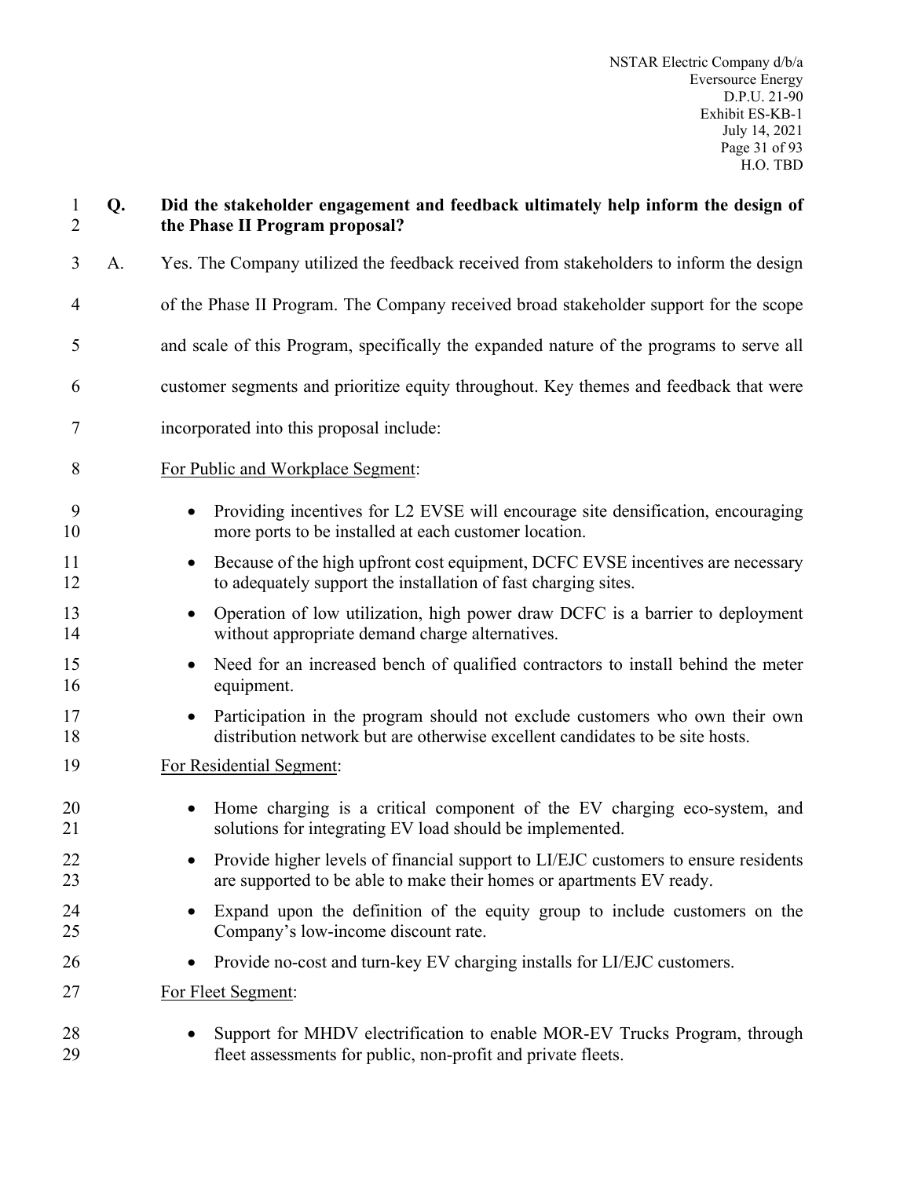**Q. Did the stakeholder engagement and feedback ultimately help inform the design of the Phase II Program proposal?**

A. Yes. The Company utilized the feedback received from stakeholders to inform the design of the Phase II Program. The Company received broad stakeholder support for the scope and scale of this Program, specifically the expanded nature of the programs to serve all customer segments and prioritize equity throughout. Key themes and feedback that were incorporated into this proposal include:

<u>For Public and Workplace Segment</u>:

- Providing incentives for L2 EVSE will encourage site densification, encouraging more ports to be installed at each customer location.
- Because of the high upfront cost equipment, DCFC EVSE incentives are necessary to adequately support the installation of fast charging sites.
- Operation of low utilization, high power draw DCFC is a barrier to deployment without appropriate demand charge alternatives.
- Need for an increased bench of qualified contractors to install behind the meter equipment.
- Participation in the program should not exclude customers who own their own distribution network but are otherwise excellent candidates to be site hosts.

<u>For Residential Segment</u>:

- Home charging is a critical component of the EV charging eco-system, and solutions for integrating EV load should be implemented.
- Provide higher levels of financial support to LI/EJC customers to ensure residents are supported to be able to make their homes or apartments EV ready.
- Expand upon the definition of the equity group to include customers on the Company's low-income discount rate.
- Provide no-cost and turn-key EV charging installs for LI/EJC customers.

<u>For Fleet Segment</u>:

- Support for MHDV electrification to enable MOR-EV Trucks Program, through fleet assessments for public, non-profit and private fleets.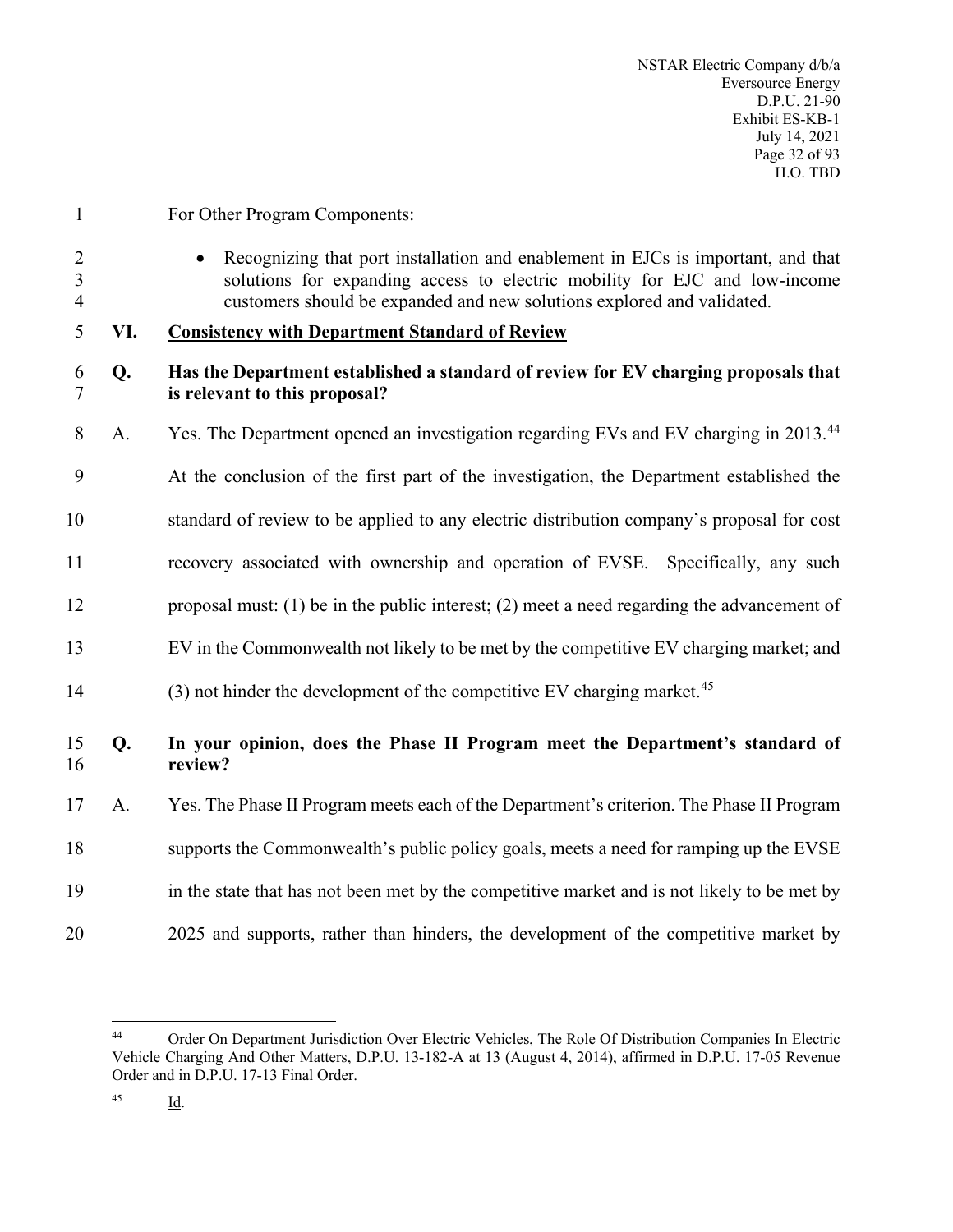For Other Program Components:

- Recognizing that port installation and enablement in EJCs is important, and that solutions for expanding access to electric mobility for EJC and low-income customers should be expanded and new solutions explored and validated.

## VI. Consistency with Department Standard of Review

**Q. Has the Department established a standard of review for EV charging proposals that is relevant to this proposal?**

A. Yes. The Department opened an investigation regarding EVs and EV charging in 2013.[44] At the conclusion of the first part of the investigation, the Department established the standard of review to be applied to any electric distribution company's proposal for cost recovery associated with ownership and operation of EVSE. Specifically, any such proposal must: (1) be in the public interest; (2) meet a need regarding the advancement of EV in the Commonwealth not likely to be met by the competitive EV charging market; and (3) not hinder the development of the competitive EV charging market.[45]

**Q. In your opinion, does the Phase II Program meet the Department's standard of review?**

A. Yes. The Phase II Program meets each of the Department's criterion. The Phase II Program supports the Commonwealth's public policy goals, meets a need for ramping up the EVSE in the state that has not been met by the competitive market and is not likely to be met by 2025 and supports, rather than hinders, the development of the competitive market by

---

[44] Order On Department Jurisdiction Over Electric Vehicles, The Role Of Distribution Companies In Electric Vehicle Charging And Other Matters, D.P.U. 13-182-A at 13 (August 4, 2014), affirmed in D.P.U. 17-05 Revenue Order and in D.P.U. 17-13 Final Order.

[45] Id.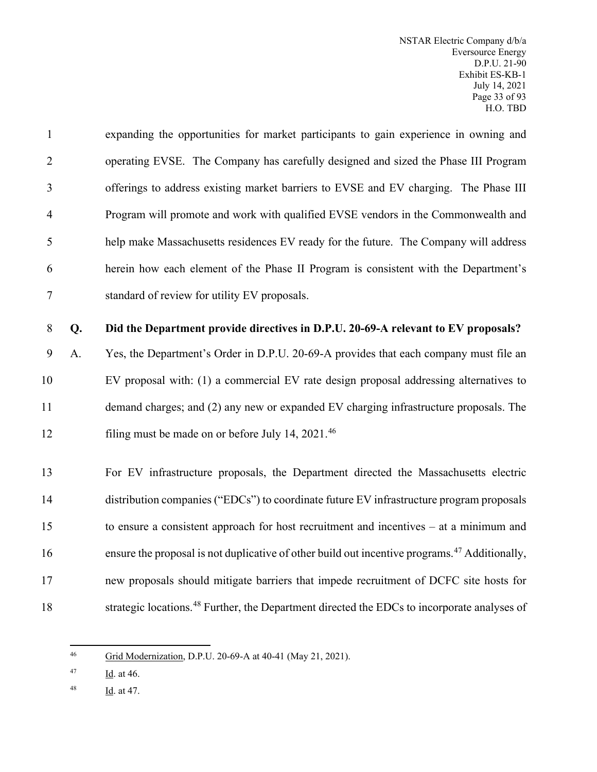expanding the opportunities for market participants to gain experience in owning and operating EVSE. The Company has carefully designed and sized the Phase III Program offerings to address existing market barriers to EVSE and EV charging. The Phase III Program will promote and work with qualified EVSE vendors in the Commonwealth and help make Massachusetts residences EV ready for the future. The Company will address herein how each element of the Phase II Program is consistent with the Department's standard of review for utility EV proposals.

**Q. Did the Department provide directives in D.P.U. 20-69-A relevant to EV proposals?**

A. Yes, the Department's Order in D.P.U. 20-69-A provides that each company must file an EV proposal with: (1) a commercial EV rate design proposal addressing alternatives to demand charges; and (2) any new or expanded EV charging infrastructure proposals. The filing must be made on or before July 14, 2021.[46]

For EV infrastructure proposals, the Department directed the Massachusetts electric distribution companies ("EDCs") to coordinate future EV infrastructure program proposals to ensure a consistent approach for host recruitment and incentives – at a minimum and ensure the proposal is not duplicative of other build out incentive programs.[47] Additionally, new proposals should mitigate barriers that impede recruitment of DCFC site hosts for strategic locations.[48] Further, the Department directed the EDCs to incorporate analyses of

---

[46] Grid Modernization, D.P.U. 20-69-A at 40-41 (May 21, 2021).

[47] Id. at 46.

[48] Id. at 47.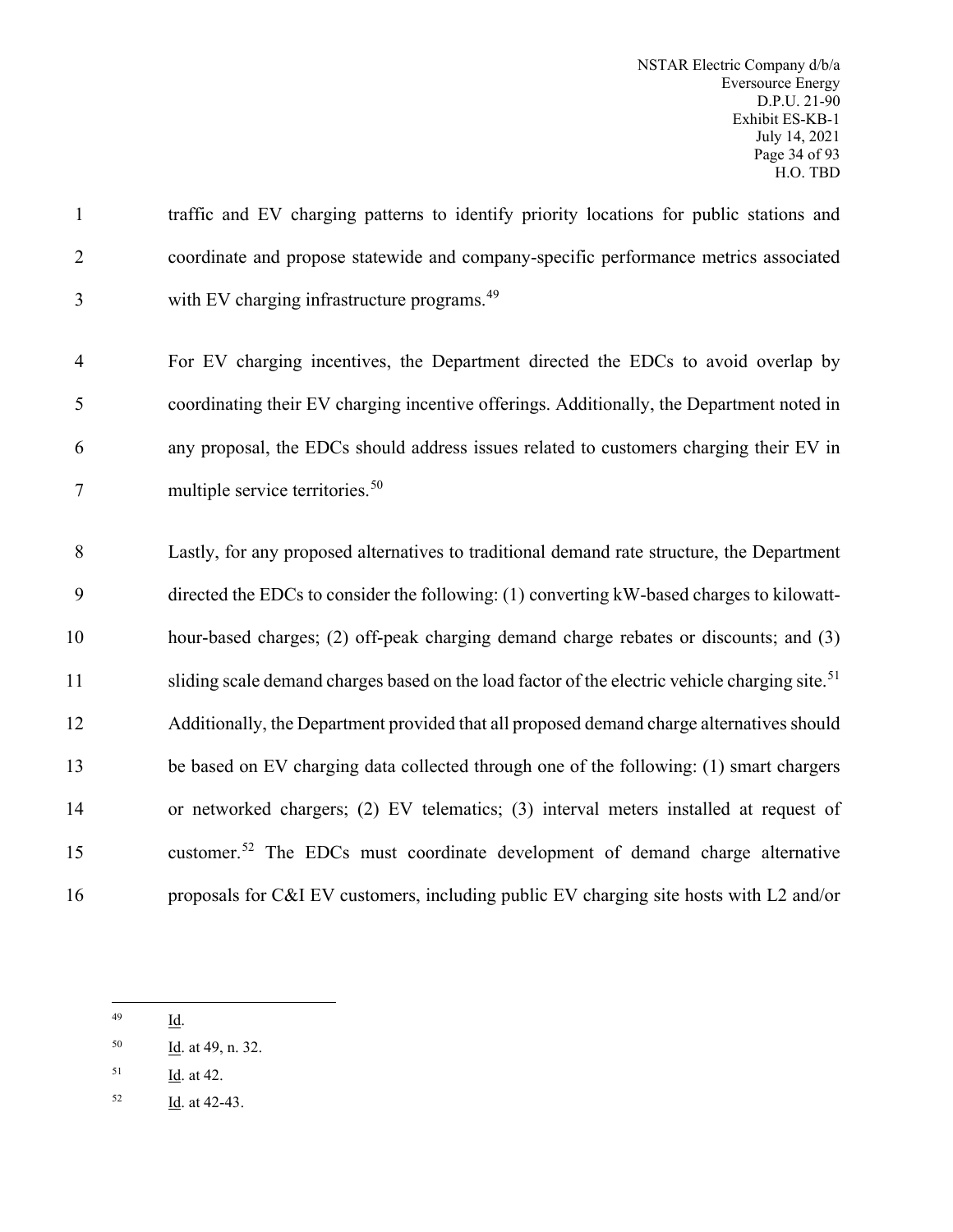traffic and EV charging patterns to identify priority locations for public stations and coordinate and propose statewide and company-specific performance metrics associated with EV charging infrastructure programs.[49]

For EV charging incentives, the Department directed the EDCs to avoid overlap by coordinating their EV charging incentive offerings. Additionally, the Department noted in any proposal, the EDCs should address issues related to customers charging their EV in multiple service territories.[50]

Lastly, for any proposed alternatives to traditional demand rate structure, the Department directed the EDCs to consider the following: (1) converting kW-based charges to kilowatt-hour-based charges; (2) off-peak charging demand charge rebates or discounts; and (3) sliding scale demand charges based on the load factor of the electric vehicle charging site.[51] Additionally, the Department provided that all proposed demand charge alternatives should be based on EV charging data collected through one of the following: (1) smart chargers or networked chargers; (2) EV telematics; (3) interval meters installed at request of customer.[52] The EDCs must coordinate development of demand charge alternative proposals for C&I EV customers, including public EV charging site hosts with L2 and/or

---

[49] Id.

[50] Id. at 49, n. 32.

[51] Id. at 42.

[52] Id. at 42-43.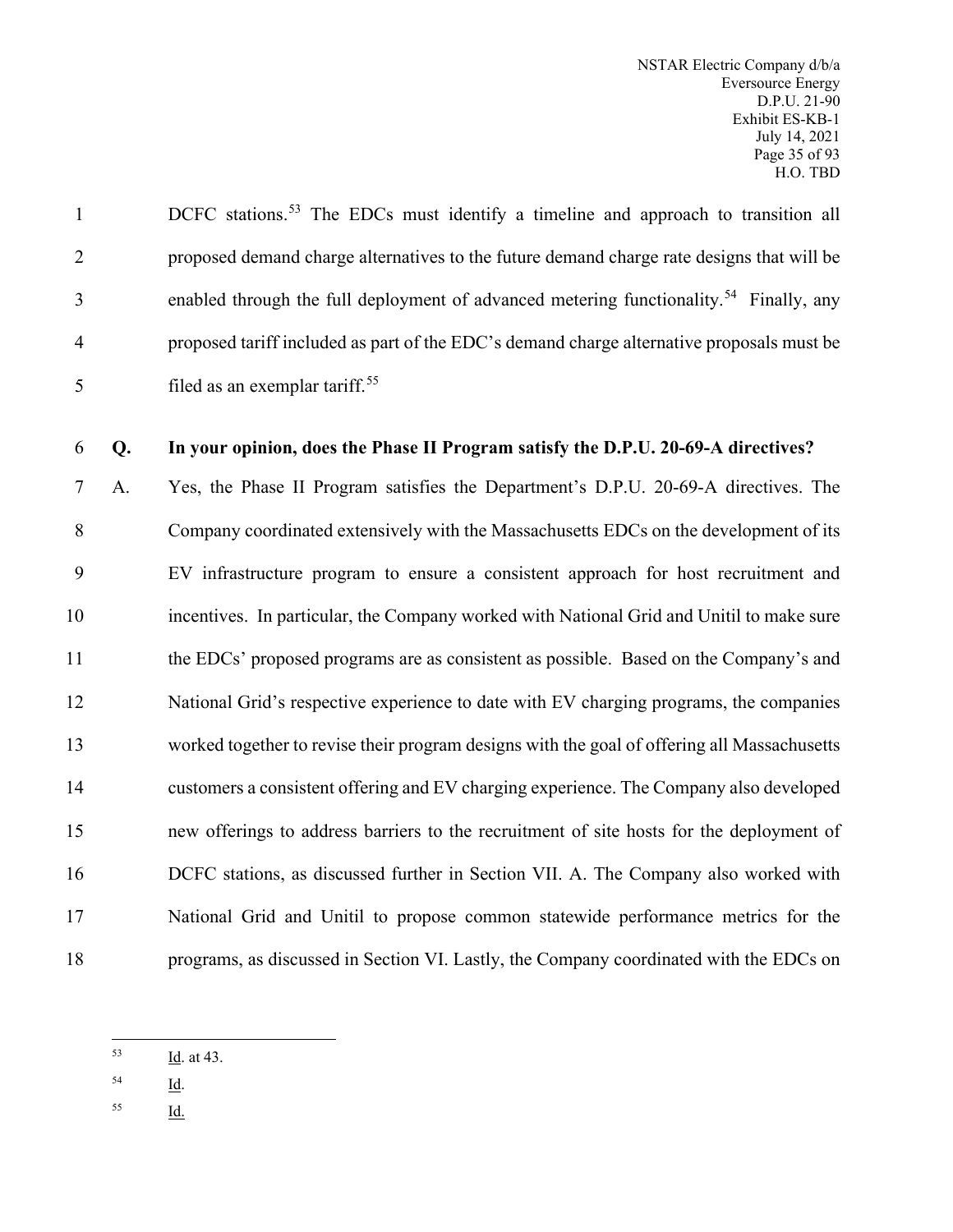DCFC stations.[53] The EDCs must identify a timeline and approach to transition all proposed demand charge alternatives to the future demand charge rate designs that will be enabled through the full deployment of advanced metering functionality.[54] Finally, any proposed tariff included as part of the EDC's demand charge alternative proposals must be filed as an exemplar tariff.[55]

**Q. In your opinion, does the Phase II Program satisfy the D.P.U. 20-69-A directives?**

A. Yes, the Phase II Program satisfies the Department's D.P.U. 20-69-A directives. The Company coordinated extensively with the Massachusetts EDCs on the development of its EV infrastructure program to ensure a consistent approach for host recruitment and incentives. In particular, the Company worked with National Grid and Unitil to make sure the EDCs' proposed programs are as consistent as possible. Based on the Company's and National Grid's respective experience to date with EV charging programs, the companies worked together to revise their program designs with the goal of offering all Massachusetts customers a consistent offering and EV charging experience. The Company also developed new offerings to address barriers to the recruitment of site hosts for the deployment of DCFC stations, as discussed further in Section VII. A. The Company also worked with National Grid and Unitil to propose common statewide performance metrics for the programs, as discussed in Section VI. Lastly, the Company coordinated with the EDCs on

---

[53] Id. at 43.

[54] Id.

[55] Id.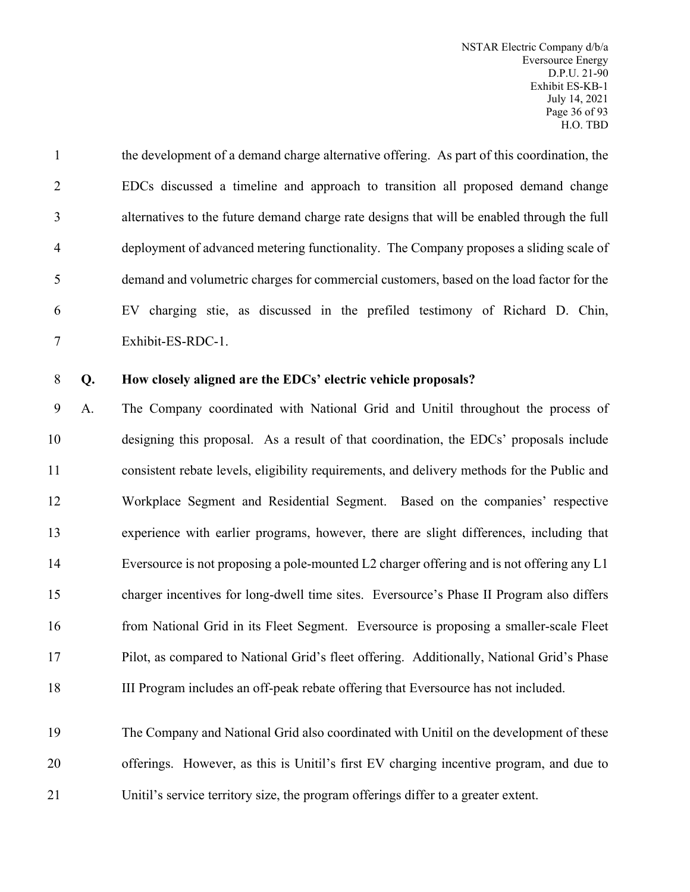the development of a demand charge alternative offering. As part of this coordination, the EDCs discussed a timeline and approach to transition all proposed demand change alternatives to the future demand charge rate designs that will be enabled through the full deployment of advanced metering functionality. The Company proposes a sliding scale of demand and volumetric charges for commercial customers, based on the load factor for the EV charging stie, as discussed in the prefiled testimony of Richard D. Chin, Exhibit-ES-RDC-1.

**Q. How closely aligned are the EDCs' electric vehicle proposals?**

A. The Company coordinated with National Grid and Unitil throughout the process of designing this proposal. As a result of that coordination, the EDCs' proposals include consistent rebate levels, eligibility requirements, and delivery methods for the Public and Workplace Segment and Residential Segment. Based on the companies' respective experience with earlier programs, however, there are slight differences, including that Eversource is not proposing a pole-mounted L2 charger offering and is not offering any L1 charger incentives for long-dwell time sites. Eversource's Phase II Program also differs from National Grid in its Fleet Segment. Eversource is proposing a smaller-scale Fleet Pilot, as compared to National Grid's fleet offering. Additionally, National Grid's Phase III Program includes an off-peak rebate offering that Eversource has not included.

The Company and National Grid also coordinated with Unitil on the development of these offerings. However, as this is Unitil's first EV charging incentive program, and due to Unitil's service territory size, the program offerings differ to a greater extent.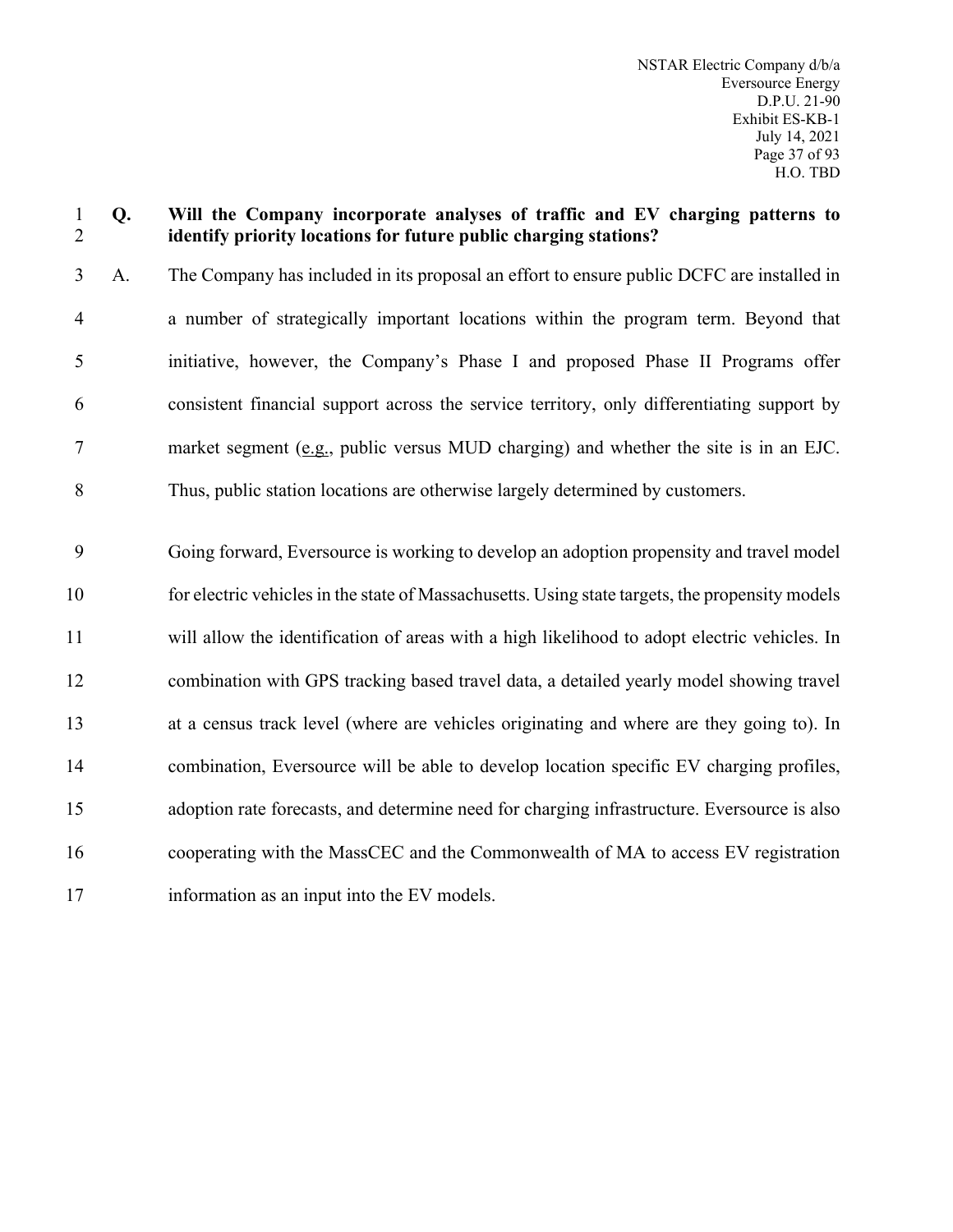**Q. Will the Company incorporate analyses of traffic and EV charging patterns to identify priority locations for future public charging stations?**

A. The Company has included in its proposal an effort to ensure public DCFC are installed in a number of strategically important locations within the program term. Beyond that initiative, however, the Company's Phase I and proposed Phase II Programs offer consistent financial support across the service territory, only differentiating support by market segment (e.g., public versus MUD charging) and whether the site is in an EJC. Thus, public station locations are otherwise largely determined by customers.

Going forward, Eversource is working to develop an adoption propensity and travel model for electric vehicles in the state of Massachusetts. Using state targets, the propensity models will allow the identification of areas with a high likelihood to adopt electric vehicles. In combination with GPS tracking based travel data, a detailed yearly model showing travel at a census track level (where are vehicles originating and where are they going to). In combination, Eversource will be able to develop location specific EV charging profiles, adoption rate forecasts, and determine need for charging infrastructure. Eversource is also cooperating with the MassCEC and the Commonwealth of MA to access EV registration information as an input into the EV models.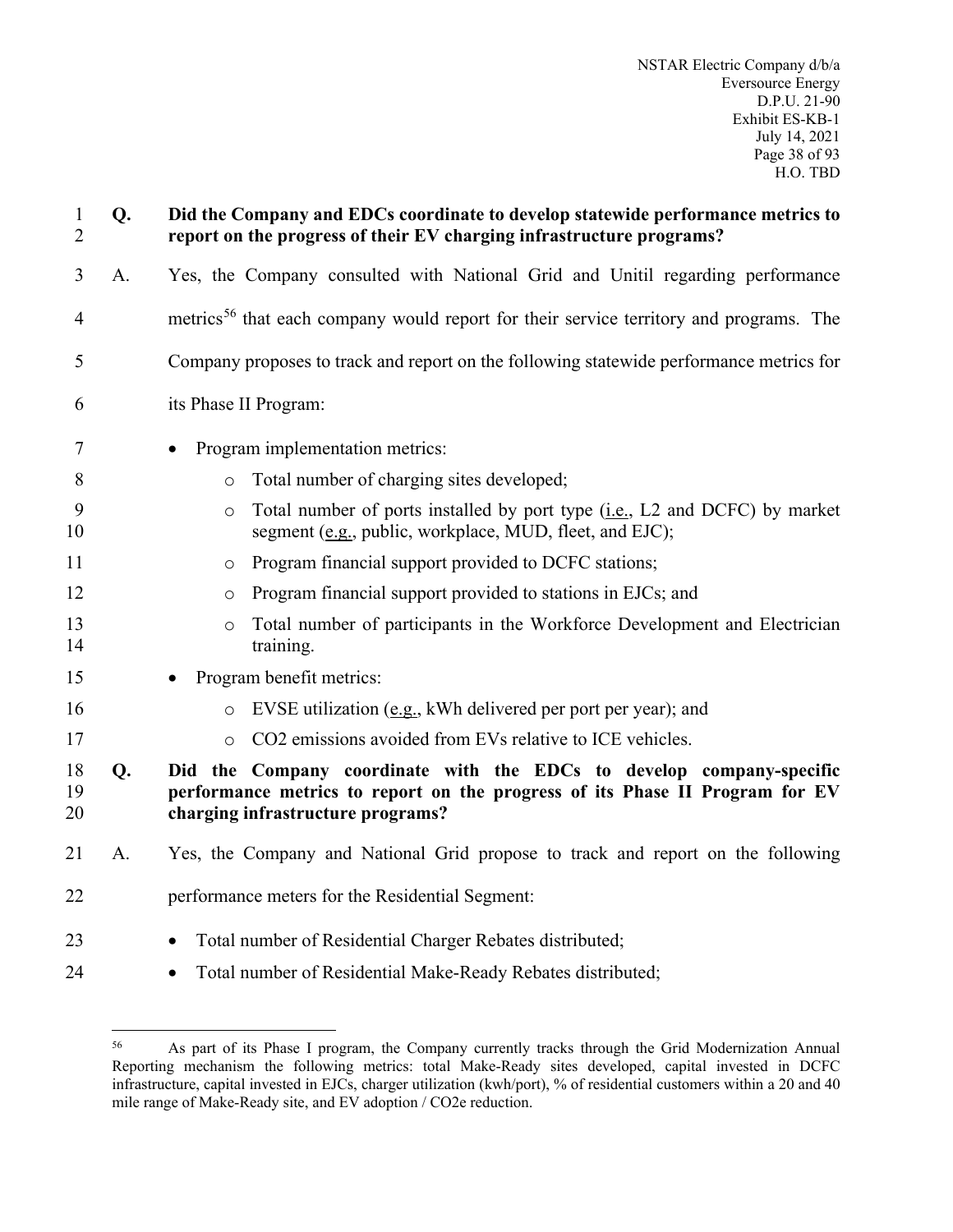**Q. Did the Company and EDCs coordinate to develop statewide performance metrics to report on the progress of their EV charging infrastructure programs?**

A. Yes, the Company consulted with National Grid and Unitil regarding performance metrics[56] that each company would report for their service territory and programs. The Company proposes to track and report on the following statewide performance metrics for its Phase II Program:

- Program implementation metrics:
  - Total number of charging sites developed;
  - Total number of ports installed by port type (i.e., L2 and DCFC) by market segment (e.g., public, workplace, MUD, fleet, and EJC);
  - Program financial support provided to DCFC stations;
  - Program financial support provided to stations in EJCs; and
  - Total number of participants in the Workforce Development and Electrician training.
- Program benefit metrics:
  - EVSE utilization (e.g., kWh delivered per port per year); and
  - $CO_2$ emissions avoided from EVs relative to ICE vehicles.

**Q. Did the Company coordinate with the EDCs to develop company-specific performance metrics to report on the progress of its Phase II Program for EV charging infrastructure programs?**

A. Yes, the Company and National Grid propose to track and report on the following performance meters for the Residential Segment:

- Total number of Residential Charger Rebates distributed;
- Total number of Residential Make-Ready Rebates distributed;

---

[56] As part of its Phase I program, the Company currently tracks through the Grid Modernization Annual Reporting mechanism the following metrics: total Make-Ready sites developed, capital invested in DCFC infrastructure, capital invested in EJCs, charger utilization (kwh/port), % of residential customers within a 20 and 40 mile range of Make-Ready site, and EV adoption / $CO_2e$ reduction.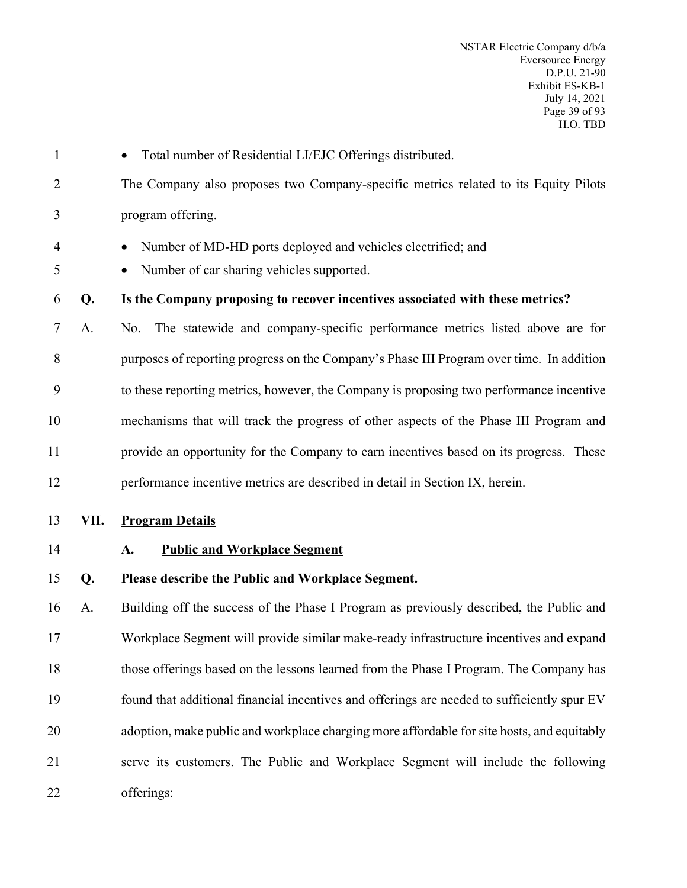- Total number of Residential LI/EJC Offerings distributed.

The Company also proposes two Company-specific metrics related to its Equity Pilots program offering.

- Number of MD-HD ports deployed and vehicles electrified; and
- Number of car sharing vehicles supported.

**Q. Is the Company proposing to recover incentives associated with these metrics?**

A. No. The statewide and company-specific performance metrics listed above are for purposes of reporting progress on the Company's Phase III Program over time. In addition to these reporting metrics, however, the Company is proposing two performance incentive mechanisms that will track the progress of other aspects of the Phase III Program and provide an opportunity for the Company to earn incentives based on its progress. These performance incentive metrics are described in detail in Section IX, herein.

## VII. Program Details

### A. Public and Workplace Segment

**Q. Please describe the Public and Workplace Segment.**

A. Building off the success of the Phase I Program as previously described, the Public and Workplace Segment will provide similar make-ready infrastructure incentives and expand those offerings based on the lessons learned from the Phase I Program. The Company has found that additional financial incentives and offerings are needed to sufficiently spur EV adoption, make public and workplace charging more affordable for site hosts, and equitably serve its customers. The Public and Workplace Segment will include the following offerings: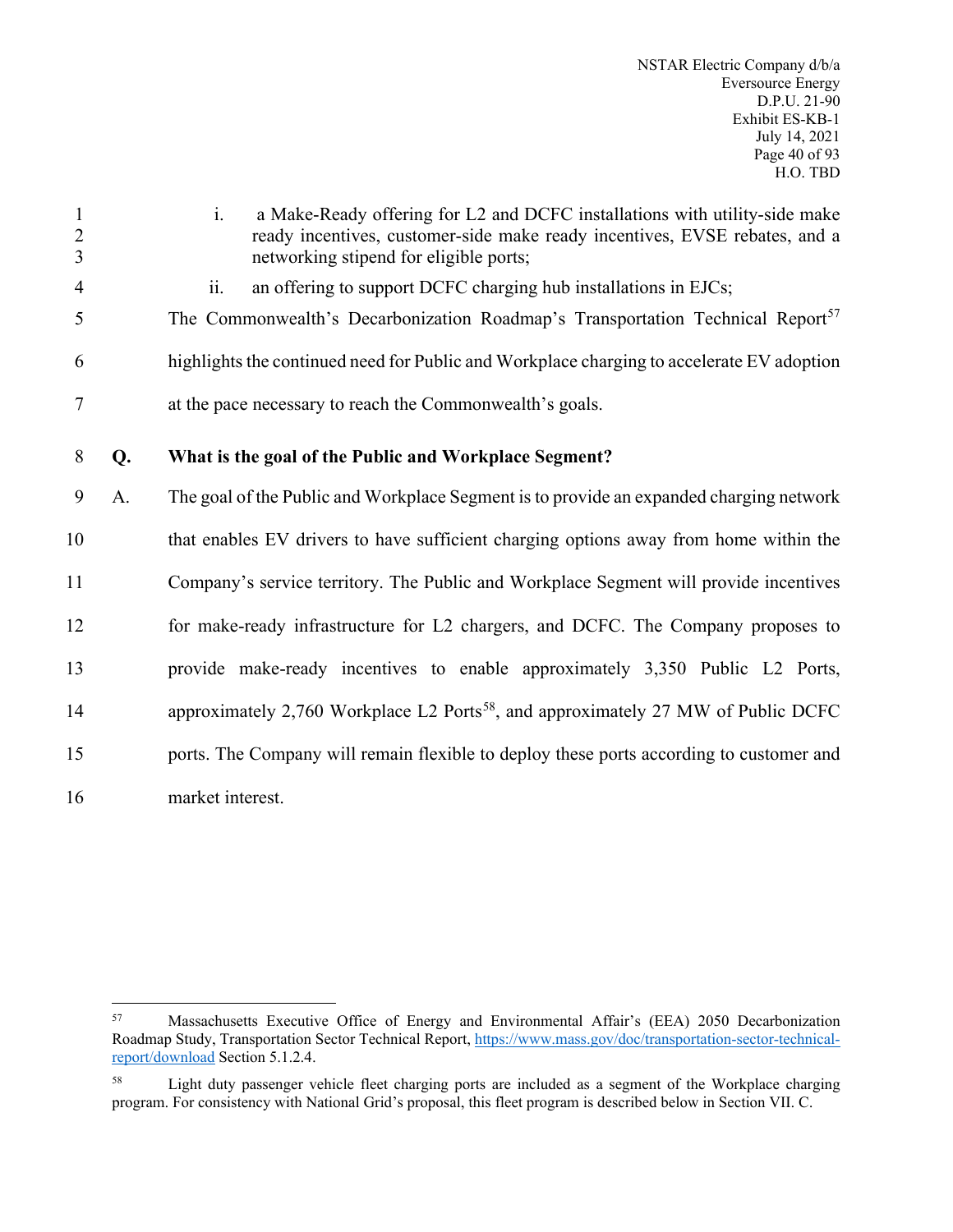i. a Make-Ready offering for L2 and DCFC installations with utility-side make ready incentives, customer-side make ready incentives, EVSE rebates, and a networking stipend for eligible ports;

ii. an offering to support DCFC charging hub installations in EJCs;

The Commonwealth's Decarbonization Roadmap's Transportation Technical Report[57] highlights the continued need for Public and Workplace charging to accelerate EV adoption at the pace necessary to reach the Commonwealth's goals.

**Q. What is the goal of the Public and Workplace Segment?**

A. The goal of the Public and Workplace Segment is to provide an expanded charging network that enables EV drivers to have sufficient charging options away from home within the Company's service territory. The Public and Workplace Segment will provide incentives for make-ready infrastructure for L2 chargers, and DCFC. The Company proposes to provide make-ready incentives to enable approximately 3,350 Public L2 Ports, approximately 2,760 Workplace L2 Ports[58], and approximately 27 MW of Public DCFC ports. The Company will remain flexible to deploy these ports according to customer and market interest.

---

[57] Massachusetts Executive Office of Energy and Environmental Affair's (EEA) 2050 Decarbonization Roadmap Study, Transportation Sector Technical Report, https://www.mass.gov/doc/transportation-sector-technical-report/download Section 5.1.2.4.

[58] Light duty passenger vehicle fleet charging ports are included as a segment of the Workplace charging program. For consistency with National Grid's proposal, this fleet program is described below in Section VII. C.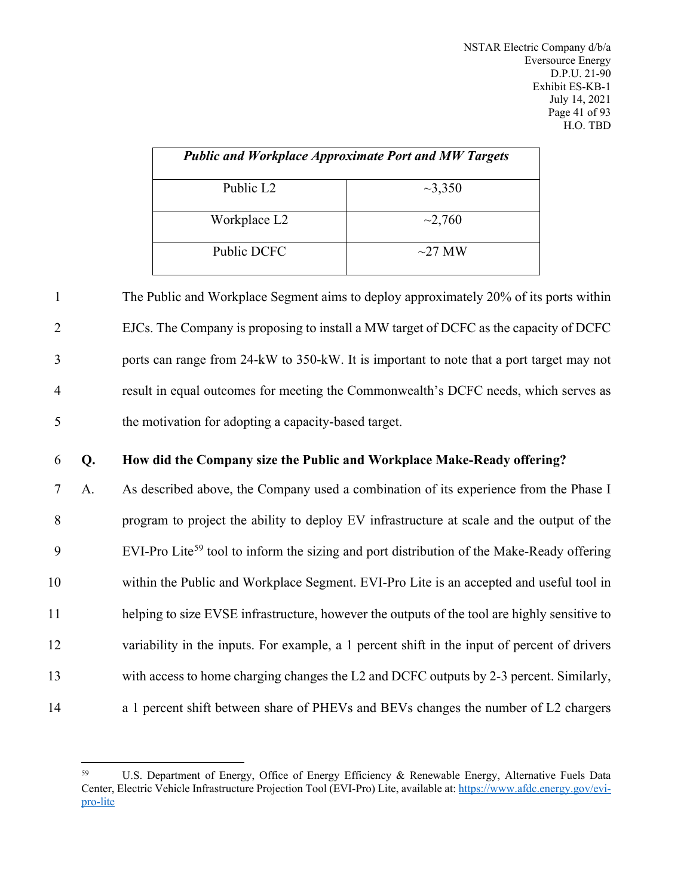| *Public and Workplace Approximate Port and MW Targets* | |
|---|---|
| Public L2 | ~3,350 |
| Workplace L2 | ~2,760 |
| Public DCFC | ~27 MW |

The Public and Workplace Segment aims to deploy approximately 20% of its ports within EJCs. The Company is proposing to install a MW target of DCFC as the capacity of DCFC ports can range from 24-kW to 350-kW. It is important to note that a port target may not result in equal outcomes for meeting the Commonwealth's DCFC needs, which serves as the motivation for adopting a capacity-based target.

**Q. How did the Company size the Public and Workplace Make-Ready offering?**

A. As described above, the Company used a combination of its experience from the Phase I program to project the ability to deploy EV infrastructure at scale and the output of the EVI-Pro Lite[59] tool to inform the sizing and port distribution of the Make-Ready offering within the Public and Workplace Segment. EVI-Pro Lite is an accepted and useful tool in helping to size EVSE infrastructure, however the outputs of the tool are highly sensitive to variability in the inputs. For example, a 1 percent shift in the input of percent of drivers with access to home charging changes the L2 and DCFC outputs by 2-3 percent. Similarly, a 1 percent shift between share of PHEVs and BEVs changes the number of L2 chargers

[59] U.S. Department of Energy, Office of Energy Efficiency & Renewable Energy, Alternative Fuels Data Center, Electric Vehicle Infrastructure Projection Tool (EVI-Pro) Lite, available at: [https://www.afdc.energy.gov/evi-pro-lite](https://www.afdc.energy.gov/evi-pro-lite)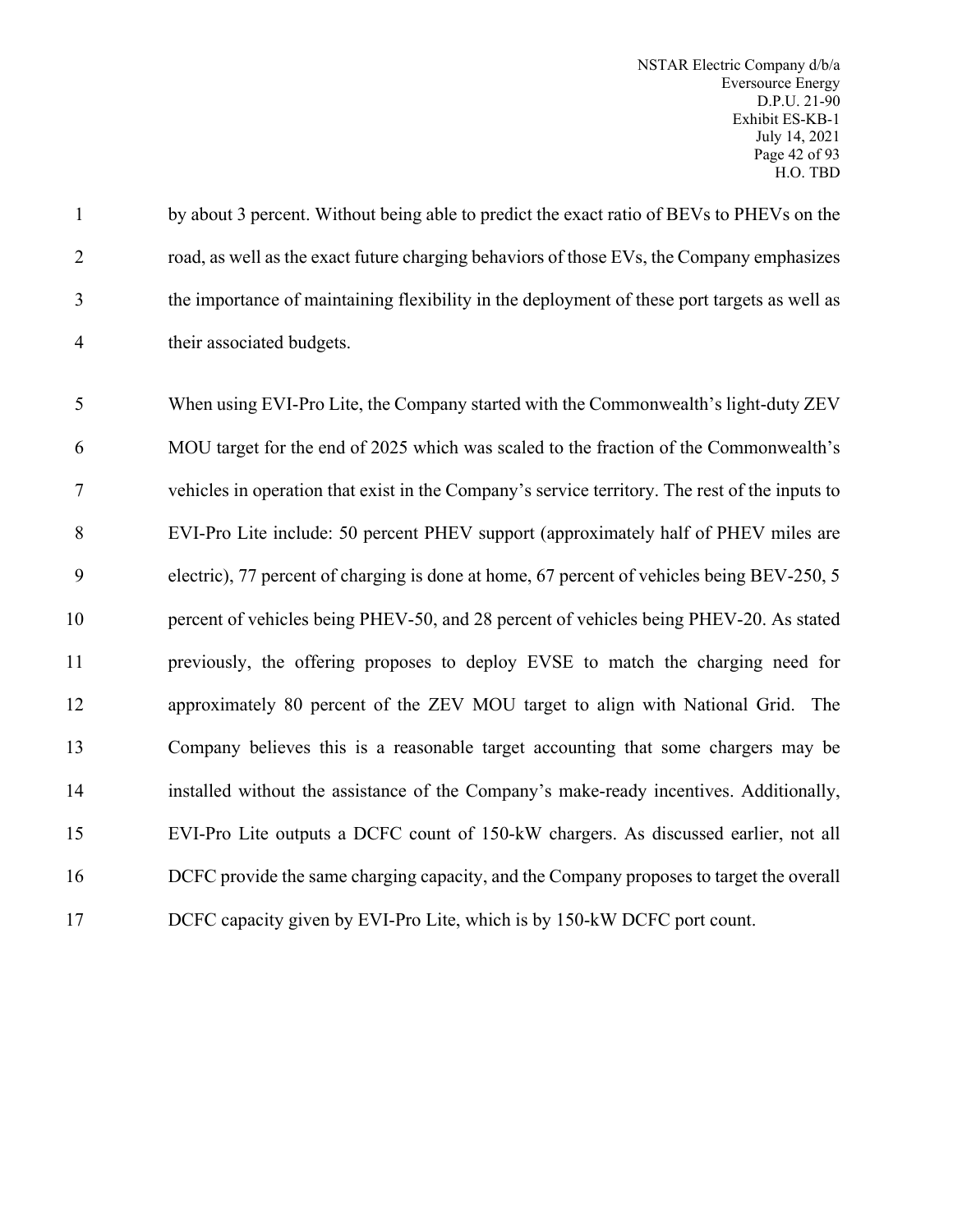by about 3 percent. Without being able to predict the exact ratio of BEVs to PHEVs on the road, as well as the exact future charging behaviors of those EVs, the Company emphasizes the importance of maintaining flexibility in the deployment of these port targets as well as their associated budgets.

When using EVI-Pro Lite, the Company started with the Commonwealth's light-duty ZEV MOU target for the end of 2025 which was scaled to the fraction of the Commonwealth's vehicles in operation that exist in the Company's service territory. The rest of the inputs to EVI-Pro Lite include: 50 percent PHEV support (approximately half of PHEV miles are electric), 77 percent of charging is done at home, 67 percent of vehicles being BEV-250, 5 percent of vehicles being PHEV-50, and 28 percent of vehicles being PHEV-20. As stated previously, the offering proposes to deploy EVSE to match the charging need for approximately 80 percent of the ZEV MOU target to align with National Grid. The Company believes this is a reasonable target accounting that some chargers may be installed without the assistance of the Company's make-ready incentives. Additionally, EVI-Pro Lite outputs a DCFC count of 150-kW chargers. As discussed earlier, not all DCFC provide the same charging capacity, and the Company proposes to target the overall DCFC capacity given by EVI-Pro Lite, which is by 150-kW DCFC port count.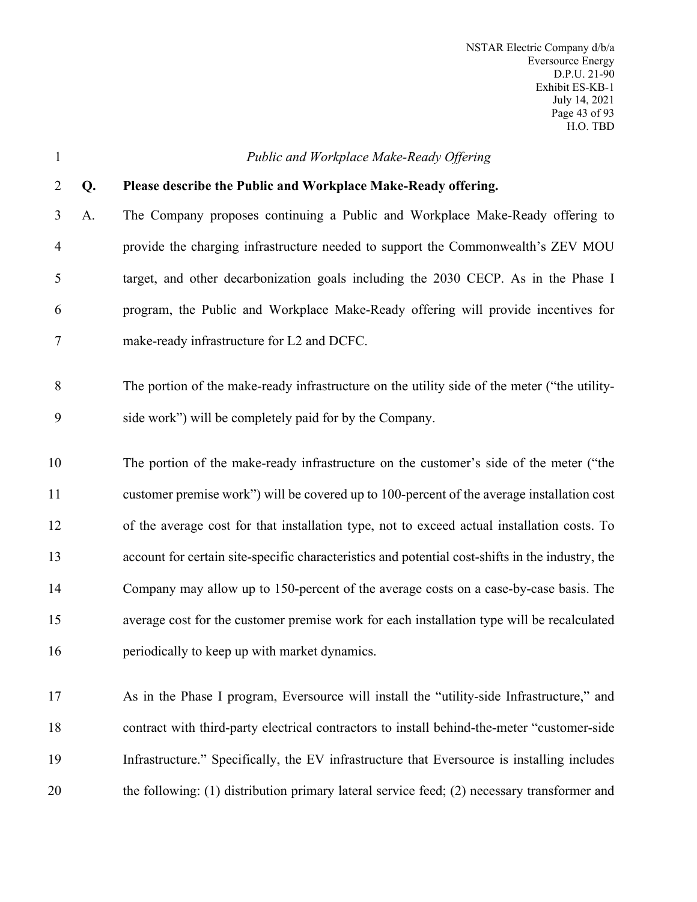*Public and Workplace Make-Ready Offering*

**Q. Please describe the Public and Workplace Make-Ready offering.**

A. The Company proposes continuing a Public and Workplace Make-Ready offering to provide the charging infrastructure needed to support the Commonwealth's ZEV MOU target, and other decarbonization goals including the 2030 CECP. As in the Phase I program, the Public and Workplace Make-Ready offering will provide incentives for make-ready infrastructure for L2 and DCFC.

The portion of the make-ready infrastructure on the utility side of the meter ("the utility-side work") will be completely paid for by the Company.

The portion of the make-ready infrastructure on the customer's side of the meter ("the customer premise work") will be covered up to 100-percent of the average installation cost of the average cost for that installation type, not to exceed actual installation costs. To account for certain site-specific characteristics and potential cost-shifts in the industry, the Company may allow up to 150-percent of the average costs on a case-by-case basis. The average cost for the customer premise work for each installation type will be recalculated periodically to keep up with market dynamics.

As in the Phase I program, Eversource will install the "utility-side Infrastructure," and contract with third-party electrical contractors to install behind-the-meter "customer-side Infrastructure." Specifically, the EV infrastructure that Eversource is installing includes the following: (1) distribution primary lateral service feed; (2) necessary transformer and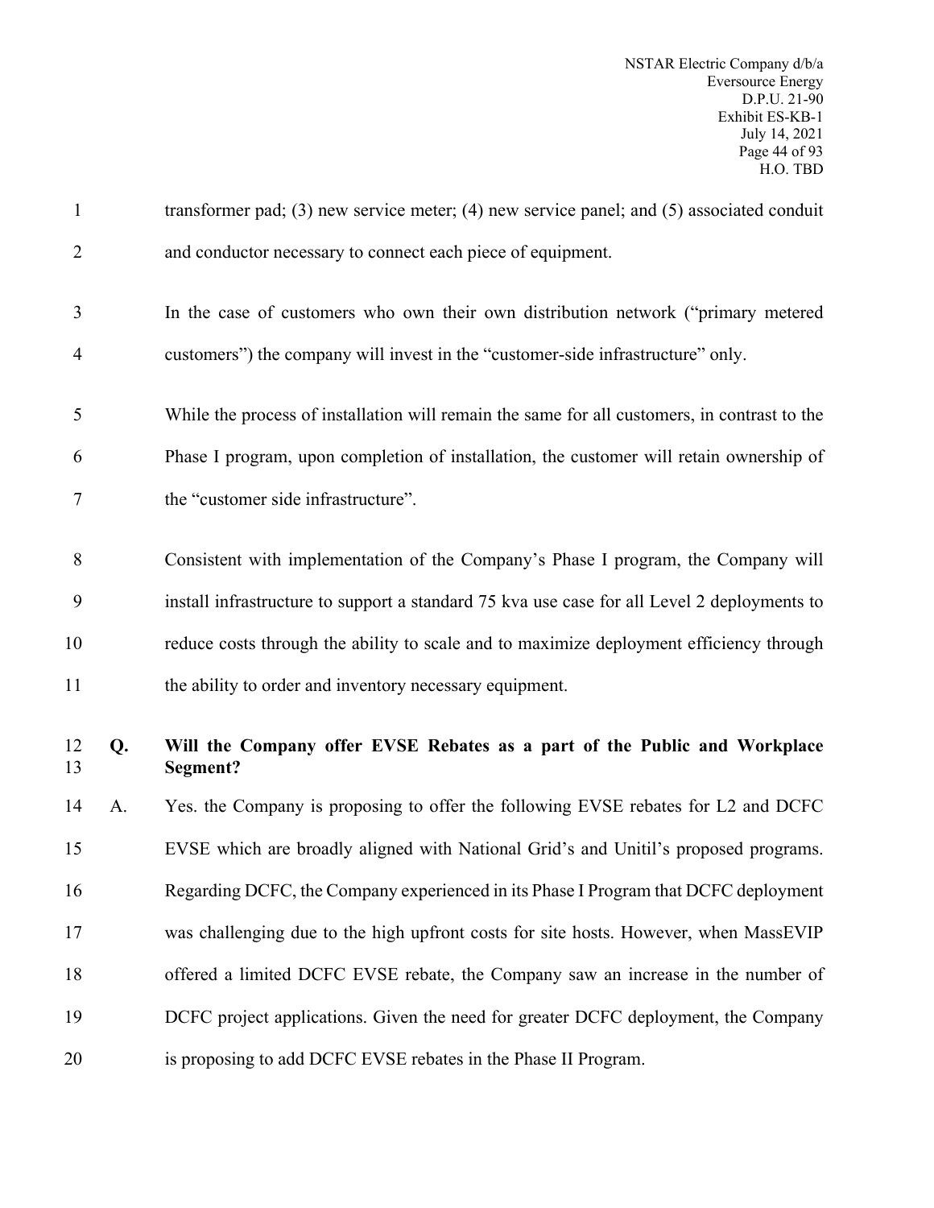transformer pad; (3) new service meter; (4) new service panel; and (5) associated conduit and conductor necessary to connect each piece of equipment.

In the case of customers who own their own distribution network ("primary metered customers") the company will invest in the "customer-side infrastructure" only.

While the process of installation will remain the same for all customers, in contrast to the Phase I program, upon completion of installation, the customer will retain ownership of the "customer side infrastructure".

Consistent with implementation of the Company's Phase I program, the Company will install infrastructure to support a standard 75 kva use case for all Level 2 deployments to reduce costs through the ability to scale and to maximize deployment efficiency through the ability to order and inventory necessary equipment.

**Q. Will the Company offer EVSE Rebates as a part of the Public and Workplace Segment?**

A. Yes. the Company is proposing to offer the following EVSE rebates for L2 and DCFC EVSE which are broadly aligned with National Grid's and Unitil's proposed programs. Regarding DCFC, the Company experienced in its Phase I Program that DCFC deployment was challenging due to the high upfront costs for site hosts. However, when MassEVIP offered a limited DCFC EVSE rebate, the Company saw an increase in the number of DCFC project applications. Given the need for greater DCFC deployment, the Company is proposing to add DCFC EVSE rebates in the Phase II Program.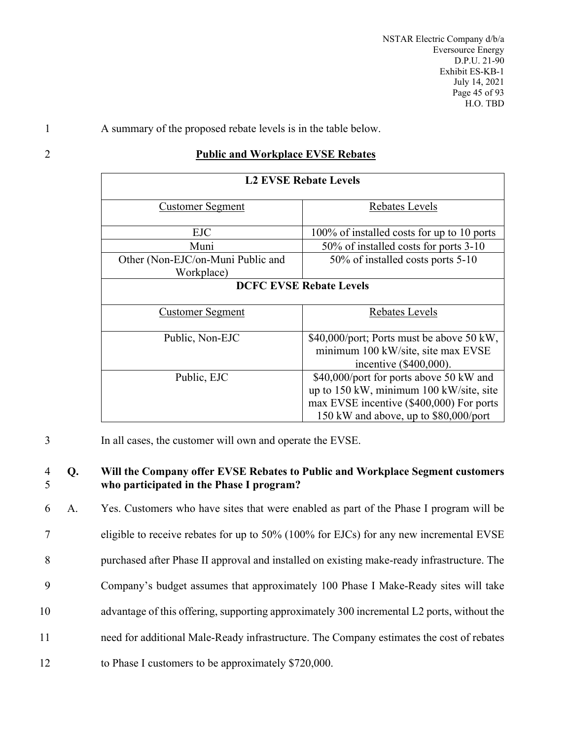A summary of the proposed rebate levels is in the table below.

**Public and Workplace EVSE Rebates**

| **L2 EVSE Rebate Levels** | |
|---|---|
| Customer Segment | Rebates Levels |
| EJC | 100% of installed costs for up to 10 ports |
| Muni | 50% of installed costs for ports 3-10 |
| Other (Non-EJC/on-Muni Public and Workplace) | 50% of installed costs ports 5-10 |
| **DCFC EVSE Rebate Levels** | |
| Customer Segment | Rebates Levels |
| Public, Non-EJC | $40,000/port; Ports must be above 50 kW, minimum 100 kW/site, site max EVSE incentive ($400,000). |
| Public, EJC | $40,000/port for ports above 50 kW and up to 150 kW, minimum 100 kW/site, site max EVSE incentive ($400,000) For ports 150 kW and above, up to $80,000/port |

In all cases, the customer will own and operate the EVSE.

**Q. Will the Company offer EVSE Rebates to Public and Workplace Segment customers who participated in the Phase I program?**

A. Yes. Customers who have sites that were enabled as part of the Phase I program will be eligible to receive rebates for up to 50% (100% for EJCs) for any new incremental EVSE purchased after Phase II approval and installed on existing make-ready infrastructure. The Company's budget assumes that approximately 100 Phase I Make-Ready sites will take advantage of this offering, supporting approximately 300 incremental L2 ports, without the need for additional Male-Ready infrastructure. The Company estimates the cost of rebates to Phase I customers to be approximately $720,000.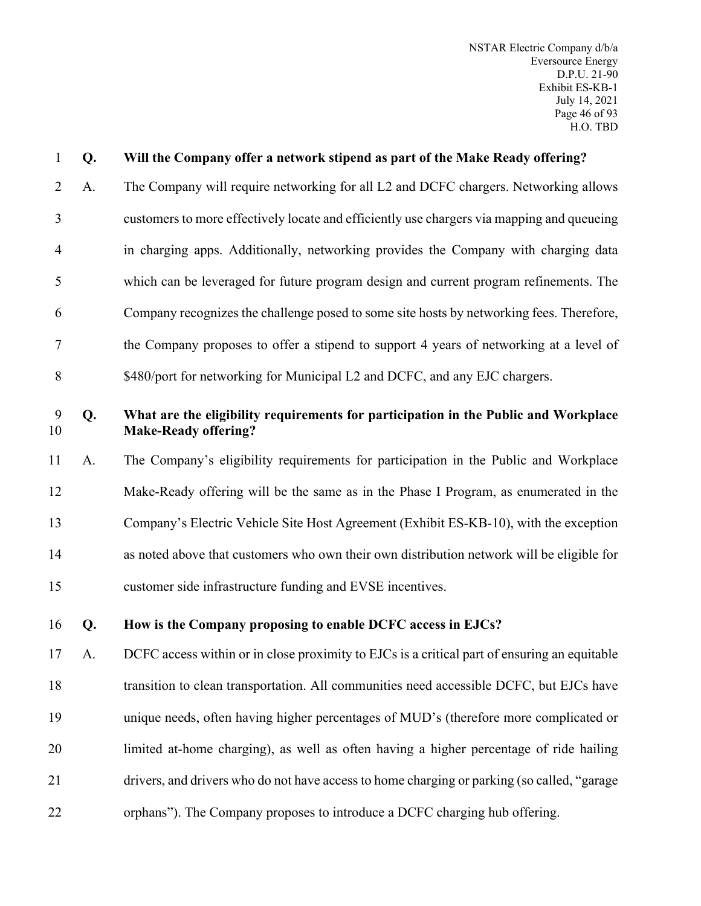**Q. Will the Company offer a network stipend as part of the Make Ready offering?**

A. The Company will require networking for all L2 and DCFC chargers. Networking allows customers to more effectively locate and efficiently use chargers via mapping and queueing in charging apps. Additionally, networking provides the Company with charging data which can be leveraged for future program design and current program refinements. The Company recognizes the challenge posed to some site hosts by networking fees. Therefore, the Company proposes to offer a stipend to support 4 years of networking at a level of $480/port for networking for Municipal L2 and DCFC, and any EJC chargers.

**Q. What are the eligibility requirements for participation in the Public and Workplace Make-Ready offering?**

A. The Company's eligibility requirements for participation in the Public and Workplace Make-Ready offering will be the same as in the Phase I Program, as enumerated in the Company's Electric Vehicle Site Host Agreement (Exhibit ES-KB-10), with the exception as noted above that customers who own their own distribution network will be eligible for customer side infrastructure funding and EVSE incentives.

**Q. How is the Company proposing to enable DCFC access in EJCs?**

A. DCFC access within or in close proximity to EJCs is a critical part of ensuring an equitable transition to clean transportation. All communities need accessible DCFC, but EJCs have unique needs, often having higher percentages of MUD's (therefore more complicated or limited at-home charging), as well as often having a higher percentage of ride hailing drivers, and drivers who do not have access to home charging or parking (so called, "garage orphans"). The Company proposes to introduce a DCFC charging hub offering.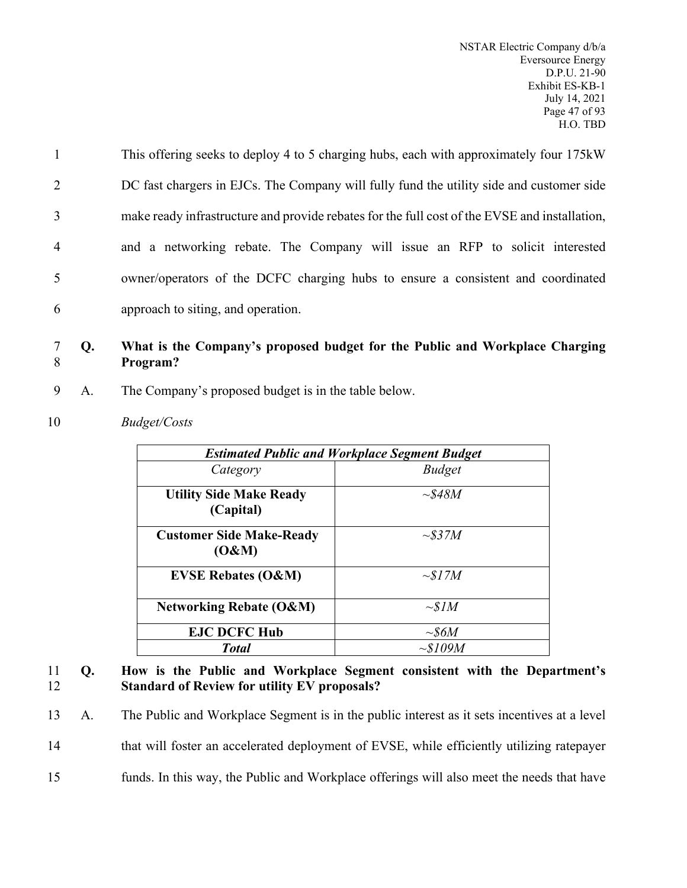This offering seeks to deploy 4 to 5 charging hubs, each with approximately four 175kW DC fast chargers in EJCs. The Company will fully fund the utility side and customer side make ready infrastructure and provide rebates for the full cost of the EVSE and installation, and a networking rebate. The Company will issue an RFP to solicit interested owner/operators of the DCFC charging hubs to ensure a consistent and coordinated approach to siting, and operation.

**Q. What is the Company's proposed budget for the Public and Workplace Charging Program?**

A. The Company's proposed budget is in the table below.

*Budget/Costs*

| ***Estimated Public and Workplace Segment Budget*** | |
|---|---|
| *Category* | *Budget* |
| **Utility Side Make Ready (Capital)** | *~$48M* |
| **Customer Side Make-Ready (O&M)** | *~$37M* |
| **EVSE Rebates (O&M)** | *~$17M* |
| **Networking Rebate (O&M)** | *~$1M* |
| **EJC DCFC Hub** | *~$6M* |
| ***Total*** | *~$109M* |

**Q. How is the Public and Workplace Segment consistent with the Department's Standard of Review for utility EV proposals?**

A. The Public and Workplace Segment is in the public interest as it sets incentives at a level that will foster an accelerated deployment of EVSE, while efficiently utilizing ratepayer funds. In this way, the Public and Workplace offerings will also meet the needs that have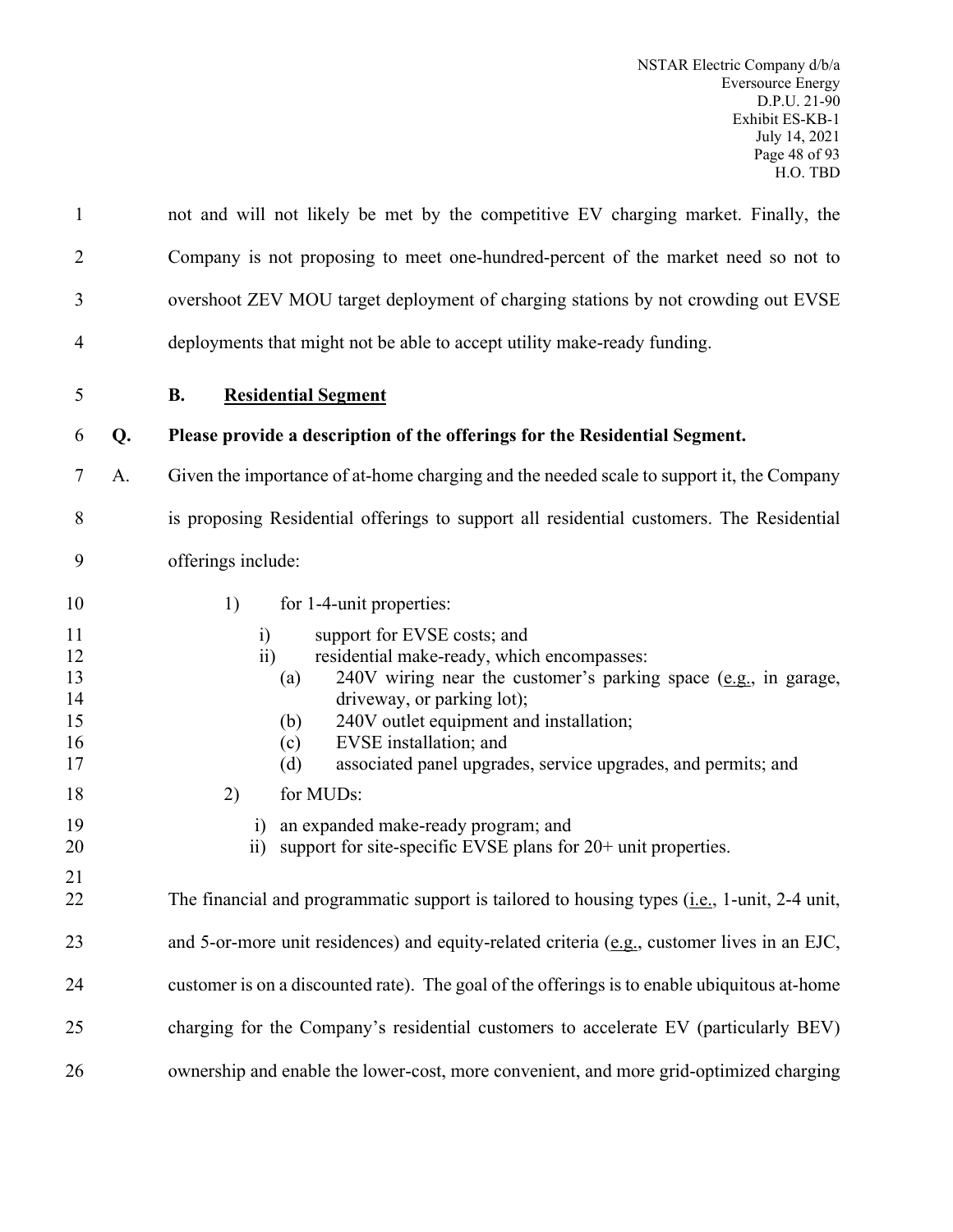not and will not likely be met by the competitive EV charging market. Finally, the Company is not proposing to meet one-hundred-percent of the market need so not to overshoot ZEV MOU target deployment of charging stations by not crowding out EVSE deployments that might not be able to accept utility make-ready funding.

### B. Residential Segment

**Q. Please provide a description of the offerings for the Residential Segment.**

A. Given the importance of at-home charging and the needed scale to support it, the Company is proposing Residential offerings to support all residential customers. The Residential offerings include:

1) for 1-4-unit properties:
   - i) support for EVSE costs; and
   - ii) residential make-ready, which encompasses:
     - (a) 240V wiring near the customer's parking space (e.g., in garage, driveway, or parking lot);
     - (b) 240V outlet equipment and installation;
     - (c) EVSE installation; and
     - (d) associated panel upgrades, service upgrades, and permits; and

2) for MUDs:
   - i) an expanded make-ready program; and
   - ii) support for site-specific EVSE plans for 20+ unit properties.

The financial and programmatic support is tailored to housing types (i.e., 1-unit, 2-4 unit, and 5-or-more unit residences) and equity-related criteria (e.g., customer lives in an EJC, customer is on a discounted rate). The goal of the offerings is to enable ubiquitous at-home charging for the Company's residential customers to accelerate EV (particularly BEV) ownership and enable the lower-cost, more convenient, and more grid-optimized charging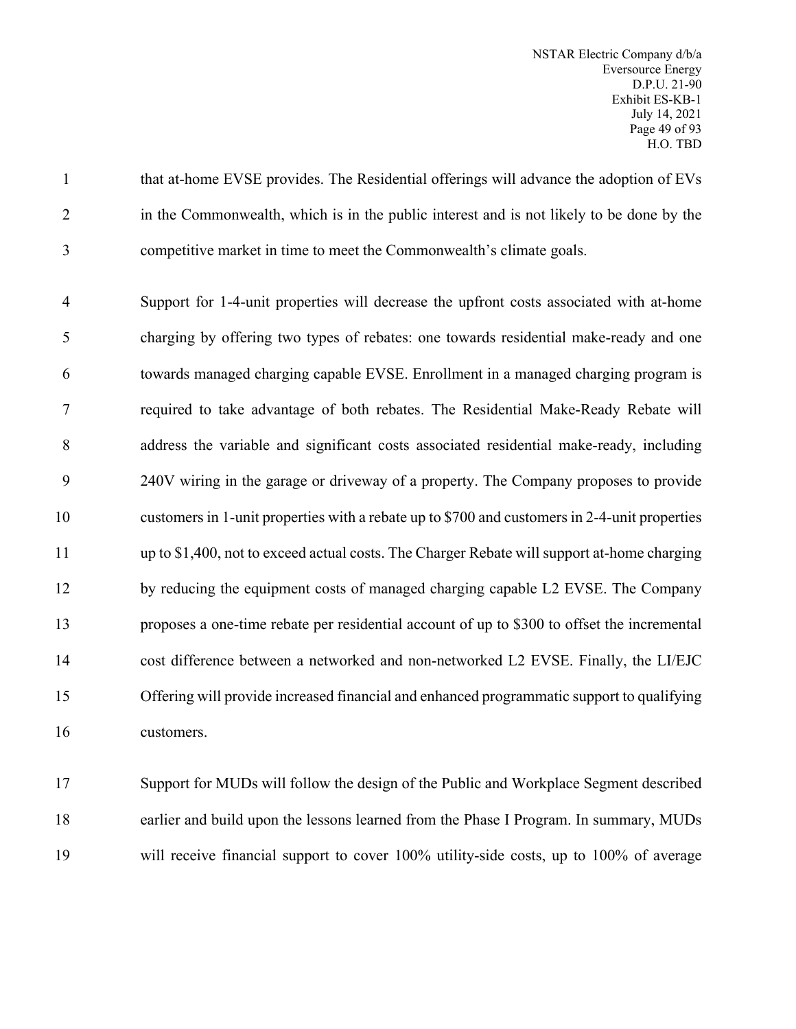that at-home EVSE provides. The Residential offerings will advance the adoption of EVs in the Commonwealth, which is in the public interest and is not likely to be done by the competitive market in time to meet the Commonwealth's climate goals.

Support for 1-4-unit properties will decrease the upfront costs associated with at-home charging by offering two types of rebates: one towards residential make-ready and one towards managed charging capable EVSE. Enrollment in a managed charging program is required to take advantage of both rebates. The Residential Make-Ready Rebate will address the variable and significant costs associated residential make-ready, including 240V wiring in the garage or driveway of a property. The Company proposes to provide customers in 1-unit properties with a rebate up to $700 and customers in 2-4-unit properties up to $1,400, not to exceed actual costs. The Charger Rebate will support at-home charging by reducing the equipment costs of managed charging capable L2 EVSE. The Company proposes a one-time rebate per residential account of up to $300 to offset the incremental cost difference between a networked and non-networked L2 EVSE. Finally, the LI/EJC Offering will provide increased financial and enhanced programmatic support to qualifying customers.

Support for MUDs will follow the design of the Public and Workplace Segment described earlier and build upon the lessons learned from the Phase I Program. In summary, MUDs will receive financial support to cover 100% utility-side costs, up to 100% of average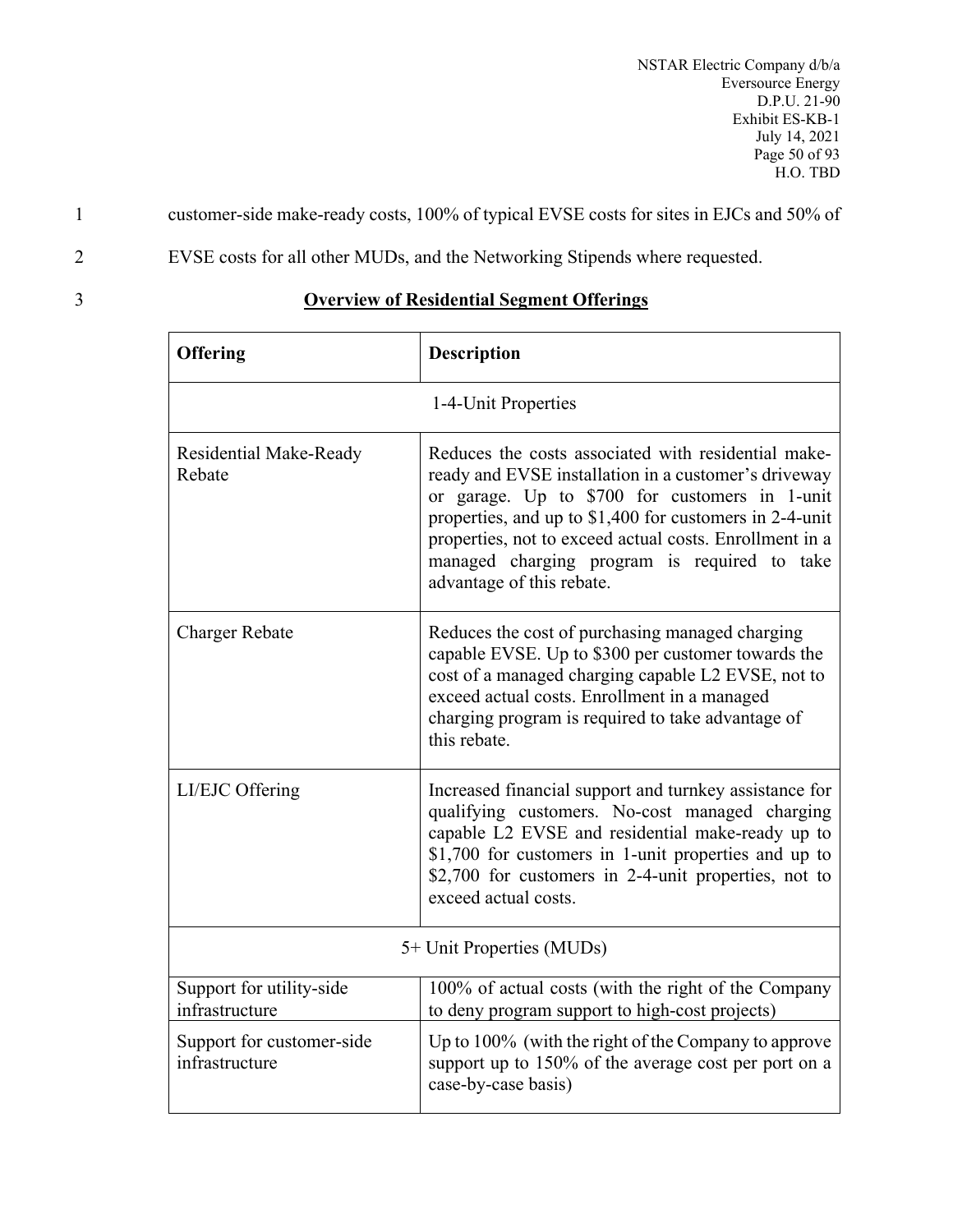customer-side make-ready costs, 100% of typical EVSE costs for sites in EJCs and 50% of EVSE costs for all other MUDs, and the Networking Stipends where requested.

**Overview of Residential Segment Offerings**

| Offering | Description |
|---|---|
| 1-4-Unit Properties | |
| Residential Make-Ready Rebate | Reduces the costs associated with residential make-ready and EVSE installation in a customer's driveway or garage. Up to \$700 for customers in 1-unit properties, and up to \$1,400 for customers in 2-4-unit properties, not to exceed actual costs. Enrollment in a managed charging program is required to take advantage of this rebate. |
| Charger Rebate | Reduces the cost of purchasing managed charging capable EVSE. Up to \$300 per customer towards the cost of a managed charging capable L2 EVSE, not to exceed actual costs. Enrollment in a managed charging program is required to take advantage of this rebate. |
| LI/EJC Offering | Increased financial support and turnkey assistance for qualifying customers. No-cost managed charging capable L2 EVSE and residential make-ready up to \$1,700 for customers in 1-unit properties and up to \$2,700 for customers in 2-4-unit properties, not to exceed actual costs. |
| 5+ Unit Properties (MUDs) | |
| Support for utility-side infrastructure | 100% of actual costs (with the right of the Company to deny program support to high-cost projects) |
| Support for customer-side infrastructure | Up to 100% (with the right of the Company to approve support up to 150% of the average cost per port on a case-by-case basis) |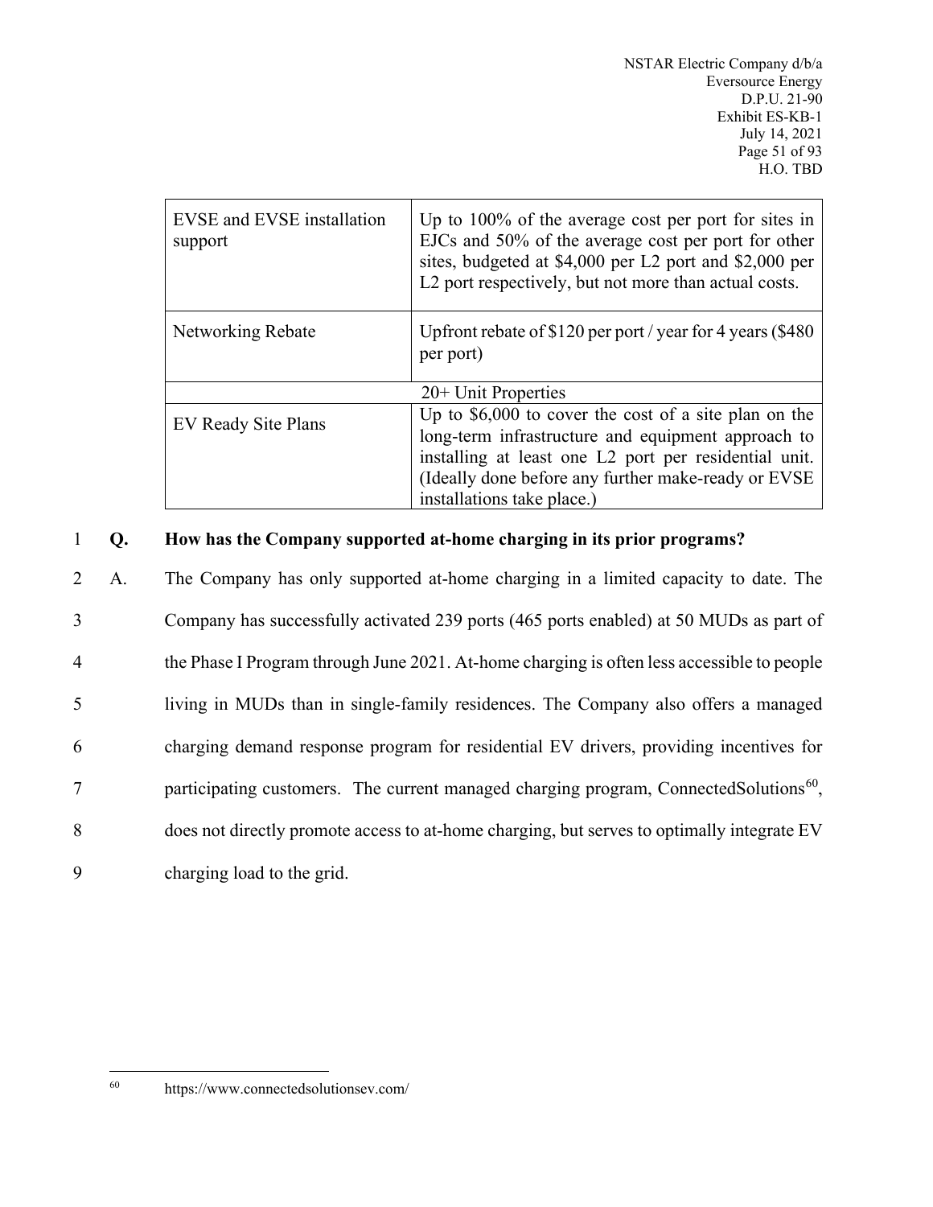| EVSE and EVSE installation support | Up to 100% of the average cost per port for sites in EJCs and 50% of the average cost per port for other sites, budgeted at $4,000 per L2 port and $2,000 per L2 port respectively, but not more than actual costs. |
|---|---|
| Networking Rebate | Upfront rebate of $120 per port / year for 4 years ($480 per port) |
| 20+ Unit Properties | |
| EV Ready Site Plans | Up to $6,000 to cover the cost of a site plan on the long-term infrastructure and equipment approach to installing at least one L2 port per residential unit. (Ideally done before any further make-ready or EVSE installations take place.) |

**Q. How has the Company supported at-home charging in its prior programs?**

A. The Company has only supported at-home charging in a limited capacity to date. The Company has successfully activated 239 ports (465 ports enabled) at 50 MUDs as part of the Phase I Program through June 2021. At-home charging is often less accessible to people living in MUDs than in single-family residences. The Company also offers a managed charging demand response program for residential EV drivers, providing incentives for participating customers. The current managed charging program, ConnectedSolutions[60], does not directly promote access to at-home charging, but serves to optimally integrate EV charging load to the grid.

[60] https://www.connectedsolutionsev.com/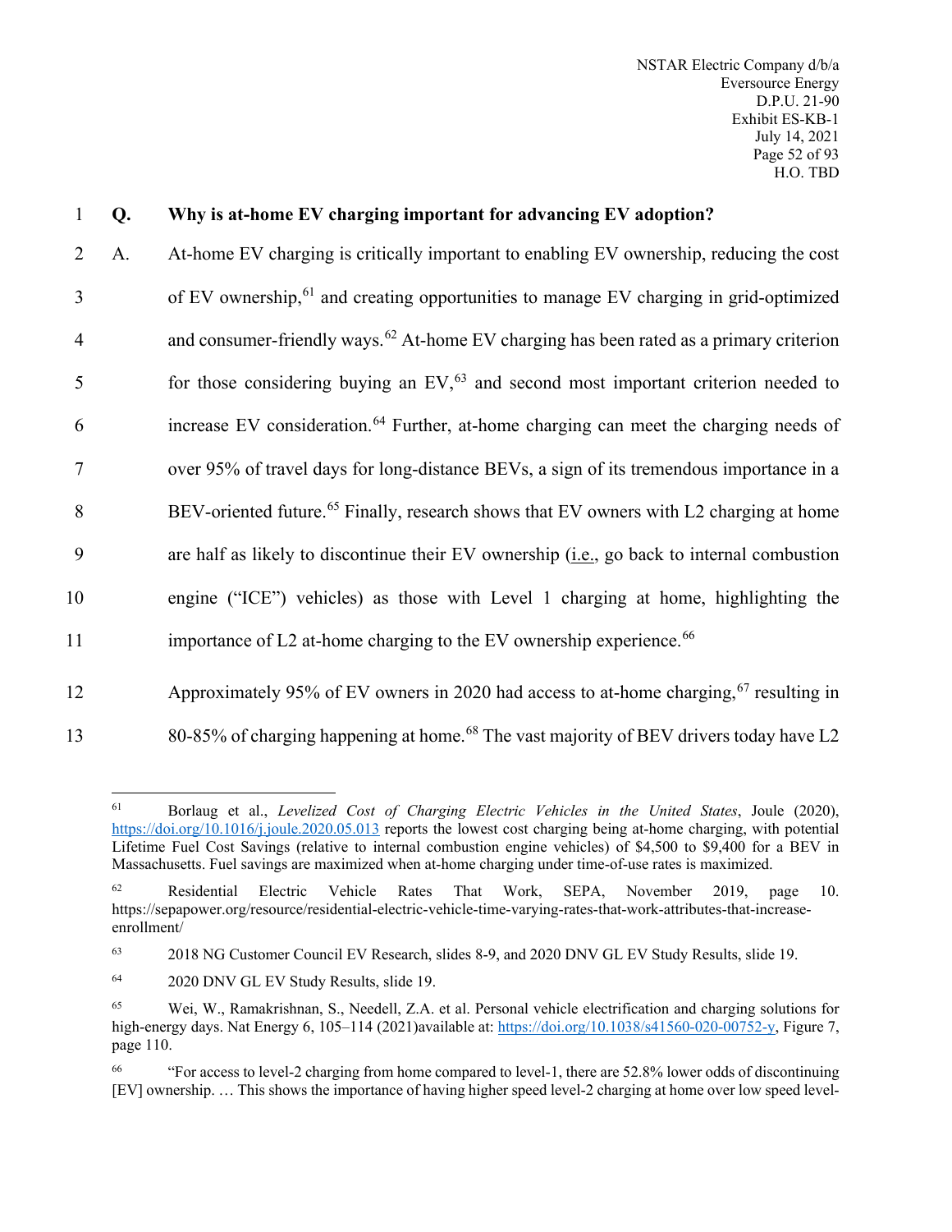**Q. Why is at-home EV charging important for advancing EV adoption?**

A. At-home EV charging is critically important to enabling EV ownership, reducing the cost of EV ownership,[61] and creating opportunities to manage EV charging in grid-optimized and consumer-friendly ways.[62] At-home EV charging has been rated as a primary criterion for those considering buying an EV,[63] and second most important criterion needed to increase EV consideration.[64] Further, at-home charging can meet the charging needs of over 95% of travel days for long-distance BEVs, a sign of its tremendous importance in a BEV-oriented future.[65] Finally, research shows that EV owners with L2 charging at home are half as likely to discontinue their EV ownership (i.e., go back to internal combustion engine ("ICE") vehicles) as those with Level 1 charging at home, highlighting the importance of L2 at-home charging to the EV ownership experience.[66]

Approximately 95% of EV owners in 2020 had access to at-home charging,[67] resulting in 80-85% of charging happening at home.[68] The vast majority of BEV drivers today have L2

---

[61] Borlaug et al., *Levelized Cost of Charging Electric Vehicles in the United States*, Joule (2020), https://doi.org/10.1016/j.joule.2020.05.013 reports the lowest cost charging being at-home charging, with potential Lifetime Fuel Cost Savings (relative to internal combustion engine vehicles) of $4,500 to $9,400 for a BEV in Massachusetts. Fuel savings are maximized when at-home charging under time-of-use rates is maximized.

[62] Residential Electric Vehicle Rates That Work, SEPA, November 2019, page 10. https://sepapower.org/resource/residential-electric-vehicle-time-varying-rates-that-work-attributes-that-increase-enrollment/

[63] 2018 NG Customer Council EV Research, slides 8-9, and 2020 DNV GL EV Study Results, slide 19.

[64] 2020 DNV GL EV Study Results, slide 19.

[65] Wei, W., Ramakrishnan, S., Needell, Z.A. et al. Personal vehicle electrification and charging solutions for high-energy days. Nat Energy 6, 105–114 (2021)available at: https://doi.org/10.1038/s41560-020-00752-y, Figure 7, page 110.

[66] "For access to level-2 charging from home compared to level-1, there are 52.8% lower odds of discontinuing [EV] ownership. … This shows the importance of having higher speed level-2 charging at home over low speed level-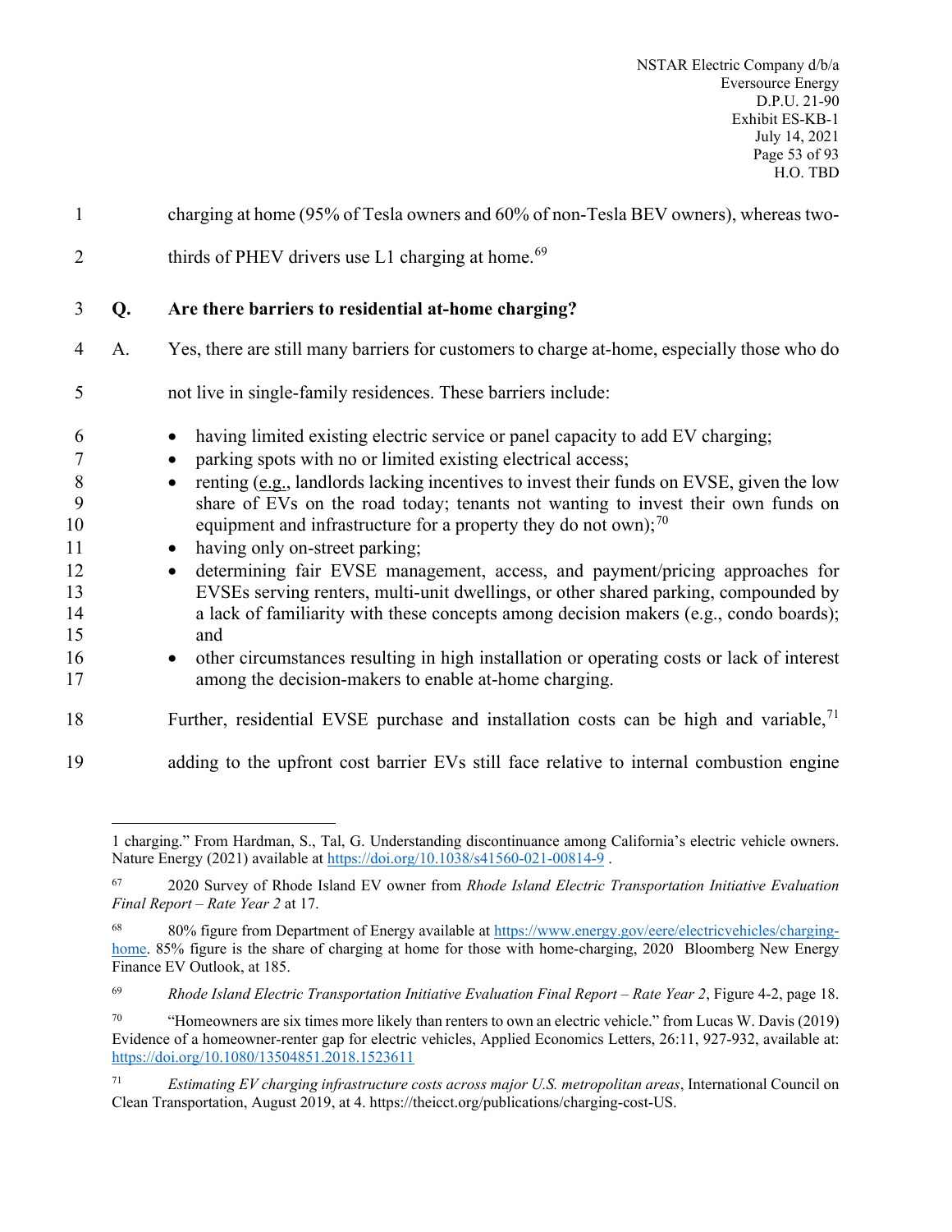charging at home (95% of Tesla owners and 60% of non-Tesla BEV owners), whereas two-thirds of PHEV drivers use L1 charging at home.[69]

**Q. Are there barriers to residential at-home charging?**

A. Yes, there are still many barriers for customers to charge at-home, especially those who do not live in single-family residences. These barriers include:

- having limited existing electric service or panel capacity to add EV charging;
- parking spots with no or limited existing electrical access;
- renting (e.g., landlords lacking incentives to invest their funds on EVSE, given the low share of EVs on the road today; tenants not wanting to invest their own funds on equipment and infrastructure for a property they do not own);[70]
- having only on-street parking;
- determining fair EVSE management, access, and payment/pricing approaches for EVSEs serving renters, multi-unit dwellings, or other shared parking, compounded by a lack of familiarity with these concepts among decision makers (e.g., condo boards); and
- other circumstances resulting in high installation or operating costs or lack of interest among the decision-makers to enable at-home charging.

Further, residential EVSE purchase and installation costs can be high and variable,[71] adding to the upfront cost barrier EVs still face relative to internal combustion engine

---

1 charging." From Hardman, S., Tal, G. Understanding discontinuance among California's electric vehicle owners. Nature Energy (2021) available at https://doi.org/10.1038/s41560-021-00814-9 .

[67] 2020 Survey of Rhode Island EV owner from *Rhode Island Electric Transportation Initiative Evaluation Final Report – Rate Year 2* at 17.

[68] 80% figure from Department of Energy available at https://www.energy.gov/eere/electricvehicles/charging-home. 85% figure is the share of charging at home for those with home-charging, 2020 Bloomberg New Energy Finance EV Outlook, at 185.

[69] *Rhode Island Electric Transportation Initiative Evaluation Final Report – Rate Year 2*, Figure 4-2, page 18.

[70] "Homeowners are six times more likely than renters to own an electric vehicle." from Lucas W. Davis (2019) Evidence of a homeowner-renter gap for electric vehicles, Applied Economics Letters, 26:11, 927-932, available at: https://doi.org/10.1080/13504851.2018.1523611

[71] *Estimating EV charging infrastructure costs across major U.S. metropolitan areas*, International Council on Clean Transportation, August 2019, at 4. https://theicct.org/publications/charging-cost-US.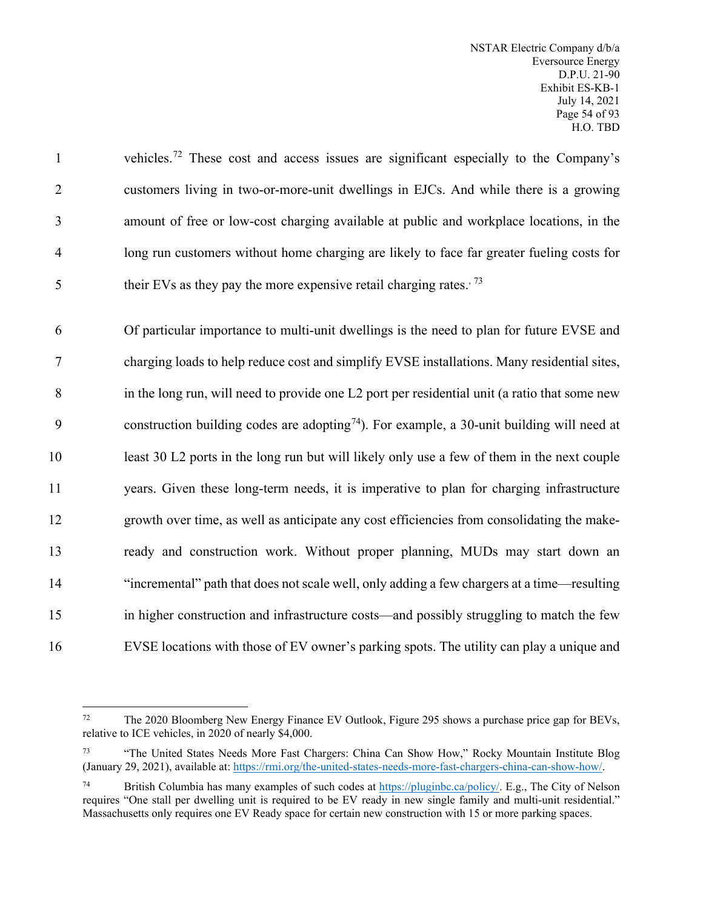vehicles.[72] These cost and access issues are significant especially to the Company's customers living in two-or-more-unit dwellings in EJCs. And while there is a growing amount of free or low-cost charging available at public and workplace locations, in the long run customers without home charging are likely to face far greater fueling costs for their EVs as they pay the more expensive retail charging rates.' [73]

Of particular importance to multi-unit dwellings is the need to plan for future EVSE and charging loads to help reduce cost and simplify EVSE installations. Many residential sites, in the long run, will need to provide one L2 port per residential unit (a ratio that some new construction building codes are adopting[74]). For example, a 30-unit building will need at least 30 L2 ports in the long run but will likely only use a few of them in the next couple years. Given these long-term needs, it is imperative to plan for charging infrastructure growth over time, as well as anticipate any cost efficiencies from consolidating the make-ready and construction work. Without proper planning, MUDs may start down an "incremental" path that does not scale well, only adding a few chargers at a time—resulting in higher construction and infrastructure costs—and possibly struggling to match the few EVSE locations with those of EV owner's parking spots. The utility can play a unique and

---

[72] The 2020 Bloomberg New Energy Finance EV Outlook, Figure 295 shows a purchase price gap for BEVs, relative to ICE vehicles, in 2020 of nearly $4,000.

[73] "The United States Needs More Fast Chargers: China Can Show How," Rocky Mountain Institute Blog (January 29, 2021), available at: https://rmi.org/the-united-states-needs-more-fast-chargers-china-can-show-how/.

[74] British Columbia has many examples of such codes at https://pluginbc.ca/policy/. E.g., The City of Nelson requires "One stall per dwelling unit is required to be EV ready in new single family and multi-unit residential." Massachusetts only requires one EV Ready space for certain new construction with 15 or more parking spaces.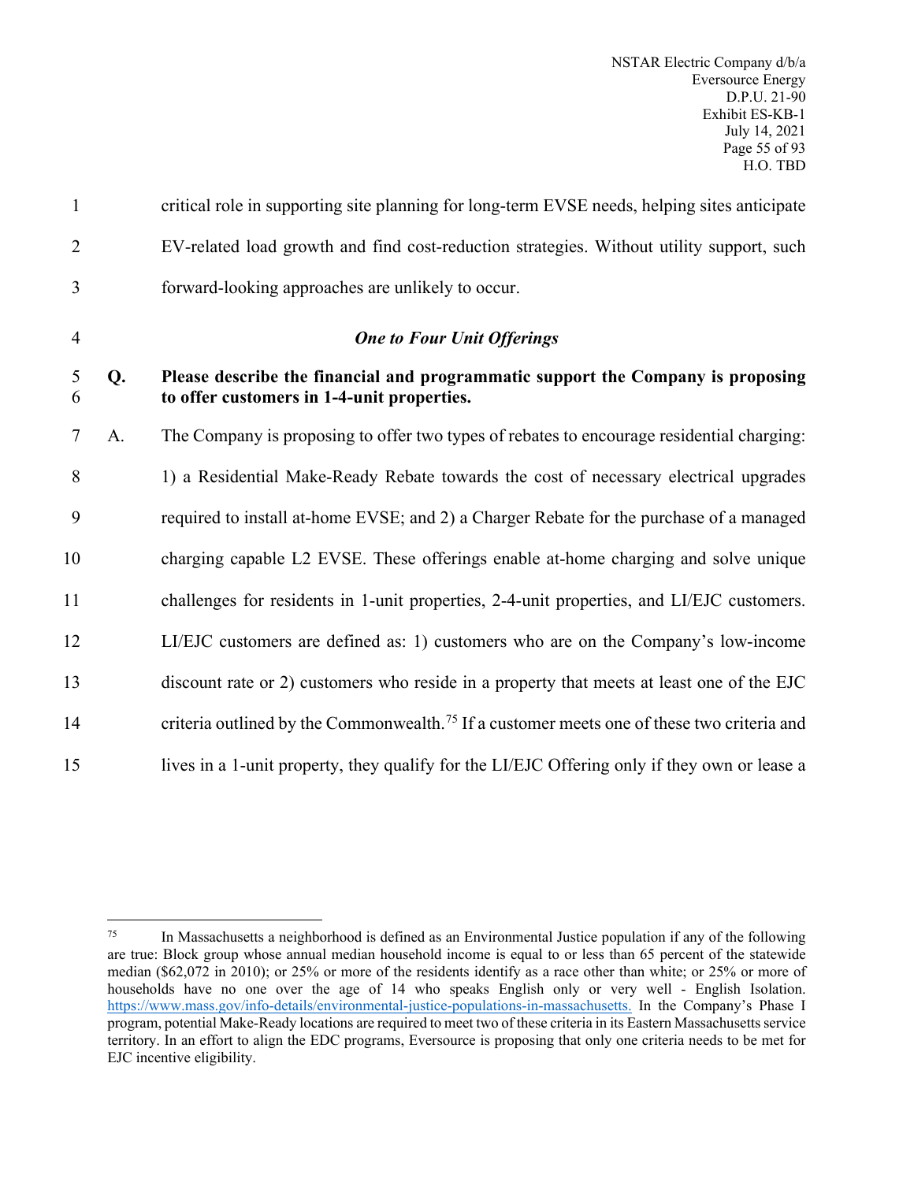critical role in supporting site planning for long-term EVSE needs, helping sites anticipate EV-related load growth and find cost-reduction strategies. Without utility support, such forward-looking approaches are unlikely to occur.

### *One to Four Unit Offerings*

**Q. Please describe the financial and programmatic support the Company is proposing to offer customers in 1-4-unit properties.**

A. The Company is proposing to offer two types of rebates to encourage residential charging: 1) a Residential Make-Ready Rebate towards the cost of necessary electrical upgrades required to install at-home EVSE; and 2) a Charger Rebate for the purchase of a managed charging capable L2 EVSE. These offerings enable at-home charging and solve unique challenges for residents in 1-unit properties, 2-4-unit properties, and LI/EJC customers. LI/EJC customers are defined as: 1) customers who are on the Company's low-income discount rate or 2) customers who reside in a property that meets at least one of the EJC criteria outlined by the Commonwealth.[75] If a customer meets one of these two criteria and lives in a 1-unit property, they qualify for the LI/EJC Offering only if they own or lease a

---

[75] In Massachusetts a neighborhood is defined as an Environmental Justice population if any of the following are true: Block group whose annual median household income is equal to or less than 65 percent of the statewide median ($62,072 in 2010); or 25% or more of the residents identify as a race other than white; or 25% or more of households have no one over the age of 14 who speaks English only or very well - English Isolation. https://www.mass.gov/info-details/environmental-justice-populations-in-massachusetts. In the Company's Phase I program, potential Make-Ready locations are required to meet two of these criteria in its Eastern Massachusetts service territory. In an effort to align the EDC programs, Eversource is proposing that only one criteria needs to be met for EJC incentive eligibility.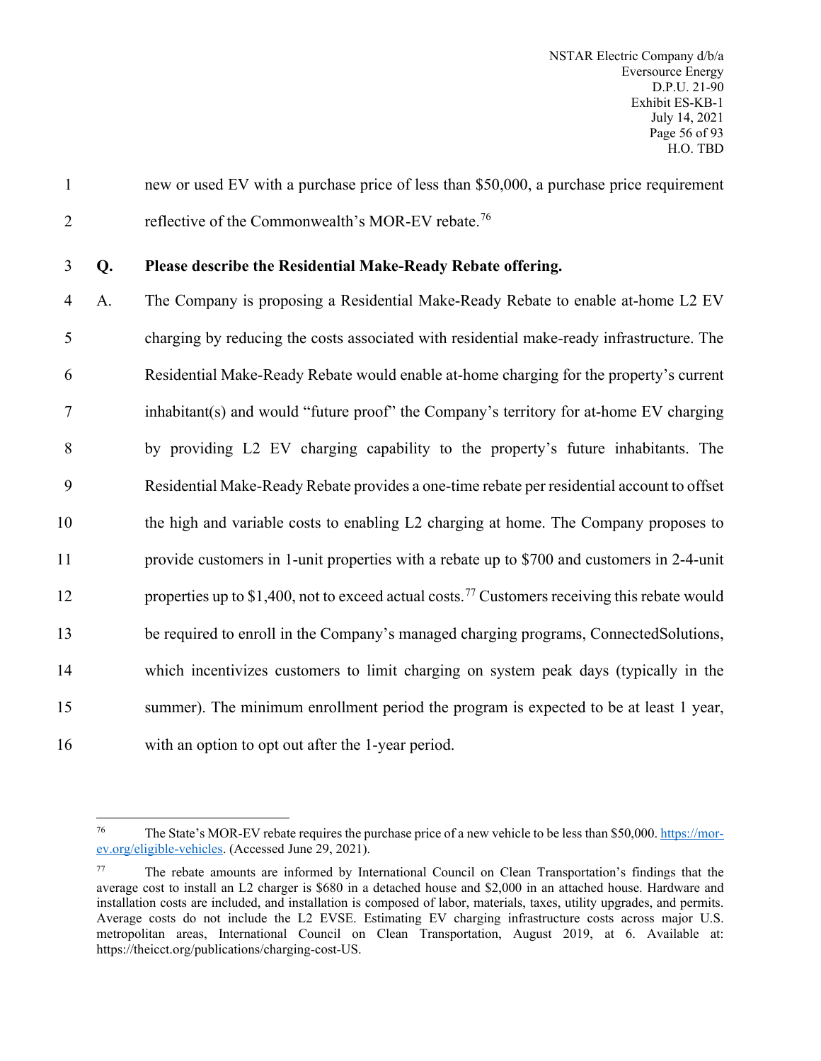new or used EV with a purchase price of less than $50,000, a purchase price requirement reflective of the Commonwealth's MOR-EV rebate.[76]

**Q. Please describe the Residential Make-Ready Rebate offering.**

A. The Company is proposing a Residential Make-Ready Rebate to enable at-home L2 EV charging by reducing the costs associated with residential make-ready infrastructure. The Residential Make-Ready Rebate would enable at-home charging for the property's current inhabitant(s) and would "future proof" the Company's territory for at-home EV charging by providing L2 EV charging capability to the property's future inhabitants. The Residential Make-Ready Rebate provides a one-time rebate per residential account to offset the high and variable costs to enabling L2 charging at home. The Company proposes to provide customers in 1-unit properties with a rebate up to $700 and customers in 2-4-unit properties up to $1,400, not to exceed actual costs.[77] Customers receiving this rebate would be required to enroll in the Company's managed charging programs, ConnectedSolutions, which incentivizes customers to limit charging on system peak days (typically in the summer). The minimum enrollment period the program is expected to be at least 1 year, with an option to opt out after the 1-year period.

---

[76] The State's MOR-EV rebate requires the purchase price of a new vehicle to be less than $50,000. https://mor-ev.org/eligible-vehicles. (Accessed June 29, 2021).

[77] The rebate amounts are informed by International Council on Clean Transportation's findings that the average cost to install an L2 charger is $680 in a detached house and $2,000 in an attached house. Hardware and installation costs are included, and installation is composed of labor, materials, taxes, utility upgrades, and permits. Average costs do not include the L2 EVSE. Estimating EV charging infrastructure costs across major U.S. metropolitan areas, International Council on Clean Transportation, August 2019, at 6. Available at: https://theicct.org/publications/charging-cost-US.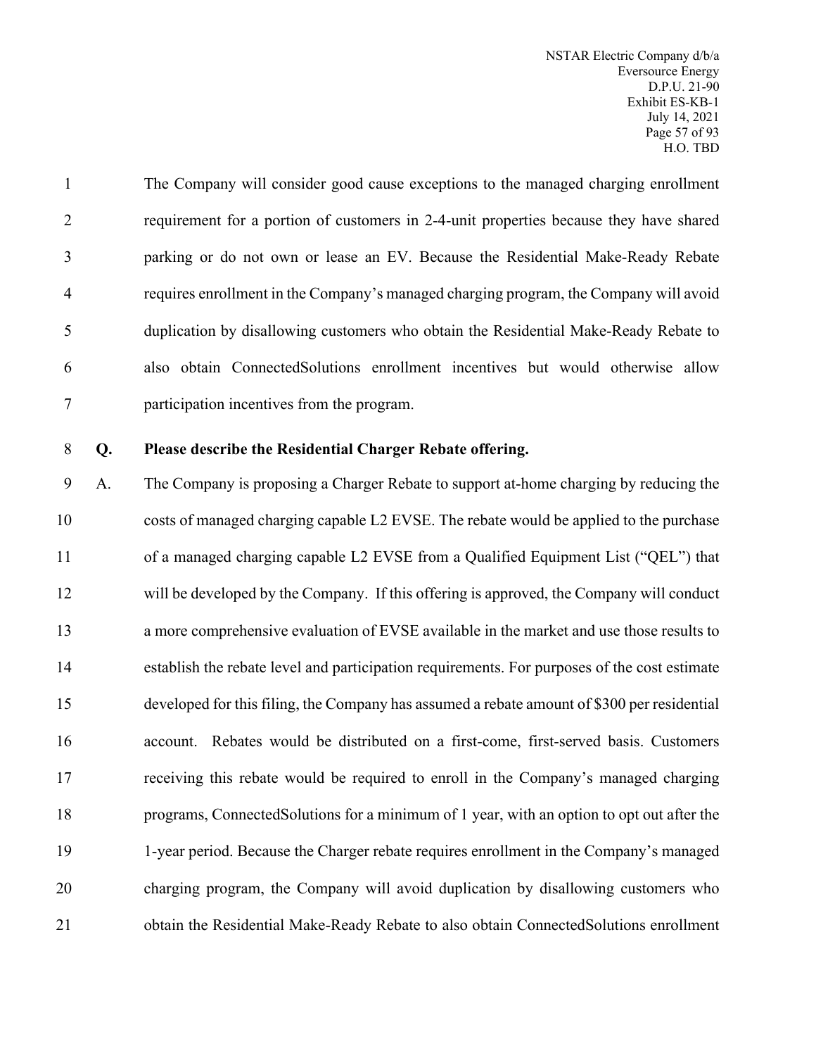The Company will consider good cause exceptions to the managed charging enrollment requirement for a portion of customers in 2-4-unit properties because they have shared parking or do not own or lease an EV. Because the Residential Make-Ready Rebate requires enrollment in the Company's managed charging program, the Company will avoid duplication by disallowing customers who obtain the Residential Make-Ready Rebate to also obtain ConnectedSolutions enrollment incentives but would otherwise allow participation incentives from the program.

**Q. Please describe the Residential Charger Rebate offering.**

A. The Company is proposing a Charger Rebate to support at-home charging by reducing the costs of managed charging capable L2 EVSE. The rebate would be applied to the purchase of a managed charging capable L2 EVSE from a Qualified Equipment List ("QEL") that will be developed by the Company. If this offering is approved, the Company will conduct a more comprehensive evaluation of EVSE available in the market and use those results to establish the rebate level and participation requirements. For purposes of the cost estimate developed for this filing, the Company has assumed a rebate amount of $300 per residential account. Rebates would be distributed on a first-come, first-served basis. Customers receiving this rebate would be required to enroll in the Company's managed charging programs, ConnectedSolutions for a minimum of 1 year, with an option to opt out after the 1-year period. Because the Charger rebate requires enrollment in the Company's managed charging program, the Company will avoid duplication by disallowing customers who obtain the Residential Make-Ready Rebate to also obtain ConnectedSolutions enrollment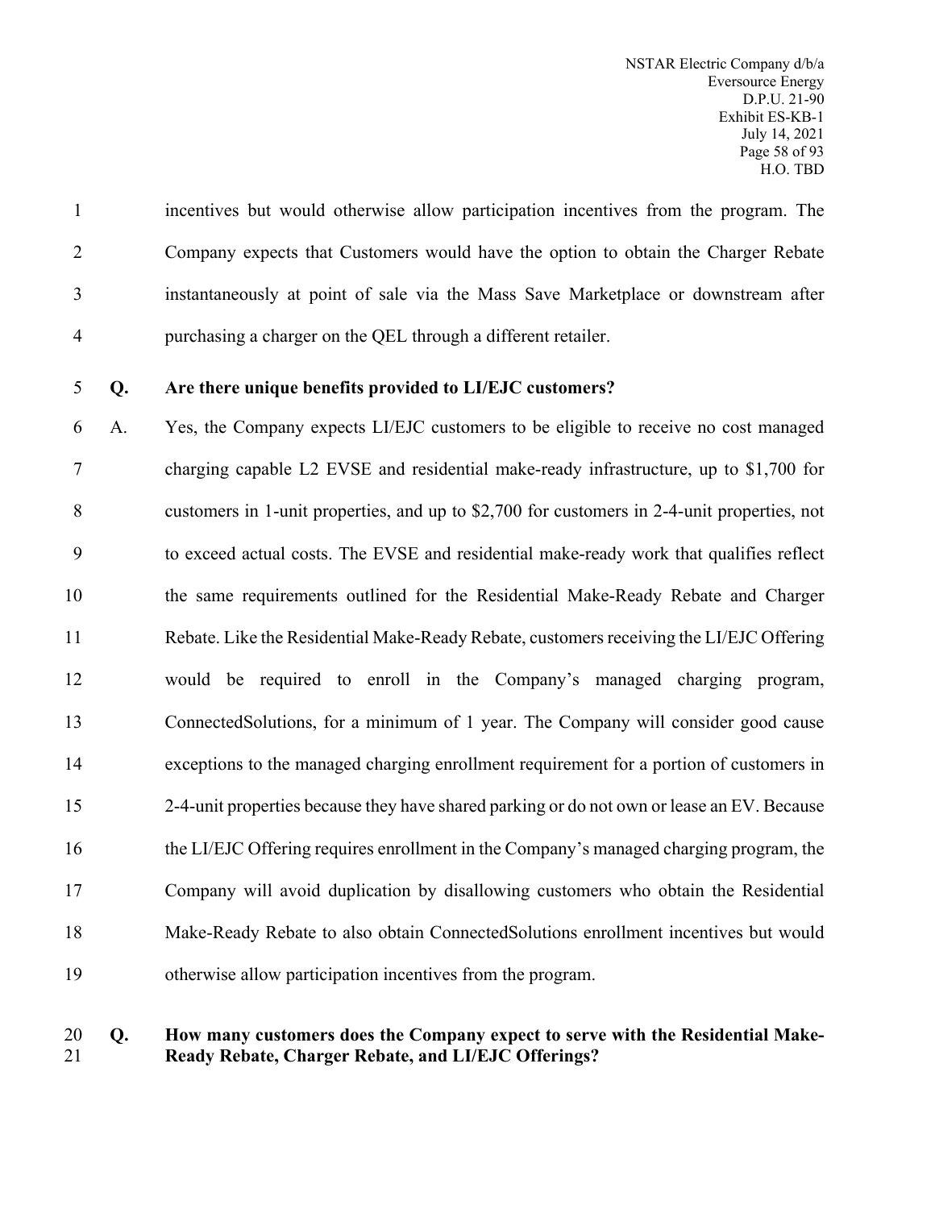incentives but would otherwise allow participation incentives from the program. The Company expects that Customers would have the option to obtain the Charger Rebate instantaneously at point of sale via the Mass Save Marketplace or downstream after purchasing a charger on the QEL through a different retailer.

**Q. Are there unique benefits provided to LI/EJC customers?**

A. Yes, the Company expects LI/EJC customers to be eligible to receive no cost managed charging capable L2 EVSE and residential make-ready infrastructure, up to $1,700 for customers in 1-unit properties, and up to $2,700 for customers in 2-4-unit properties, not to exceed actual costs. The EVSE and residential make-ready work that qualifies reflect the same requirements outlined for the Residential Make-Ready Rebate and Charger Rebate. Like the Residential Make-Ready Rebate, customers receiving the LI/EJC Offering would be required to enroll in the Company's managed charging program, ConnectedSolutions, for a minimum of 1 year. The Company will consider good cause exceptions to the managed charging enrollment requirement for a portion of customers in 2-4-unit properties because they have shared parking or do not own or lease an EV. Because the LI/EJC Offering requires enrollment in the Company's managed charging program, the Company will avoid duplication by disallowing customers who obtain the Residential Make-Ready Rebate to also obtain ConnectedSolutions enrollment incentives but would otherwise allow participation incentives from the program.

**Q. How many customers does the Company expect to serve with the Residential Make-Ready Rebate, Charger Rebate, and LI/EJC Offerings?**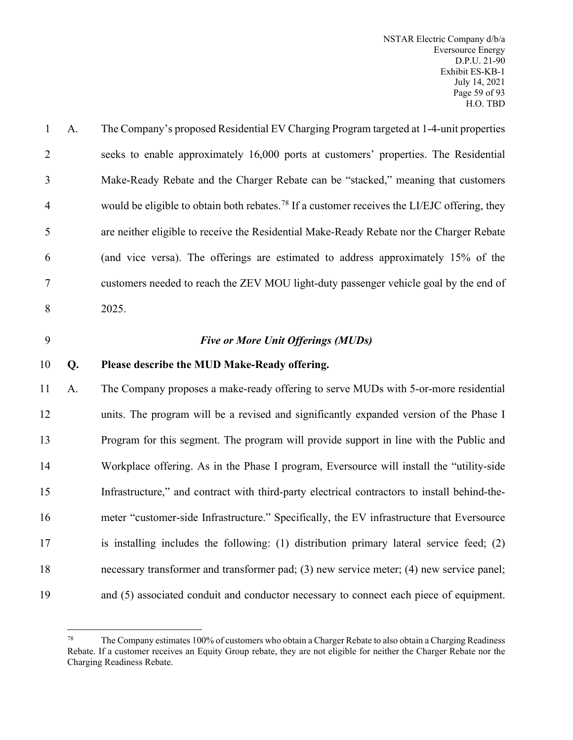A. The Company's proposed Residential EV Charging Program targeted at 1-4-unit properties seeks to enable approximately 16,000 ports at customers' properties. The Residential Make-Ready Rebate and the Charger Rebate can be "stacked," meaning that customers would be eligible to obtain both rebates.[78] If a customer receives the LI/EJC offering, they are neither eligible to receive the Residential Make-Ready Rebate nor the Charger Rebate (and vice versa). The offerings are estimated to address approximately 15% of the customers needed to reach the ZEV MOU light-duty passenger vehicle goal by the end of 2025.

*Five or More Unit Offerings (MUDs)*

**Q. Please describe the MUD Make-Ready offering.**

A. The Company proposes a make-ready offering to serve MUDs with 5-or-more residential units. The program will be a revised and significantly expanded version of the Phase I Program for this segment. The program will provide support in line with the Public and Workplace offering. As in the Phase I program, Eversource will install the "utility-side Infrastructure," and contract with third-party electrical contractors to install behind-the-meter "customer-side Infrastructure." Specifically, the EV infrastructure that Eversource is installing includes the following: (1) distribution primary lateral service feed; (2) necessary transformer and transformer pad; (3) new service meter; (4) new service panel; and (5) associated conduit and conductor necessary to connect each piece of equipment.

---

[78] The Company estimates 100% of customers who obtain a Charger Rebate to also obtain a Charging Readiness Rebate. If a customer receives an Equity Group rebate, they are not eligible for neither the Charger Rebate nor the Charging Readiness Rebate.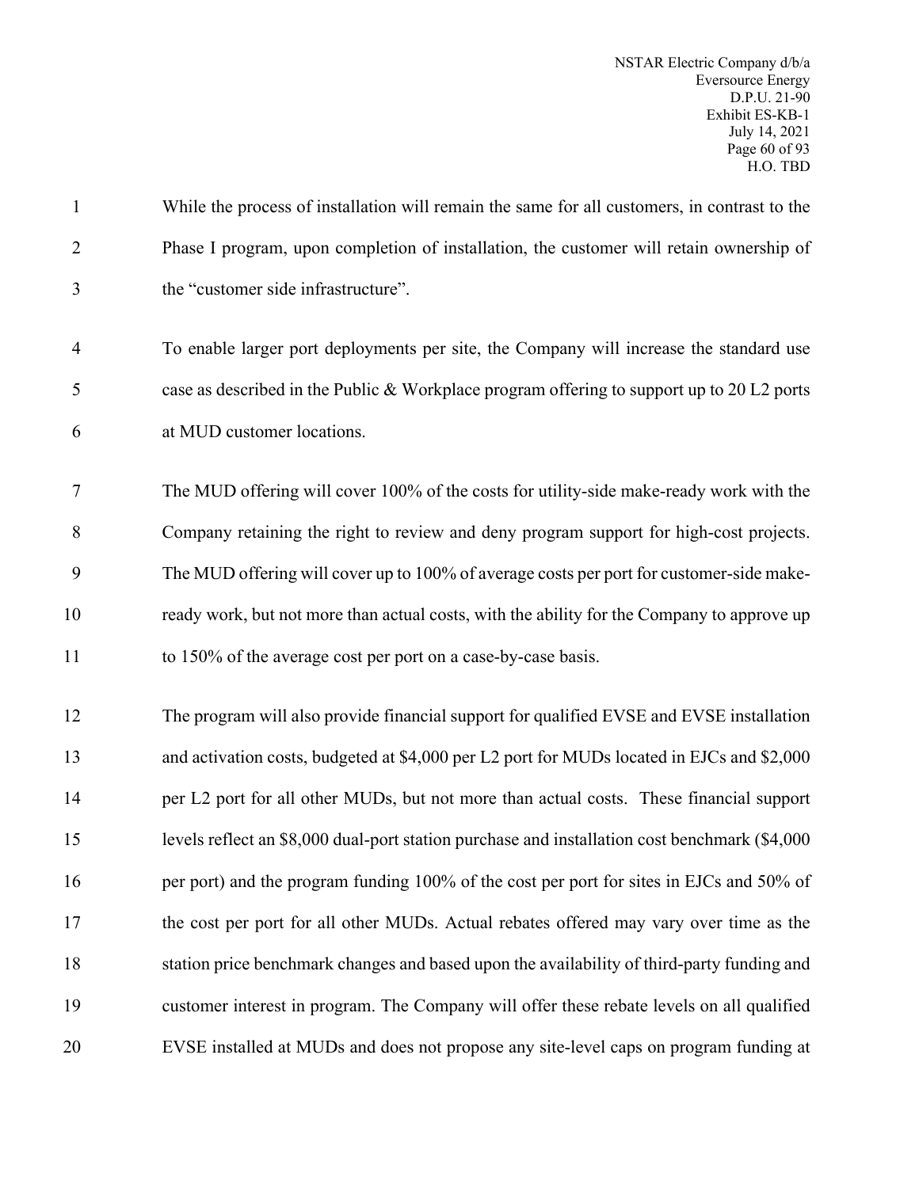While the process of installation will remain the same for all customers, in contrast to the Phase I program, upon completion of installation, the customer will retain ownership of the "customer side infrastructure".

To enable larger port deployments per site, the Company will increase the standard use case as described in the Public & Workplace program offering to support up to 20 L2 ports at MUD customer locations.

The MUD offering will cover 100% of the costs for utility-side make-ready work with the Company retaining the right to review and deny program support for high-cost projects. The MUD offering will cover up to 100% of average costs per port for customer-side make-ready work, but not more than actual costs, with the ability for the Company to approve up to 150% of the average cost per port on a case-by-case basis.

The program will also provide financial support for qualified EVSE and EVSE installation and activation costs, budgeted at $4,000 per L2 port for MUDs located in EJCs and $2,000 per L2 port for all other MUDs, but not more than actual costs. These financial support levels reflect an $8,000 dual-port station purchase and installation cost benchmark ($4,000 per port) and the program funding 100% of the cost per port for sites in EJCs and 50% of the cost per port for all other MUDs. Actual rebates offered may vary over time as the station price benchmark changes and based upon the availability of third-party funding and customer interest in program. The Company will offer these rebate levels on all qualified EVSE installed at MUDs and does not propose any site-level caps on program funding at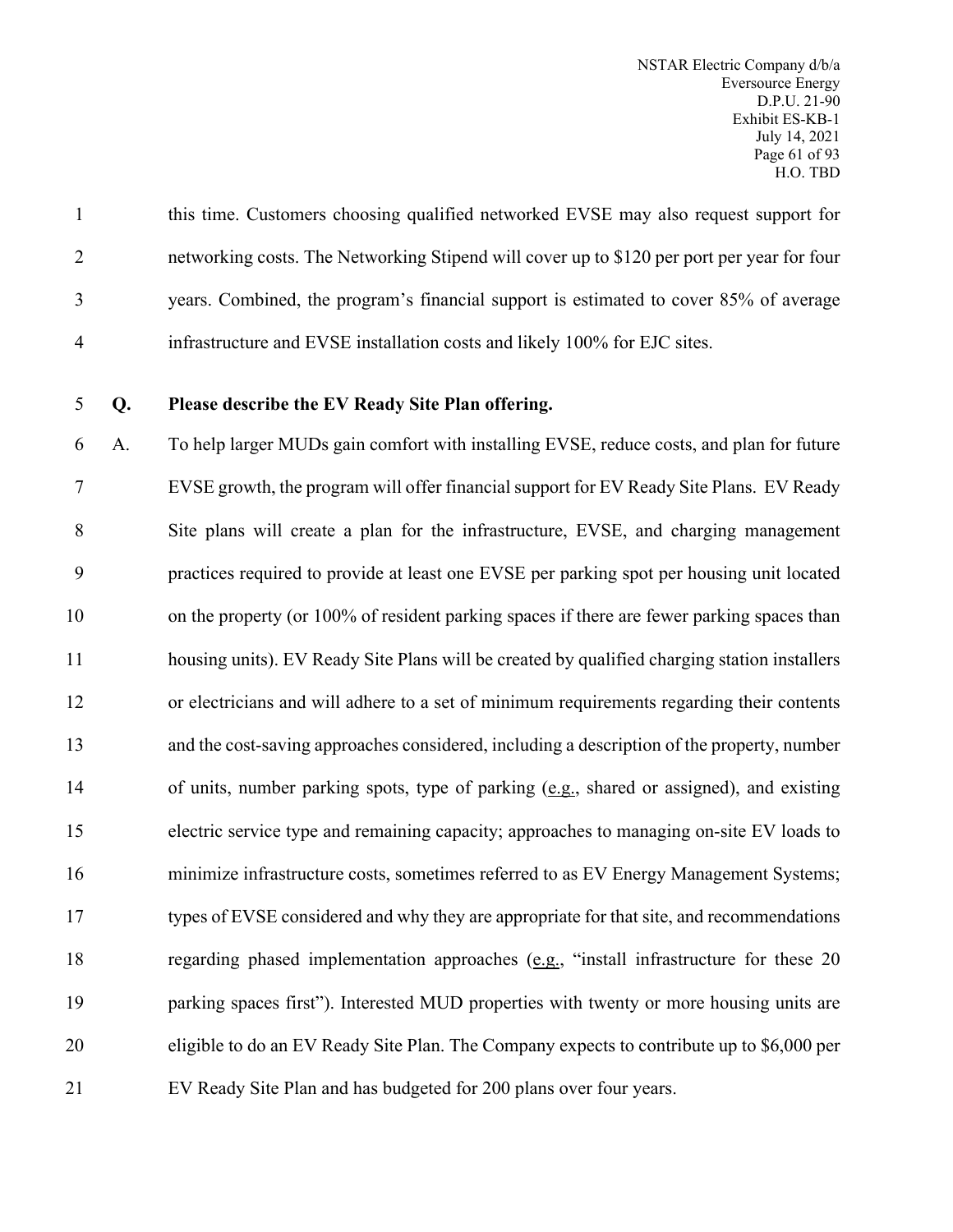this time. Customers choosing qualified networked EVSE may also request support for networking costs. The Networking Stipend will cover up to $120 per port per year for four years. Combined, the program's financial support is estimated to cover 85% of average infrastructure and EVSE installation costs and likely 100% for EJC sites.

**Q. Please describe the EV Ready Site Plan offering.**

A. To help larger MUDs gain comfort with installing EVSE, reduce costs, and plan for future EVSE growth, the program will offer financial support for EV Ready Site Plans. EV Ready Site plans will create a plan for the infrastructure, EVSE, and charging management practices required to provide at least one EVSE per parking spot per housing unit located on the property (or 100% of resident parking spaces if there are fewer parking spaces than housing units). EV Ready Site Plans will be created by qualified charging station installers or electricians and will adhere to a set of minimum requirements regarding their contents and the cost-saving approaches considered, including a description of the property, number of units, number parking spots, type of parking (e.g., shared or assigned), and existing electric service type and remaining capacity; approaches to managing on-site EV loads to minimize infrastructure costs, sometimes referred to as EV Energy Management Systems; types of EVSE considered and why they are appropriate for that site, and recommendations regarding phased implementation approaches (e.g., "install infrastructure for these 20 parking spaces first"). Interested MUD properties with twenty or more housing units are eligible to do an EV Ready Site Plan. The Company expects to contribute up to $6,000 per EV Ready Site Plan and has budgeted for 200 plans over four years.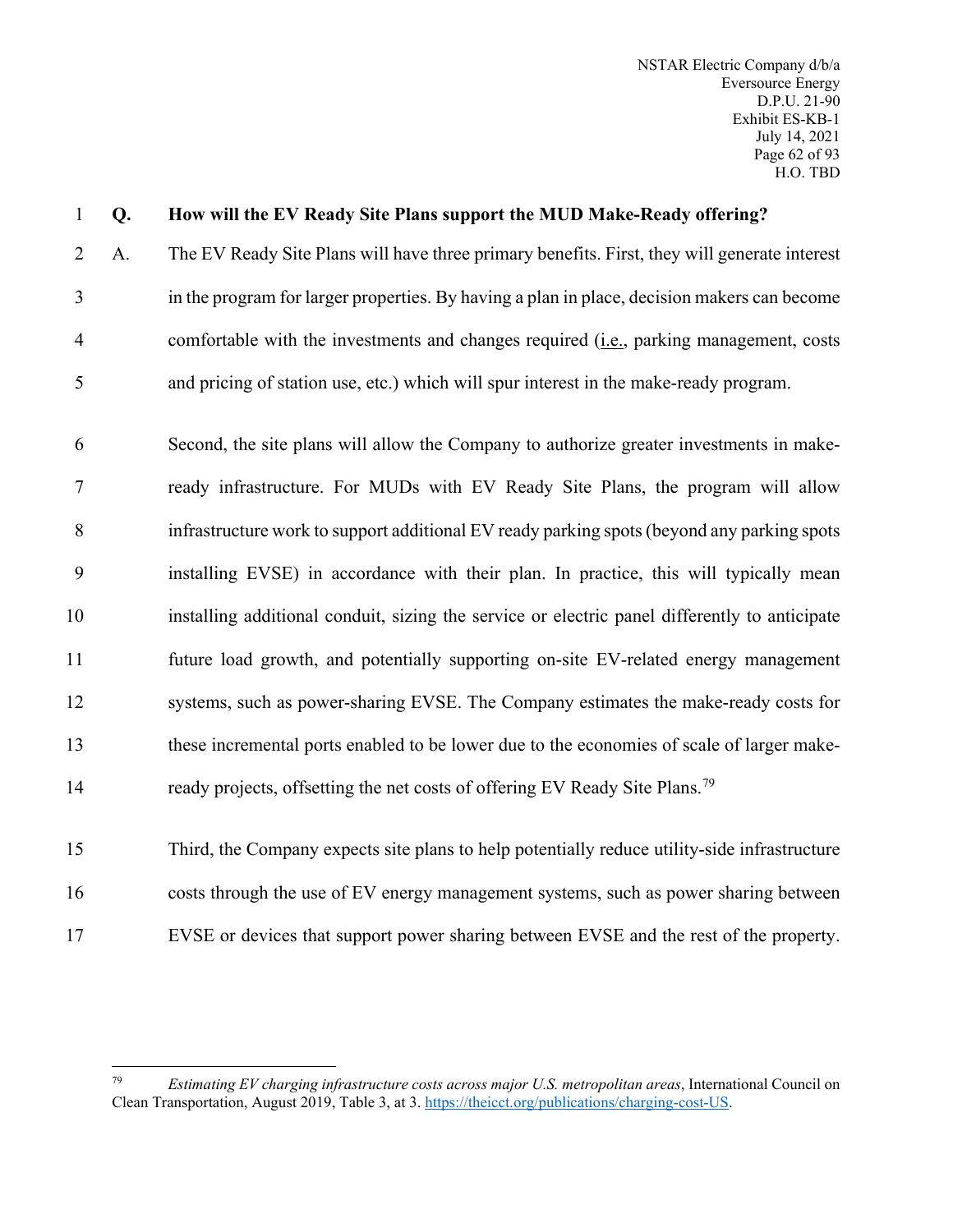**Q. How will the EV Ready Site Plans support the MUD Make-Ready offering?**

A. The EV Ready Site Plans will have three primary benefits. First, they will generate interest in the program for larger properties. By having a plan in place, decision makers can become comfortable with the investments and changes required (i.e., parking management, costs and pricing of station use, etc.) which will spur interest in the make-ready program.

Second, the site plans will allow the Company to authorize greater investments in make-ready infrastructure. For MUDs with EV Ready Site Plans, the program will allow infrastructure work to support additional EV ready parking spots (beyond any parking spots installing EVSE) in accordance with their plan. In practice, this will typically mean installing additional conduit, sizing the service or electric panel differently to anticipate future load growth, and potentially supporting on-site EV-related energy management systems, such as power-sharing EVSE. The Company estimates the make-ready costs for these incremental ports enabled to be lower due to the economies of scale of larger make-ready projects, offsetting the net costs of offering EV Ready Site Plans.[79]

Third, the Company expects site plans to help potentially reduce utility-side infrastructure costs through the use of EV energy management systems, such as power sharing between EVSE or devices that support power sharing between EVSE and the rest of the property.

---

[79] *Estimating EV charging infrastructure costs across major U.S. metropolitan areas*, International Council on Clean Transportation, August 2019, Table 3, at 3. https://theicct.org/publications/charging-cost-US.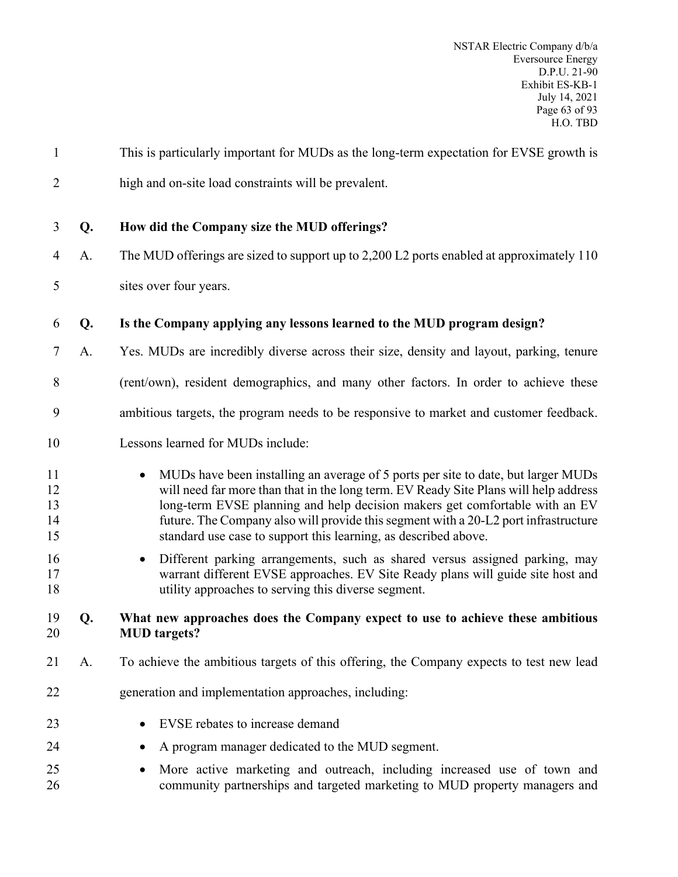This is particularly important for MUDs as the long-term expectation for EVSE growth is high and on-site load constraints will be prevalent.

**Q. How did the Company size the MUD offerings?**

A. The MUD offerings are sized to support up to 2,200 L2 ports enabled at approximately 110 sites over four years.

**Q. Is the Company applying any lessons learned to the MUD program design?**

A. Yes. MUDs are incredibly diverse across their size, density and layout, parking, tenure (rent/own), resident demographics, and many other factors. In order to achieve these ambitious targets, the program needs to be responsive to market and customer feedback. Lessons learned for MUDs include:

- MUDs have been installing an average of 5 ports per site to date, but larger MUDs will need far more than that in the long term. EV Ready Site Plans will help address long-term EVSE planning and help decision makers get comfortable with an EV future. The Company also will provide this segment with a 20-L2 port infrastructure standard use case to support this learning, as described above.
- Different parking arrangements, such as shared versus assigned parking, may warrant different EVSE approaches. EV Site Ready plans will guide site host and utility approaches to serving this diverse segment.

**Q. What new approaches does the Company expect to use to achieve these ambitious MUD targets?**

A. To achieve the ambitious targets of this offering, the Company expects to test new lead generation and implementation approaches, including:

- EVSE rebates to increase demand
- A program manager dedicated to the MUD segment.
- More active marketing and outreach, including increased use of town and community partnerships and targeted marketing to MUD property managers and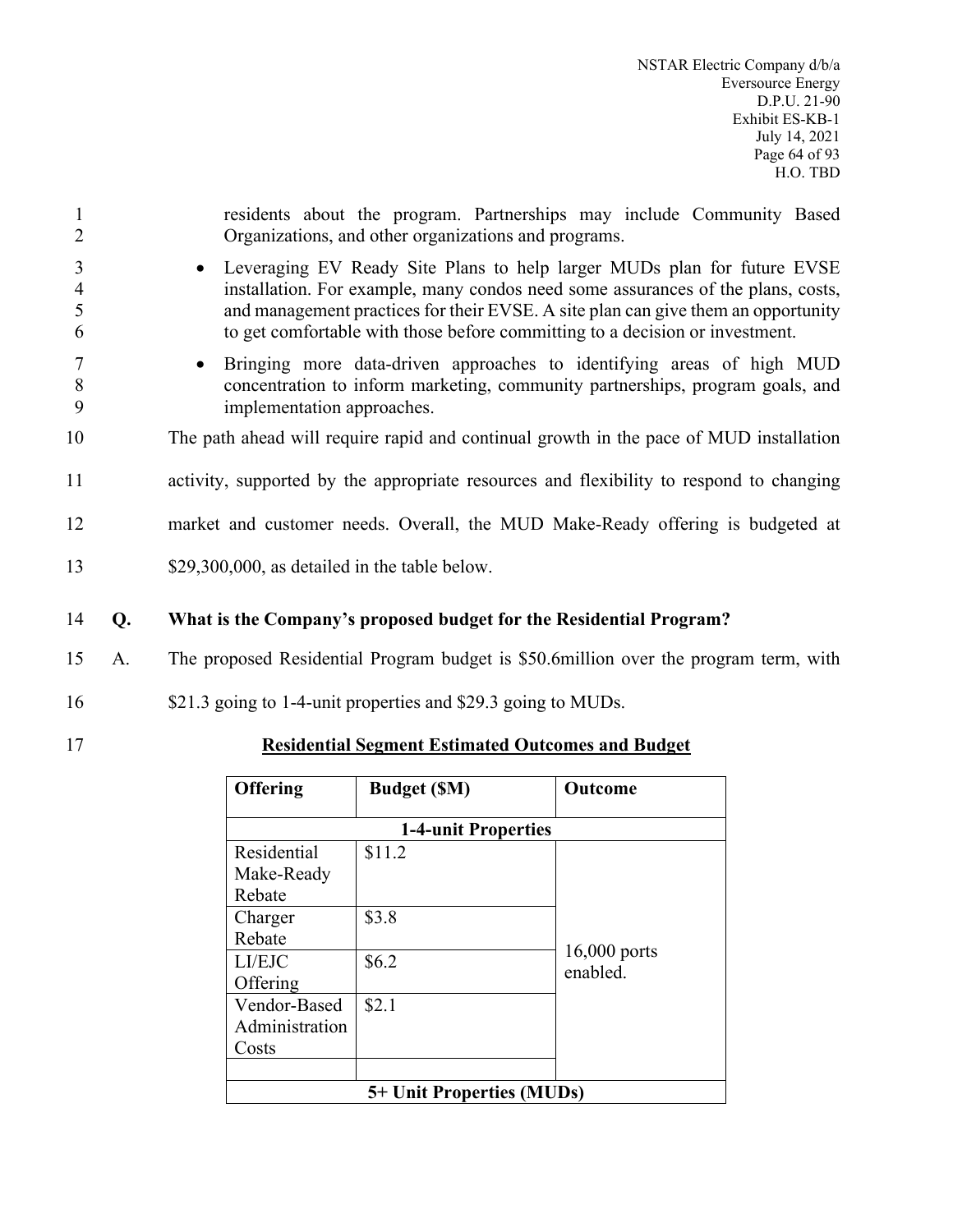residents about the program. Partnerships may include Community Based Organizations, and other organizations and programs.

- Leveraging EV Ready Site Plans to help larger MUDs plan for future EVSE installation. For example, many condos need some assurances of the plans, costs, and management practices for their EVSE. A site plan can give them an opportunity to get comfortable with those before committing to a decision or investment.
- Bringing more data-driven approaches to identifying areas of high MUD concentration to inform marketing, community partnerships, program goals, and implementation approaches.

The path ahead will require rapid and continual growth in the pace of MUD installation activity, supported by the appropriate resources and flexibility to respond to changing market and customer needs. Overall, the MUD Make-Ready offering is budgeted at $29,300,000, as detailed in the table below.

**Q. What is the Company's proposed budget for the Residential Program?**

A. The proposed Residential Program budget is $50.6million over the program term, with $21.3 going to 1-4-unit properties and $29.3 going to MUDs.

**Residential Segment Estimated Outcomes and Budget**

| Offering | Budget ($M) | Outcome |
|---|---|---|
| **1-4-unit Properties** | | |
| Residential Make-Ready Rebate | $11.2 | 16,000 ports enabled. |
| Charger Rebate | $3.8 | |
| LI/EJC Offering | $6.2 | |
| Vendor-Based Administration Costs | $2.1 | |
| | | |
| **5+ Unit Properties (MUDs)** | | |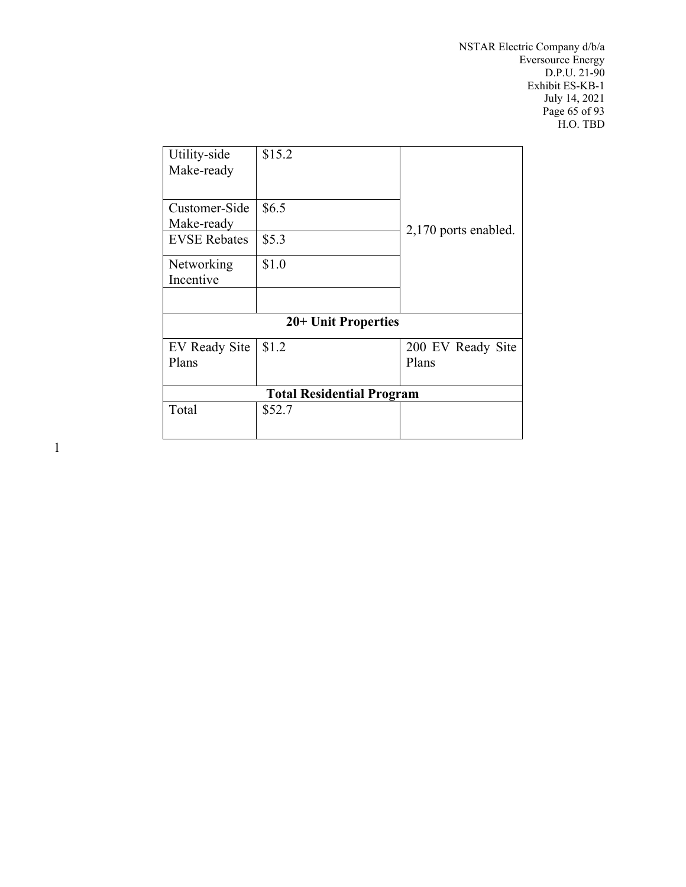| | | |
|---|---|---|
| Utility-side Make-ready | $15.2 | 2,170 ports enabled. |
| Customer-Side Make-ready | $6.5 | |
| EVSE Rebates | $5.3 | |
| Networking Incentive | $1.0 | |
| | | |
| **20+ Unit Properties** | | |
| EV Ready Site Plans | $1.2 | 200 EV Ready Site Plans |
| **Total Residential Program** | | |
| Total | $52.7 | |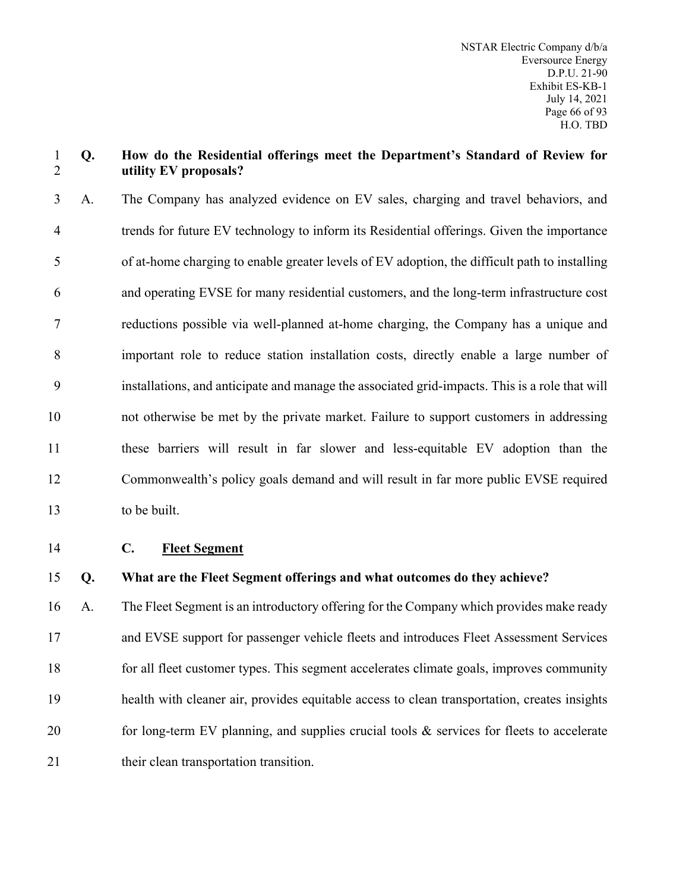**Q. How do the Residential offerings meet the Department's Standard of Review for utility EV proposals?**

A. The Company has analyzed evidence on EV sales, charging and travel behaviors, and trends for future EV technology to inform its Residential offerings. Given the importance of at-home charging to enable greater levels of EV adoption, the difficult path to installing and operating EVSE for many residential customers, and the long-term infrastructure cost reductions possible via well-planned at-home charging, the Company has a unique and important role to reduce station installation costs, directly enable a large number of installations, and anticipate and manage the associated grid-impacts. This is a role that will not otherwise be met by the private market. Failure to support customers in addressing these barriers will result in far slower and less-equitable EV adoption than the Commonwealth's policy goals demand and will result in far more public EVSE required to be built.

### C. <u>Fleet Segment</u>

**Q. What are the Fleet Segment offerings and what outcomes do they achieve?**

A. The Fleet Segment is an introductory offering for the Company which provides make ready and EVSE support for passenger vehicle fleets and introduces Fleet Assessment Services for all fleet customer types. This segment accelerates climate goals, improves community health with cleaner air, provides equitable access to clean transportation, creates insights for long-term EV planning, and supplies crucial tools & services for fleets to accelerate their clean transportation transition.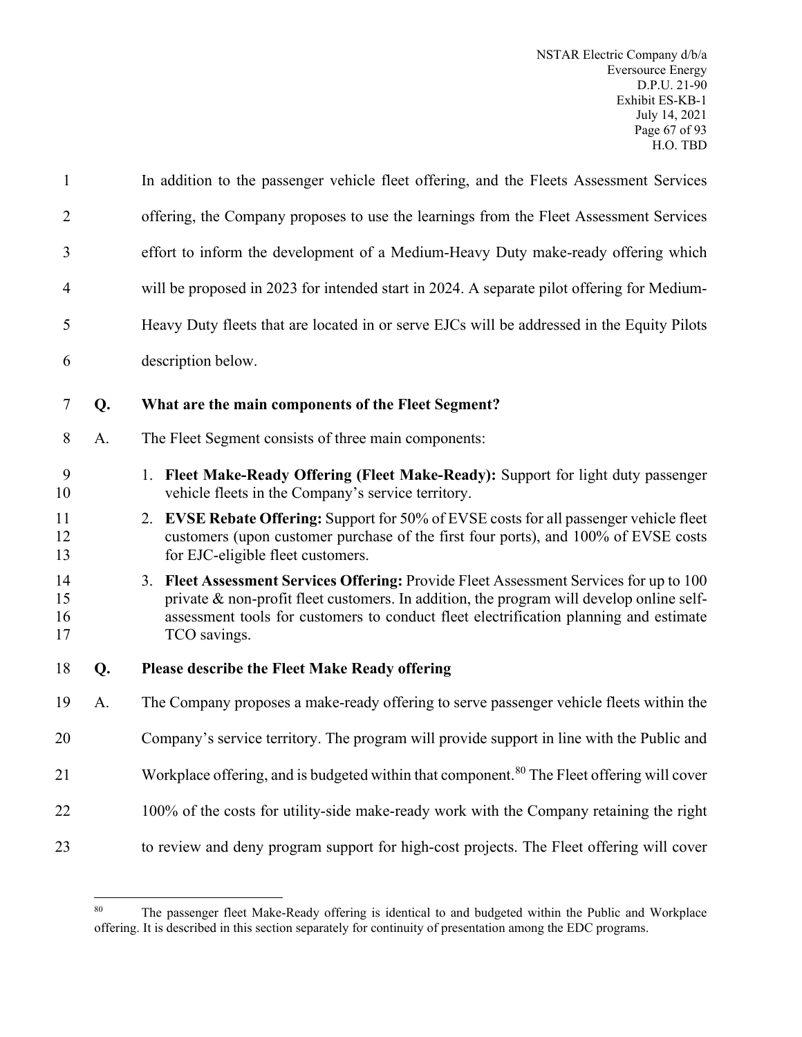In addition to the passenger vehicle fleet offering, and the Fleets Assessment Services offering, the Company proposes to use the learnings from the Fleet Assessment Services effort to inform the development of a Medium-Heavy Duty make-ready offering which will be proposed in 2023 for intended start in 2024. A separate pilot offering for Medium-Heavy Duty fleets that are located in or serve EJCs will be addressed in the Equity Pilots description below.

**Q. What are the main components of the Fleet Segment?**

A. The Fleet Segment consists of three main components:

1. **Fleet Make-Ready Offering (Fleet Make-Ready):** Support for light duty passenger vehicle fleets in the Company's service territory.
2. **EVSE Rebate Offering:** Support for 50% of EVSE costs for all passenger vehicle fleet customers (upon customer purchase of the first four ports), and 100% of EVSE costs for EJC-eligible fleet customers.
3. **Fleet Assessment Services Offering:** Provide Fleet Assessment Services for up to 100 private & non-profit fleet customers. In addition, the program will develop online self-assessment tools for customers to conduct fleet electrification planning and estimate TCO savings.

**Q. Please describe the Fleet Make Ready offering**

A. The Company proposes a make-ready offering to serve passenger vehicle fleets within the Company's service territory. The program will provide support in line with the Public and Workplace offering, and is budgeted within that component.[80] The Fleet offering will cover 100% of the costs for utility-side make-ready work with the Company retaining the right to review and deny program support for high-cost projects. The Fleet offering will cover

[80] The passenger fleet Make-Ready offering is identical to and budgeted within the Public and Workplace offering. It is described in this section separately for continuity of presentation among the EDC programs.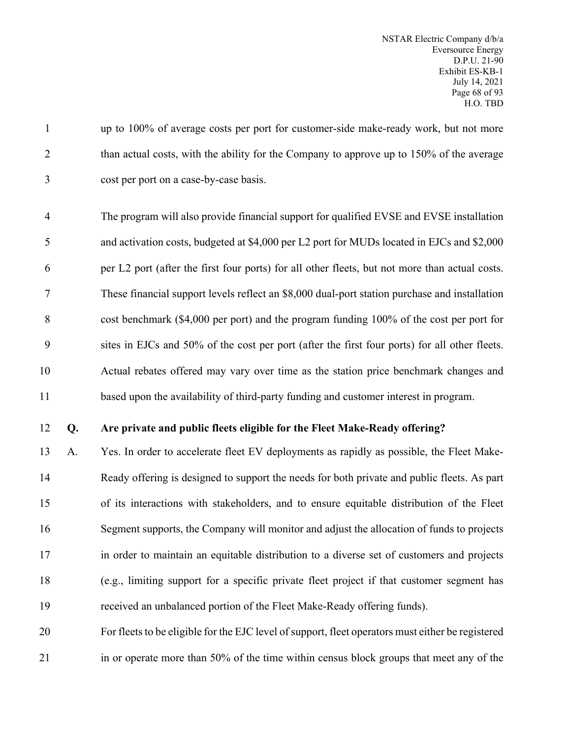up to 100% of average costs per port for customer-side make-ready work, but not more than actual costs, with the ability for the Company to approve up to 150% of the average cost per port on a case-by-case basis.

The program will also provide financial support for qualified EVSE and EVSE installation and activation costs, budgeted at $4,000 per L2 port for MUDs located in EJCs and $2,000 per L2 port (after the first four ports) for all other fleets, but not more than actual costs. These financial support levels reflect an $8,000 dual-port station purchase and installation cost benchmark ($4,000 per port) and the program funding 100% of the cost per port for sites in EJCs and 50% of the cost per port (after the first four ports) for all other fleets. Actual rebates offered may vary over time as the station price benchmark changes and based upon the availability of third-party funding and customer interest in program.

**Q. Are private and public fleets eligible for the Fleet Make-Ready offering?**

A. Yes. In order to accelerate fleet EV deployments as rapidly as possible, the Fleet Make-Ready offering is designed to support the needs for both private and public fleets. As part of its interactions with stakeholders, and to ensure equitable distribution of the Fleet Segment supports, the Company will monitor and adjust the allocation of funds to projects in order to maintain an equitable distribution to a diverse set of customers and projects (e.g., limiting support for a specific private fleet project if that customer segment has received an unbalanced portion of the Fleet Make-Ready offering funds).

For fleets to be eligible for the EJC level of support, fleet operators must either be registered in or operate more than 50% of the time within census block groups that meet any of the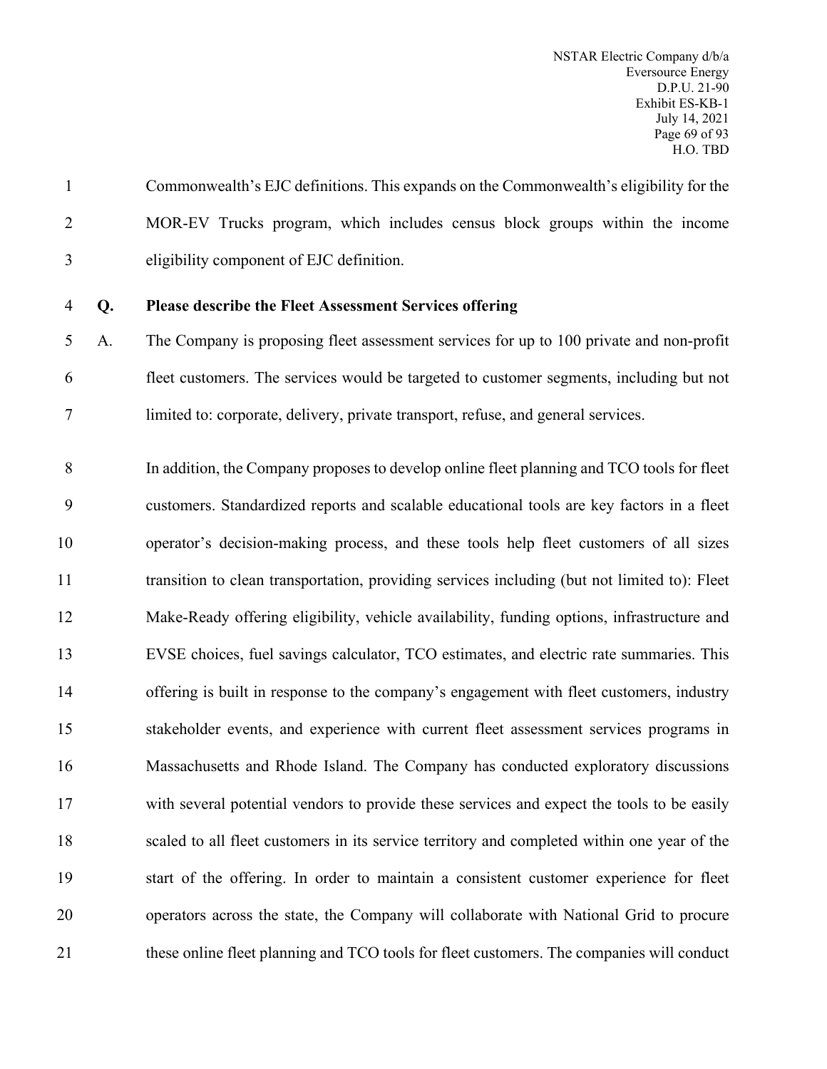Commonwealth's EJC definitions. This expands on the Commonwealth's eligibility for the MOR-EV Trucks program, which includes census block groups within the income eligibility component of EJC definition.

**Q. Please describe the Fleet Assessment Services offering**

A. The Company is proposing fleet assessment services for up to 100 private and non-profit fleet customers. The services would be targeted to customer segments, including but not limited to: corporate, delivery, private transport, refuse, and general services.

In addition, the Company proposes to develop online fleet planning and TCO tools for fleet customers. Standardized reports and scalable educational tools are key factors in a fleet operator's decision-making process, and these tools help fleet customers of all sizes transition to clean transportation, providing services including (but not limited to): Fleet Make-Ready offering eligibility, vehicle availability, funding options, infrastructure and EVSE choices, fuel savings calculator, TCO estimates, and electric rate summaries. This offering is built in response to the company's engagement with fleet customers, industry stakeholder events, and experience with current fleet assessment services programs in Massachusetts and Rhode Island. The Company has conducted exploratory discussions with several potential vendors to provide these services and expect the tools to be easily scaled to all fleet customers in its service territory and completed within one year of the start of the offering. In order to maintain a consistent customer experience for fleet operators across the state, the Company will collaborate with National Grid to procure these online fleet planning and TCO tools for fleet customers. The companies will conduct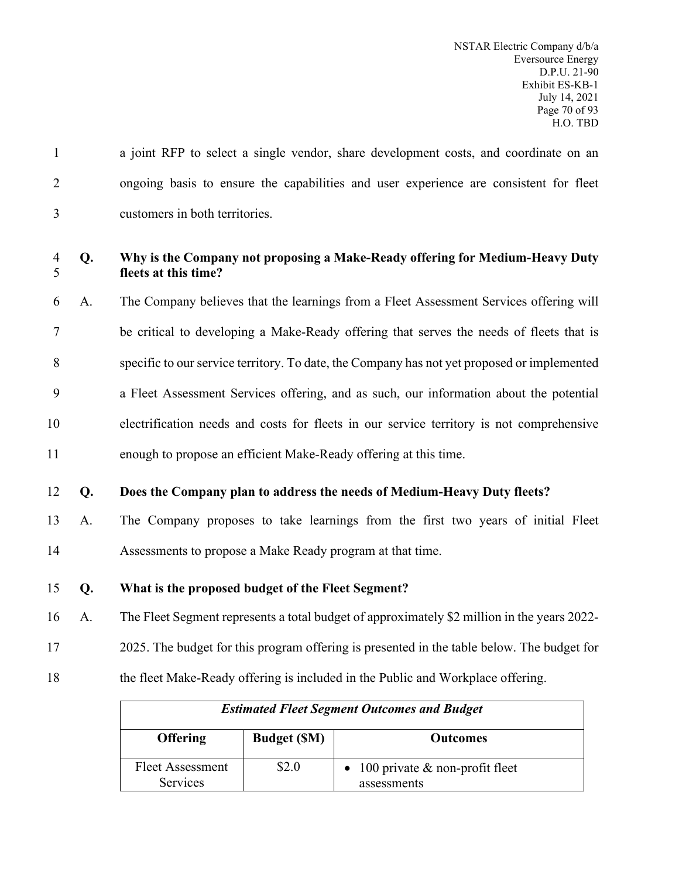a joint RFP to select a single vendor, share development costs, and coordinate on an ongoing basis to ensure the capabilities and user experience are consistent for fleet customers in both territories.

**Q. Why is the Company not proposing a Make-Ready offering for Medium-Heavy Duty fleets at this time?**

A. The Company believes that the learnings from a Fleet Assessment Services offering will be critical to developing a Make-Ready offering that serves the needs of fleets that is specific to our service territory. To date, the Company has not yet proposed or implemented a Fleet Assessment Services offering, and as such, our information about the potential electrification needs and costs for fleets in our service territory is not comprehensive enough to propose an efficient Make-Ready offering at this time.

**Q. Does the Company plan to address the needs of Medium-Heavy Duty fleets?**

A. The Company proposes to take learnings from the first two years of initial Fleet Assessments to propose a Make Ready program at that time.

**Q. What is the proposed budget of the Fleet Segment?**

A. The Fleet Segment represents a total budget of approximately \$2 million in the years 2022-2025. The budget for this program offering is presented in the table below. The budget for the fleet Make-Ready offering is included in the Public and Workplace offering.

| ***Estimated Fleet Segment Outcomes and Budget*** | | |
|---|---|---|
| **Offering** | **Budget (\$M)** | **Outcomes** |
| Fleet Assessment Services | \$2.0 | • 100 private & non-profit fleet assessments |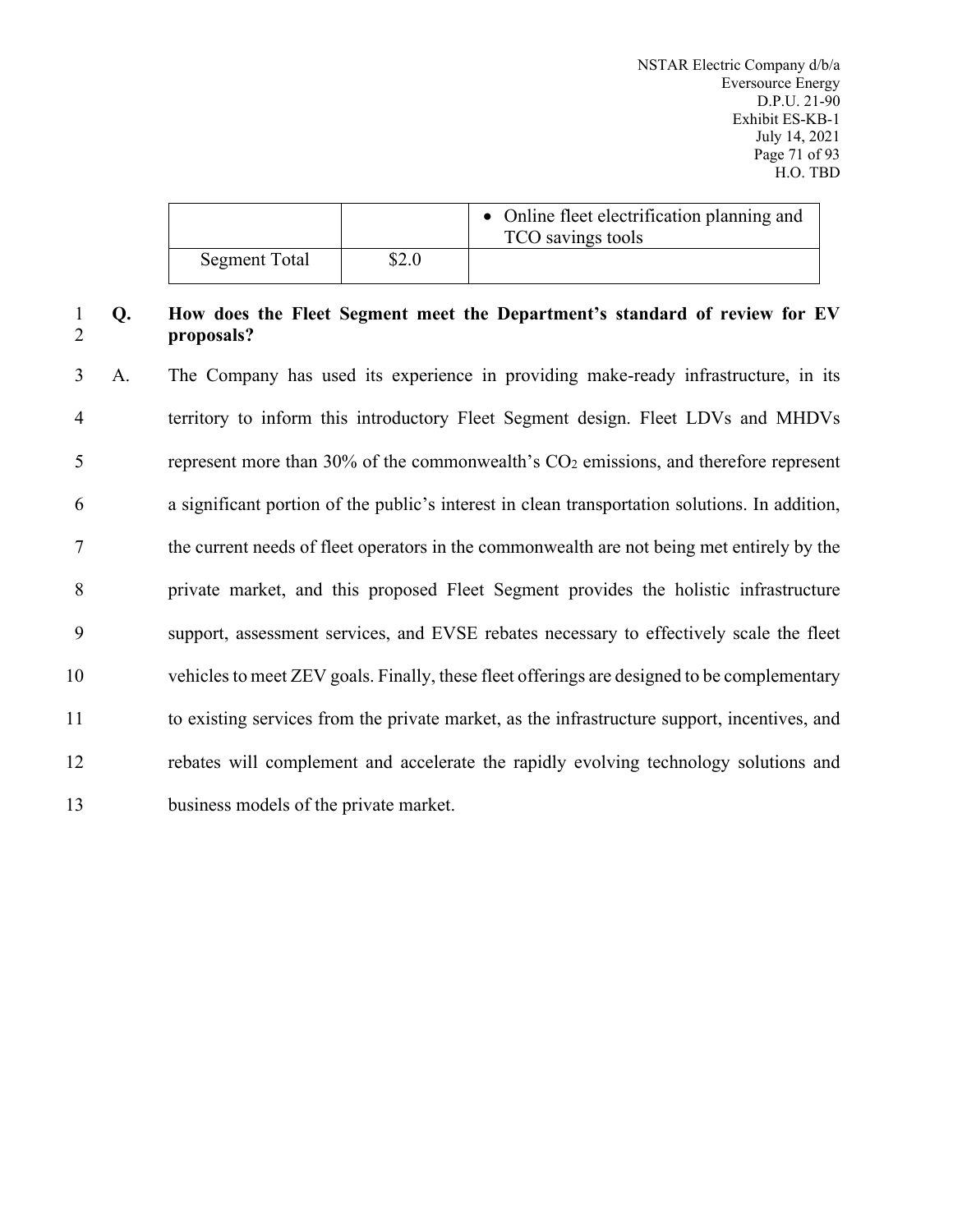| | | • Online fleet electrification planning and TCO savings tools |
|---|---|---|
| Segment Total | $2.0 | |

**Q. How does the Fleet Segment meet the Department's standard of review for EV proposals?**

A. The Company has used its experience in providing make-ready infrastructure, in its territory to inform this introductory Fleet Segment design. Fleet LDVs and MHDVs represent more than 30% of the commonwealth's $CO_2$ emissions, and therefore represent a significant portion of the public's interest in clean transportation solutions. In addition, the current needs of fleet operators in the commonwealth are not being met entirely by the private market, and this proposed Fleet Segment provides the holistic infrastructure support, assessment services, and EVSE rebates necessary to effectively scale the fleet vehicles to meet ZEV goals. Finally, these fleet offerings are designed to be complementary to existing services from the private market, as the infrastructure support, incentives, and rebates will complement and accelerate the rapidly evolving technology solutions and business models of the private market.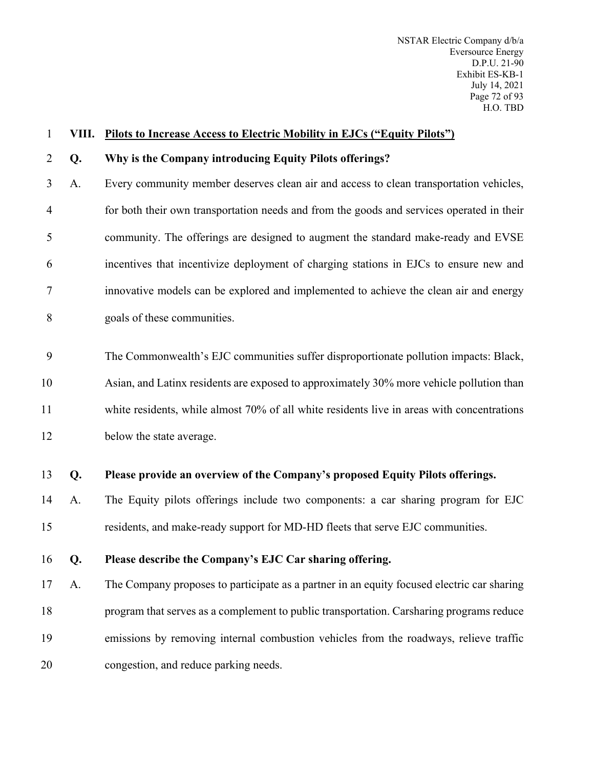## VIII. Pilots to Increase Access to Electric Mobility in EJCs ("Equity Pilots")

**Q. Why is the Company introducing Equity Pilots offerings?**

A. Every community member deserves clean air and access to clean transportation vehicles, for both their own transportation needs and from the goods and services operated in their community. The offerings are designed to augment the standard make-ready and EVSE incentives that incentivize deployment of charging stations in EJCs to ensure new and innovative models can be explored and implemented to achieve the clean air and energy goals of these communities.

The Commonwealth's EJC communities suffer disproportionate pollution impacts: Black, Asian, and Latinx residents are exposed to approximately 30% more vehicle pollution than white residents, while almost 70% of all white residents live in areas with concentrations below the state average.

**Q. Please provide an overview of the Company's proposed Equity Pilots offerings.**

A. The Equity pilots offerings include two components: a car sharing program for EJC residents, and make-ready support for MD-HD fleets that serve EJC communities.

**Q. Please describe the Company's EJC Car sharing offering.**

A. The Company proposes to participate as a partner in an equity focused electric car sharing program that serves as a complement to public transportation. Carsharing programs reduce emissions by removing internal combustion vehicles from the roadways, relieve traffic congestion, and reduce parking needs.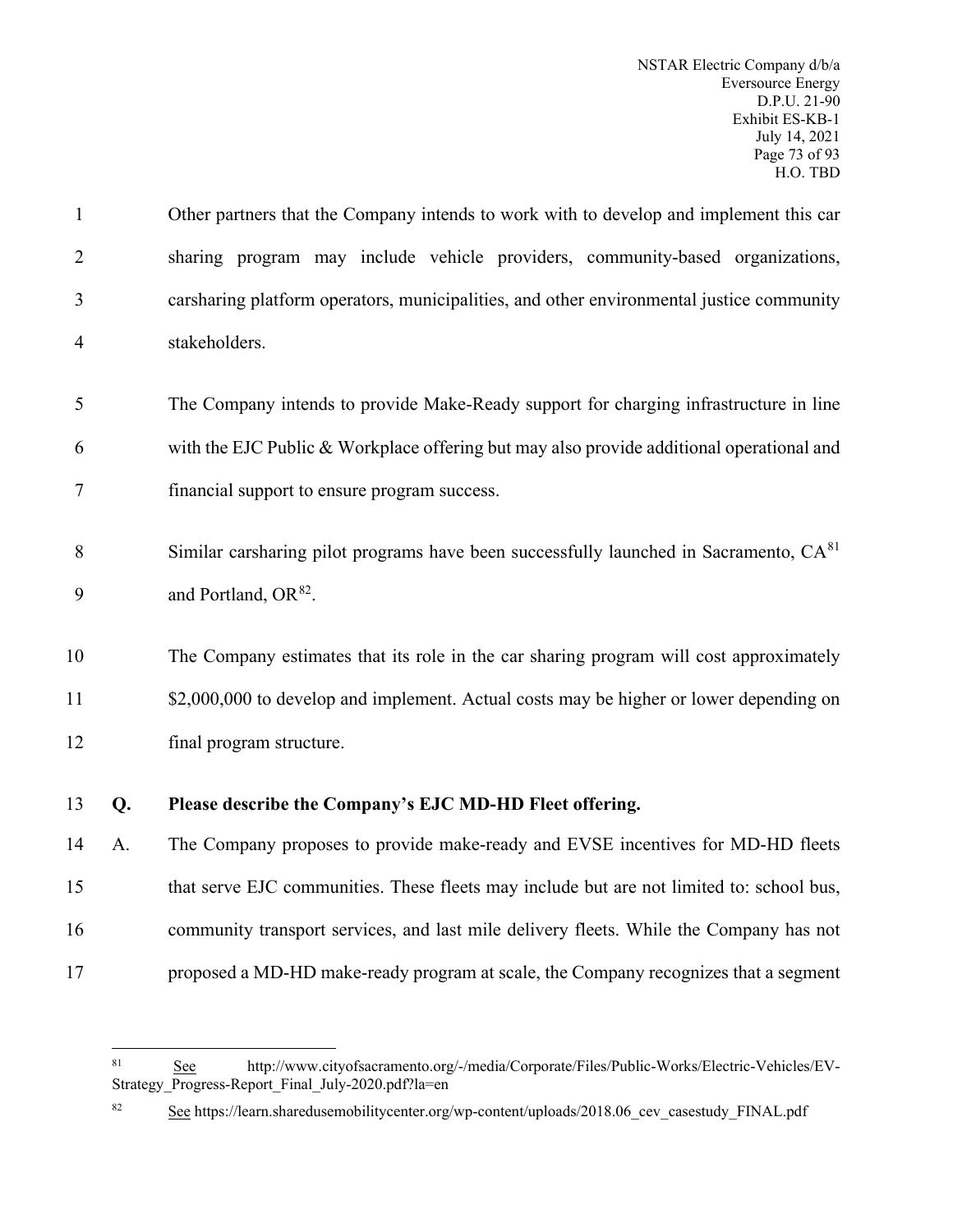Other partners that the Company intends to work with to develop and implement this car sharing program may include vehicle providers, community-based organizations, carsharing platform operators, municipalities, and other environmental justice community stakeholders.

The Company intends to provide Make-Ready support for charging infrastructure in line with the EJC Public & Workplace offering but may also provide additional operational and financial support to ensure program success.

Similar carsharing pilot programs have been successfully launched in Sacramento, CA[81] and Portland, OR[82].

The Company estimates that its role in the car sharing program will cost approximately $2,000,000 to develop and implement. Actual costs may be higher or lower depending on final program structure.

**Q. Please describe the Company's EJC MD-HD Fleet offering.**

A. The Company proposes to provide make-ready and EVSE incentives for MD-HD fleets that serve EJC communities. These fleets may include but are not limited to: school bus, community transport services, and last mile delivery fleets. While the Company has not proposed a MD-HD make-ready program at scale, the Company recognizes that a segment

---

[81] See http://www.cityofsacramento.org/-/media/Corporate/Files/Public-Works/Electric-Vehicles/EV-Strategy_Progress-Report_Final_July-2020.pdf?la=en

[82] See https://learn.sharedusemobilitycenter.org/wp-content/uploads/2018.06_cev_casestudy_FINAL.pdf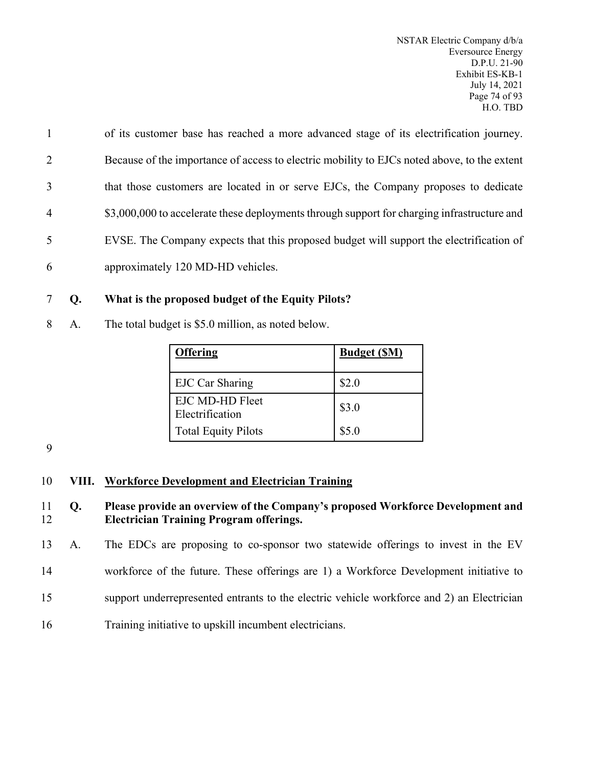of its customer base has reached a more advanced stage of its electrification journey. Because of the importance of access to electric mobility to EJCs noted above, to the extent that those customers are located in or serve EJCs, the Company proposes to dedicate $3,000,000 to accelerate these deployments through support for charging infrastructure and EVSE. The Company expects that this proposed budget will support the electrification of approximately 120 MD-HD vehicles.

**Q. What is the proposed budget of the Equity Pilots?**

A. The total budget is $5.0 million, as noted below.

| Offering | Budget ($M) |
|---|---|
| EJC Car Sharing | $2.0 |
| EJC MD-HD Fleet Electrification | $3.0 |
| Total Equity Pilots | $5.0 |

## VIII. Workforce Development and Electrician Training

**Q. Please provide an overview of the Company's proposed Workforce Development and Electrician Training Program offerings.**

A. The EDCs are proposing to co-sponsor two statewide offerings to invest in the EV workforce of the future. These offerings are 1) a Workforce Development initiative to support underrepresented entrants to the electric vehicle workforce and 2) an Electrician Training initiative to upskill incumbent electricians.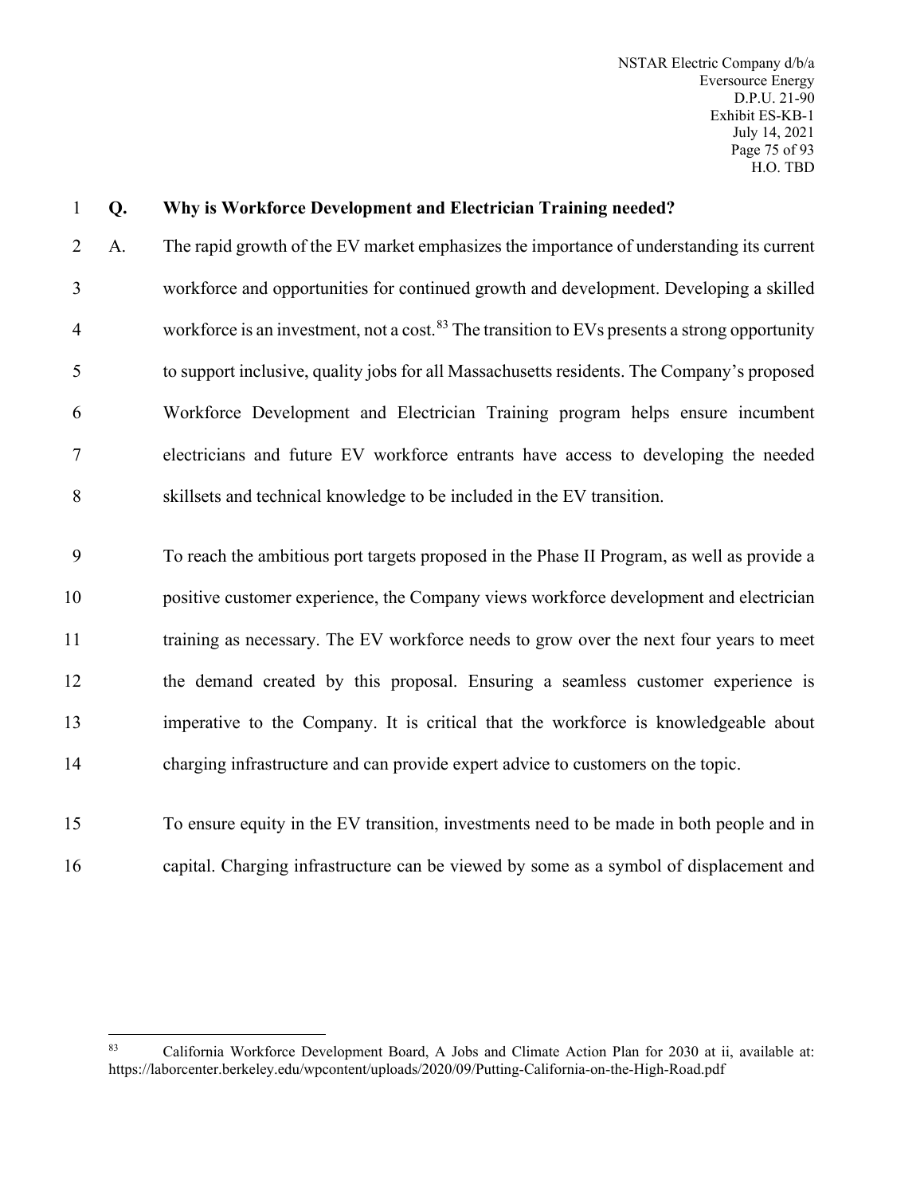**Q. Why is Workforce Development and Electrician Training needed?**

A. The rapid growth of the EV market emphasizes the importance of understanding its current workforce and opportunities for continued growth and development. Developing a skilled workforce is an investment, not a cost.[83] The transition to EVs presents a strong opportunity to support inclusive, quality jobs for all Massachusetts residents. The Company's proposed Workforce Development and Electrician Training program helps ensure incumbent electricians and future EV workforce entrants have access to developing the needed skillsets and technical knowledge to be included in the EV transition.

To reach the ambitious port targets proposed in the Phase II Program, as well as provide a positive customer experience, the Company views workforce development and electrician training as necessary. The EV workforce needs to grow over the next four years to meet the demand created by this proposal. Ensuring a seamless customer experience is imperative to the Company. It is critical that the workforce is knowledgeable about charging infrastructure and can provide expert advice to customers on the topic.

To ensure equity in the EV transition, investments need to be made in both people and in capital. Charging infrastructure can be viewed by some as a symbol of displacement and

---

[83] California Workforce Development Board, A Jobs and Climate Action Plan for 2030 at ii, available at: https://laborcenter.berkeley.edu/wpcontent/uploads/2020/09/Putting-California-on-the-High-Road.pdf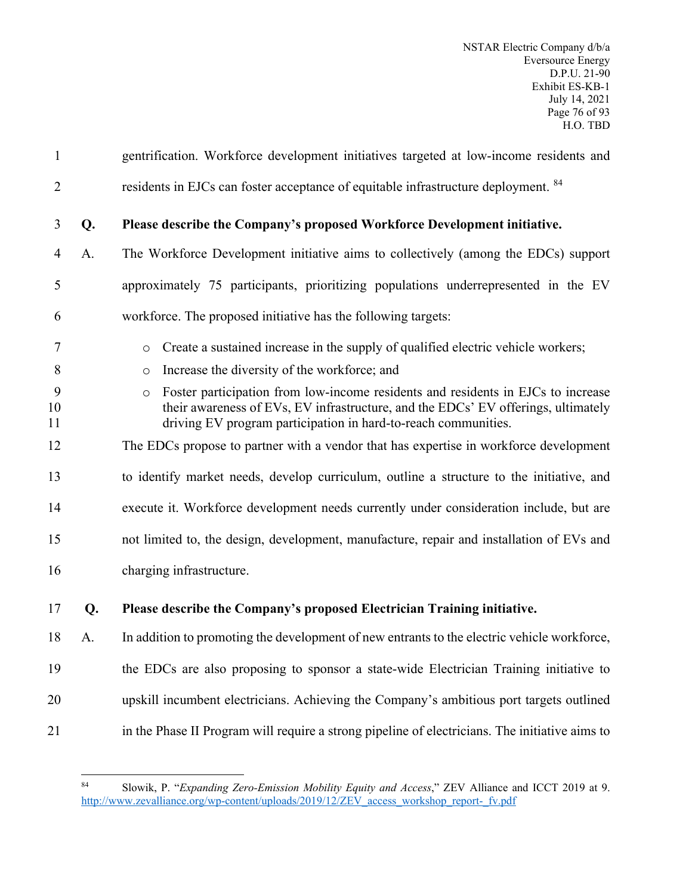gentrification. Workforce development initiatives targeted at low-income residents and residents in EJCs can foster acceptance of equitable infrastructure deployment.[84]

**Q. Please describe the Company's proposed Workforce Development initiative.**

A. The Workforce Development initiative aims to collectively (among the EDCs) support approximately 75 participants, prioritizing populations underrepresented in the EV workforce. The proposed initiative has the following targets:

- Create a sustained increase in the supply of qualified electric vehicle workers;
- Increase the diversity of the workforce; and
- Foster participation from low-income residents and residents in EJCs to increase their awareness of EVs, EV infrastructure, and the EDCs' EV offerings, ultimately driving EV program participation in hard-to-reach communities.

The EDCs propose to partner with a vendor that has expertise in workforce development to identify market needs, develop curriculum, outline a structure to the initiative, and execute it. Workforce development needs currently under consideration include, but are not limited to, the design, development, manufacture, repair and installation of EVs and charging infrastructure.

**Q. Please describe the Company's proposed Electrician Training initiative.**

A. In addition to promoting the development of new entrants to the electric vehicle workforce, the EDCs are also proposing to sponsor a state-wide Electrician Training initiative to upskill incumbent electricians. Achieving the Company's ambitious port targets outlined in the Phase II Program will require a strong pipeline of electricians. The initiative aims to

---

[84] Slowik, P. "*Expanding Zero-Emission Mobility Equity and Access*," ZEV Alliance and ICCT 2019 at 9. http://www.zevalliance.org/wp-content/uploads/2019/12/ZEV_access_workshop_report-_fv.pdf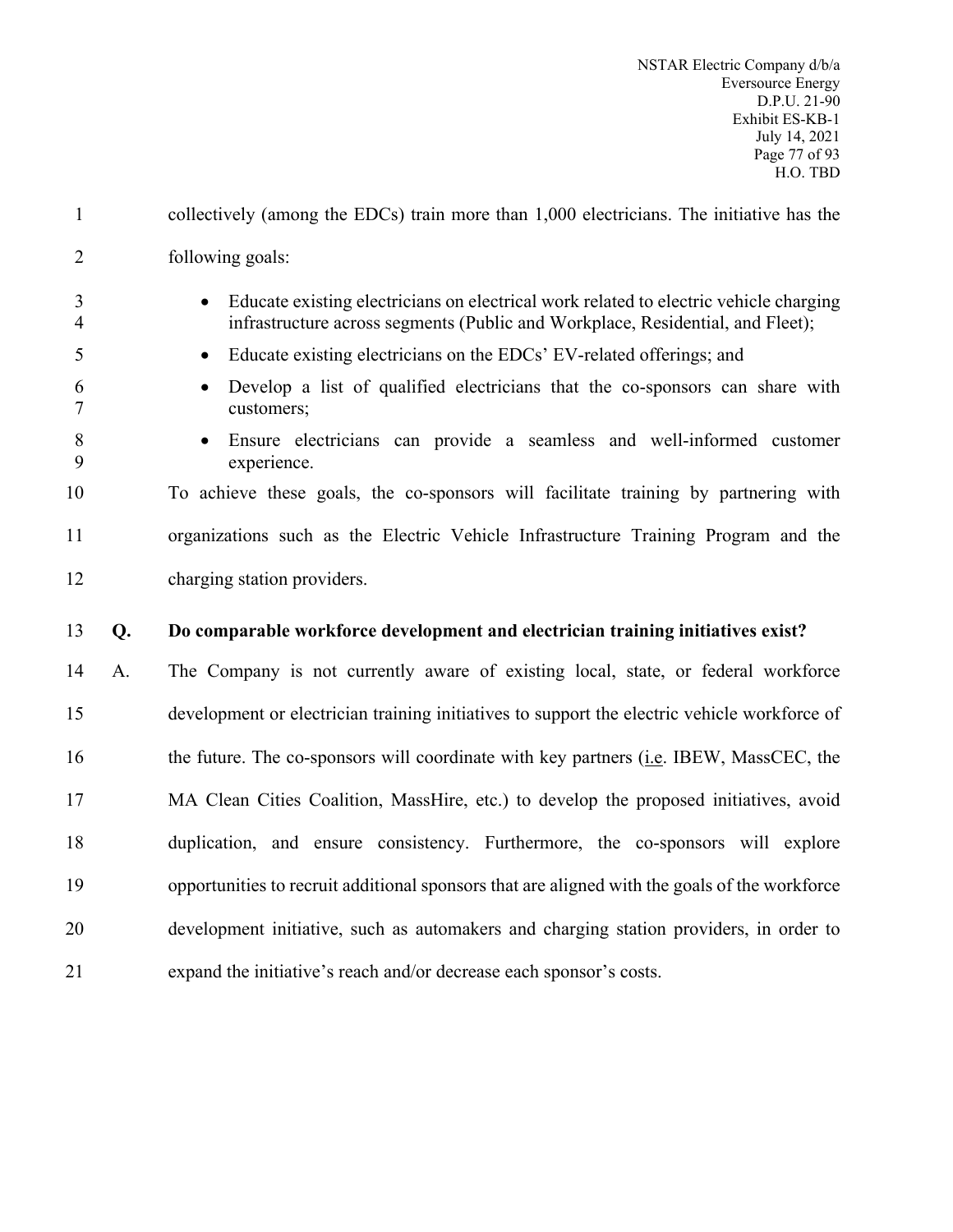collectively (among the EDCs) train more than 1,000 electricians. The initiative has the following goals:

- Educate existing electricians on electrical work related to electric vehicle charging infrastructure across segments (Public and Workplace, Residential, and Fleet);
- Educate existing electricians on the EDCs' EV-related offerings; and
- Develop a list of qualified electricians that the co-sponsors can share with customers;
- Ensure electricians can provide a seamless and well-informed customer experience.

To achieve these goals, the co-sponsors will facilitate training by partnering with organizations such as the Electric Vehicle Infrastructure Training Program and the charging station providers.

**Q. Do comparable workforce development and electrician training initiatives exist?**

A. The Company is not currently aware of existing local, state, or federal workforce development or electrician training initiatives to support the electric vehicle workforce of the future. The co-sponsors will coordinate with key partners (i.e. IBEW, MassCEC, the MA Clean Cities Coalition, MassHire, etc.) to develop the proposed initiatives, avoid duplication, and ensure consistency. Furthermore, the co-sponsors will explore opportunities to recruit additional sponsors that are aligned with the goals of the workforce development initiative, such as automakers and charging station providers, in order to expand the initiative's reach and/or decrease each sponsor's costs.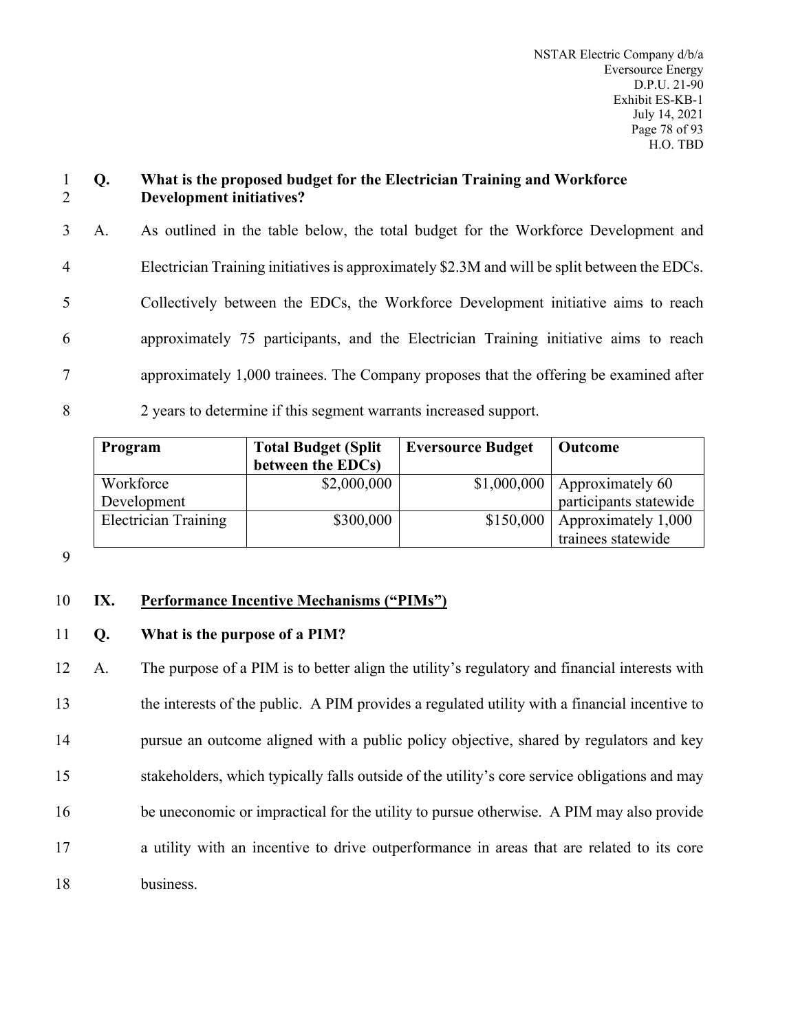**Q. What is the proposed budget for the Electrician Training and Workforce Development initiatives?**

A. As outlined in the table below, the total budget for the Workforce Development and Electrician Training initiatives is approximately $2.3M and will be split between the EDCs. Collectively between the EDCs, the Workforce Development initiative aims to reach approximately 75 participants, and the Electrician Training initiative aims to reach approximately 1,000 trainees. The Company proposes that the offering be examined after 2 years to determine if this segment warrants increased support.

| Program | Total Budget (Split between the EDCs) | Eversource Budget | Outcome |
|---|---|---|---|
| Workforce Development | $2,000,000 | $1,000,000 | Approximately 60 participants statewide |
| Electrician Training | $300,000 | $150,000 | Approximately 1,000 trainees statewide |

## IX. Performance Incentive Mechanisms ("PIMs")

**Q. What is the purpose of a PIM?**

A. The purpose of a PIM is to better align the utility's regulatory and financial interests with the interests of the public. A PIM provides a regulated utility with a financial incentive to pursue an outcome aligned with a public policy objective, shared by regulators and key stakeholders, which typically falls outside of the utility's core service obligations and may be uneconomic or impractical for the utility to pursue otherwise. A PIM may also provide a utility with an incentive to drive outperformance in areas that are related to its core business.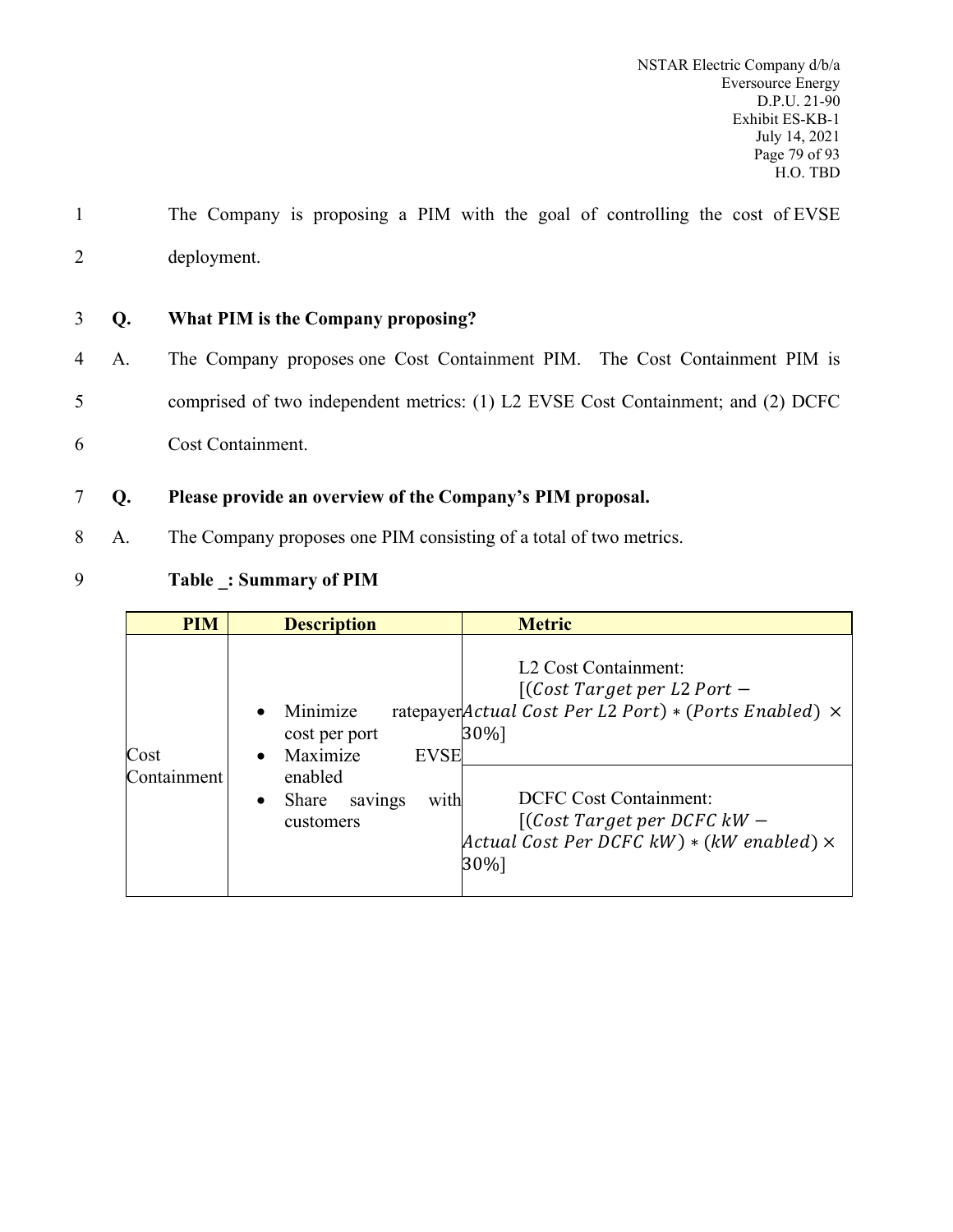The Company is proposing a PIM with the goal of controlling the cost of EVSE deployment.

**Q. What PIM is the Company proposing?**

A. The Company proposes one Cost Containment PIM. The Cost Containment PIM is comprised of two independent metrics: (1) L2 EVSE Cost Containment; and (2) DCFC Cost Containment.

**Q. Please provide an overview of the Company's PIM proposal.**

A. The Company proposes one PIM consisting of a total of two metrics.

**Table _: Summary of PIM**

| PIM | Description | Metric |
|---|---|---|
| Cost Containment | • Minimize ratepayer cost per port<br>• Maximize EVSE enabled<br>• Share savings with customers | L2 Cost Containment:<br>$[(Cost\ Target\ per\ L2\ Port - Actual\ Cost\ Per\ L2\ Port) * (Ports\ Enabled) \times 30\%]$ |
| | | DCFC Cost Containment:<br>$[(Cost\ Target\ per\ DCFC\ kW - Actual\ Cost\ Per\ DCFC\ kW) * (kW\ enabled) \times 30\%]$ |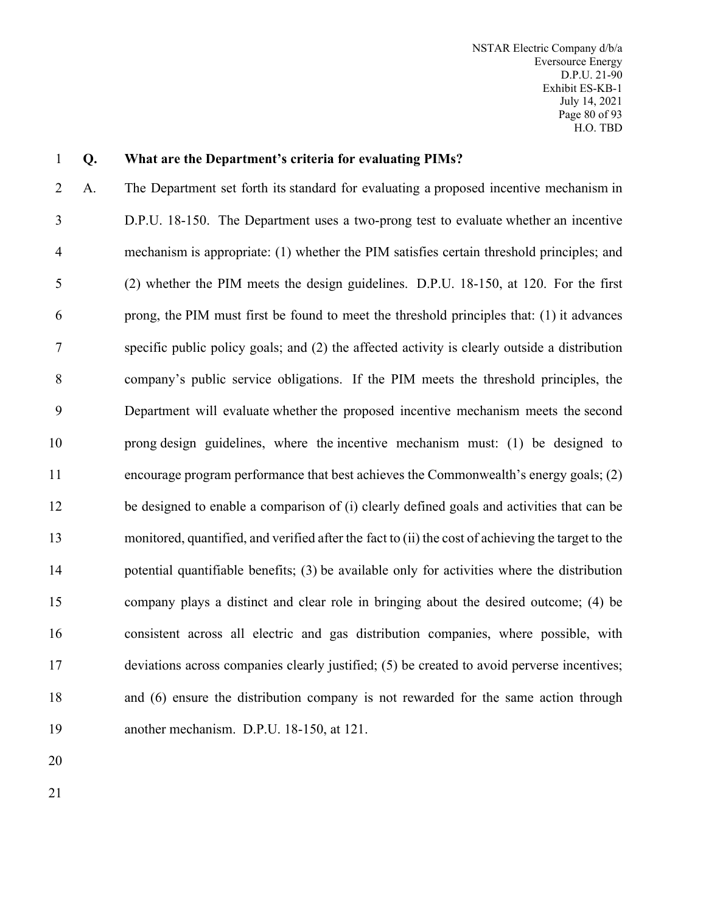**Q. What are the Department's criteria for evaluating PIMs?**

A. The Department set forth its standard for evaluating a proposed incentive mechanism in D.P.U. 18-150. The Department uses a two-prong test to evaluate whether an incentive mechanism is appropriate: (1) whether the PIM satisfies certain threshold principles; and (2) whether the PIM meets the design guidelines. D.P.U. 18-150, at 120. For the first prong, the PIM must first be found to meet the threshold principles that: (1) it advances specific public policy goals; and (2) the affected activity is clearly outside a distribution company's public service obligations. If the PIM meets the threshold principles, the Department will evaluate whether the proposed incentive mechanism meets the second prong design guidelines, where the incentive mechanism must: (1) be designed to encourage program performance that best achieves the Commonwealth's energy goals; (2) be designed to enable a comparison of (i) clearly defined goals and activities that can be monitored, quantified, and verified after the fact to (ii) the cost of achieving the target to the potential quantifiable benefits; (3) be available only for activities where the distribution company plays a distinct and clear role in bringing about the desired outcome; (4) be consistent across all electric and gas distribution companies, where possible, with deviations across companies clearly justified; (5) be created to avoid perverse incentives; and (6) ensure the distribution company is not rewarded for the same action through another mechanism. D.P.U. 18-150, at 121.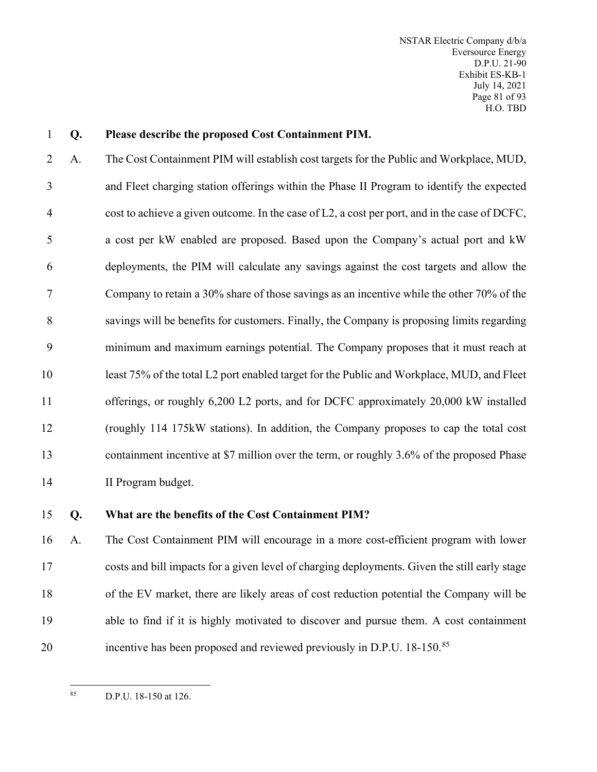**Q. Please describe the proposed Cost Containment PIM.**

A. The Cost Containment PIM will establish cost targets for the Public and Workplace, MUD, and Fleet charging station offerings within the Phase II Program to identify the expected cost to achieve a given outcome. In the case of L2, a cost per port, and in the case of DCFC, a cost per kW enabled are proposed. Based upon the Company's actual port and kW deployments, the PIM will calculate any savings against the cost targets and allow the Company to retain a 30% share of those savings as an incentive while the other 70% of the savings will be benefits for customers. Finally, the Company is proposing limits regarding minimum and maximum earnings potential. The Company proposes that it must reach at least 75% of the total L2 port enabled target for the Public and Workplace, MUD, and Fleet offerings, or roughly 6,200 L2 ports, and for DCFC approximately 20,000 kW installed (roughly 114 175kW stations). In addition, the Company proposes to cap the total cost containment incentive at $7 million over the term, or roughly 3.6% of the proposed Phase II Program budget.

**Q. What are the benefits of the Cost Containment PIM?**

A. The Cost Containment PIM will encourage in a more cost-efficient program with lower costs and bill impacts for a given level of charging deployments. Given the still early stage of the EV market, there are likely areas of cost reduction potential the Company will be able to find if it is highly motivated to discover and pursue them. A cost containment incentive has been proposed and reviewed previously in D.P.U. 18-150.[85]

[85] D.P.U. 18-150 at 126.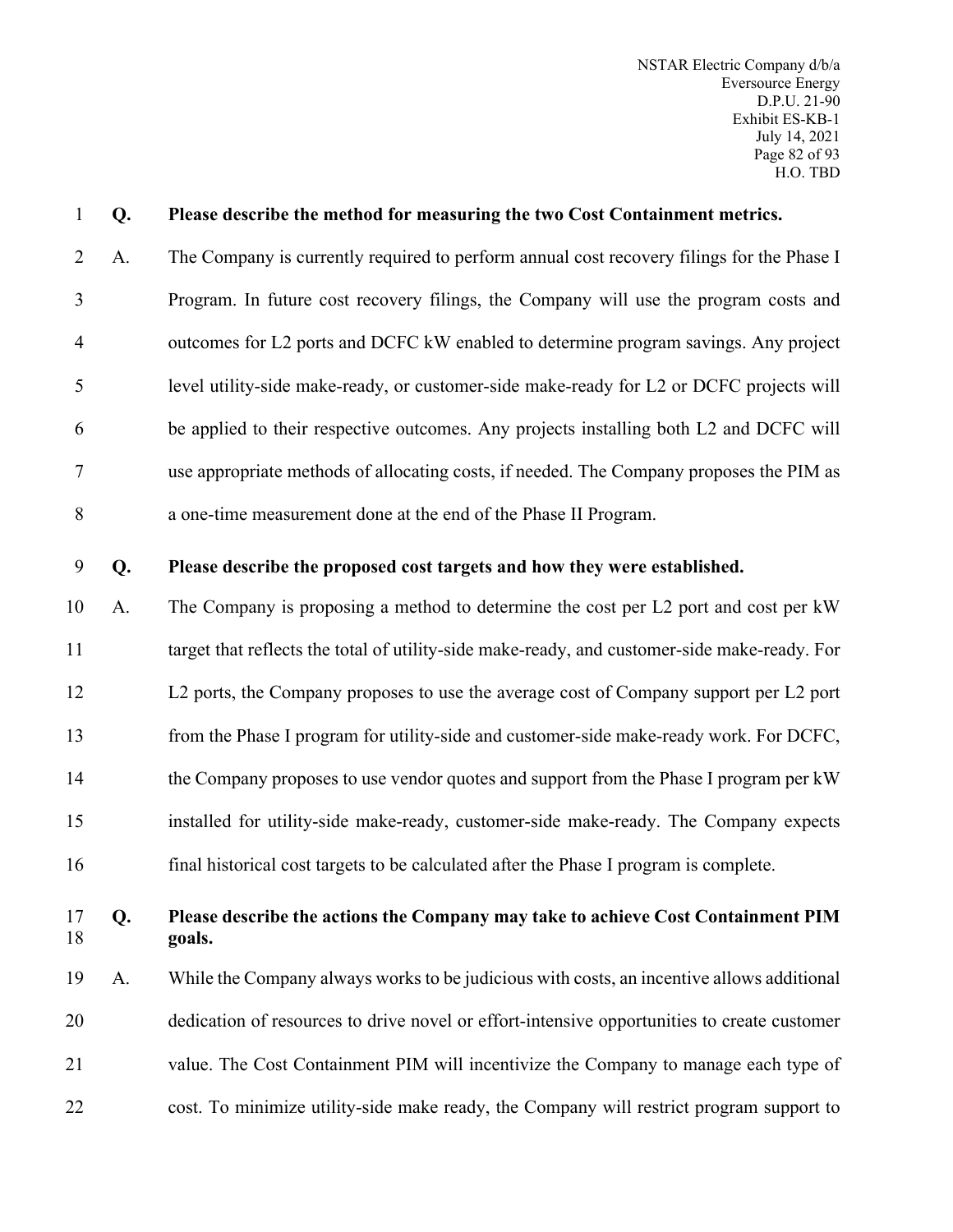**Q. Please describe the method for measuring the two Cost Containment metrics.**

A. The Company is currently required to perform annual cost recovery filings for the Phase I Program. In future cost recovery filings, the Company will use the program costs and outcomes for L2 ports and DCFC kW enabled to determine program savings. Any project level utility-side make-ready, or customer-side make-ready for L2 or DCFC projects will be applied to their respective outcomes. Any projects installing both L2 and DCFC will use appropriate methods of allocating costs, if needed. The Company proposes the PIM as a one-time measurement done at the end of the Phase II Program.

**Q. Please describe the proposed cost targets and how they were established.**

A. The Company is proposing a method to determine the cost per L2 port and cost per kW target that reflects the total of utility-side make-ready, and customer-side make-ready. For L2 ports, the Company proposes to use the average cost of Company support per L2 port from the Phase I program for utility-side and customer-side make-ready work. For DCFC, the Company proposes to use vendor quotes and support from the Phase I program per kW installed for utility-side make-ready, customer-side make-ready. The Company expects final historical cost targets to be calculated after the Phase I program is complete.

**Q. Please describe the actions the Company may take to achieve Cost Containment PIM goals.**

A. While the Company always works to be judicious with costs, an incentive allows additional dedication of resources to drive novel or effort-intensive opportunities to create customer value. The Cost Containment PIM will incentivize the Company to manage each type of cost. To minimize utility-side make ready, the Company will restrict program support to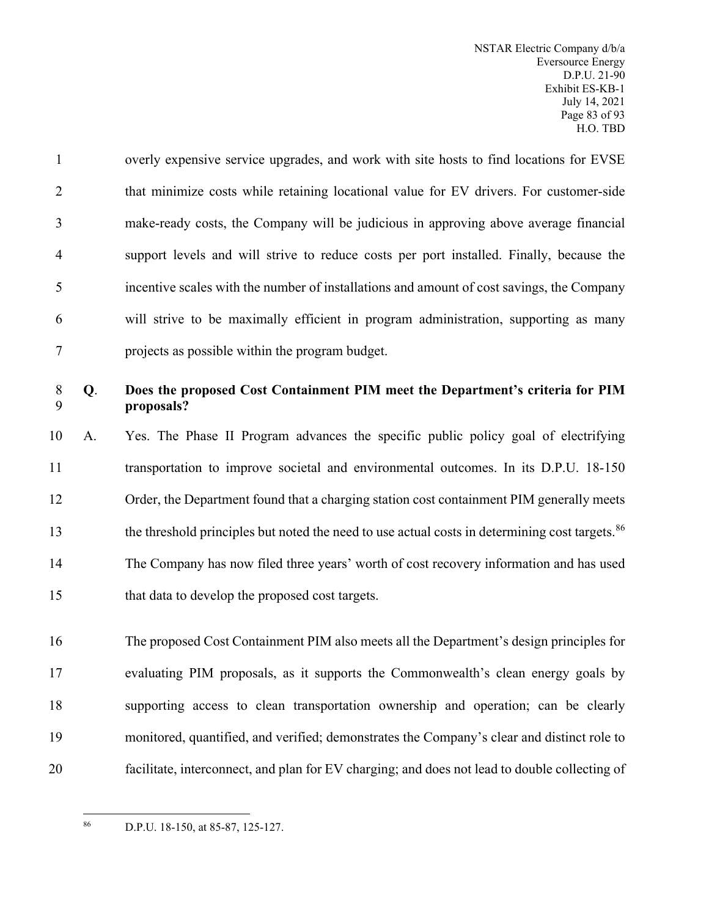overly expensive service upgrades, and work with site hosts to find locations for EVSE that minimize costs while retaining locational value for EV drivers. For customer-side make-ready costs, the Company will be judicious in approving above average financial support levels and will strive to reduce costs per port installed. Finally, because the incentive scales with the number of installations and amount of cost savings, the Company will strive to be maximally efficient in program administration, supporting as many projects as possible within the program budget.

**Q. Does the proposed Cost Containment PIM meet the Department's criteria for PIM proposals?**

A. Yes. The Phase II Program advances the specific public policy goal of electrifying transportation to improve societal and environmental outcomes. In its D.P.U. 18-150 Order, the Department found that a charging station cost containment PIM generally meets the threshold principles but noted the need to use actual costs in determining cost targets.[86] The Company has now filed three years' worth of cost recovery information and has used that data to develop the proposed cost targets.

The proposed Cost Containment PIM also meets all the Department's design principles for evaluating PIM proposals, as it supports the Commonwealth's clean energy goals by supporting access to clean transportation ownership and operation; can be clearly monitored, quantified, and verified; demonstrates the Company's clear and distinct role to facilitate, interconnect, and plan for EV charging; and does not lead to double collecting of

[86] D.P.U. 18-150, at 85-87, 125-127.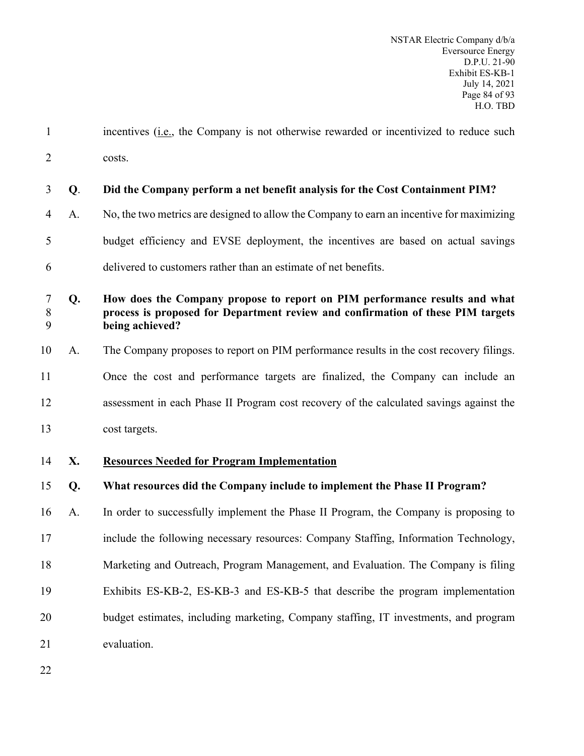incentives (i.e., the Company is not otherwise rewarded or incentivized to reduce such costs.

**Q. Did the Company perform a net benefit analysis for the Cost Containment PIM?**

A. No, the two metrics are designed to allow the Company to earn an incentive for maximizing budget efficiency and EVSE deployment, the incentives are based on actual savings delivered to customers rather than an estimate of net benefits.

**Q. How does the Company propose to report on PIM performance results and what process is proposed for Department review and confirmation of these PIM targets being achieved?**

A. The Company proposes to report on PIM performance results in the cost recovery filings. Once the cost and performance targets are finalized, the Company can include an assessment in each Phase II Program cost recovery of the calculated savings against the cost targets.

## X. Resources Needed for Program Implementation

**Q. What resources did the Company include to implement the Phase II Program?**

A. In order to successfully implement the Phase II Program, the Company is proposing to include the following necessary resources: Company Staffing, Information Technology, Marketing and Outreach, Program Management, and Evaluation. The Company is filing Exhibits ES-KB-2, ES-KB-3 and ES-KB-5 that describe the program implementation budget estimates, including marketing, Company staffing, IT investments, and program evaluation.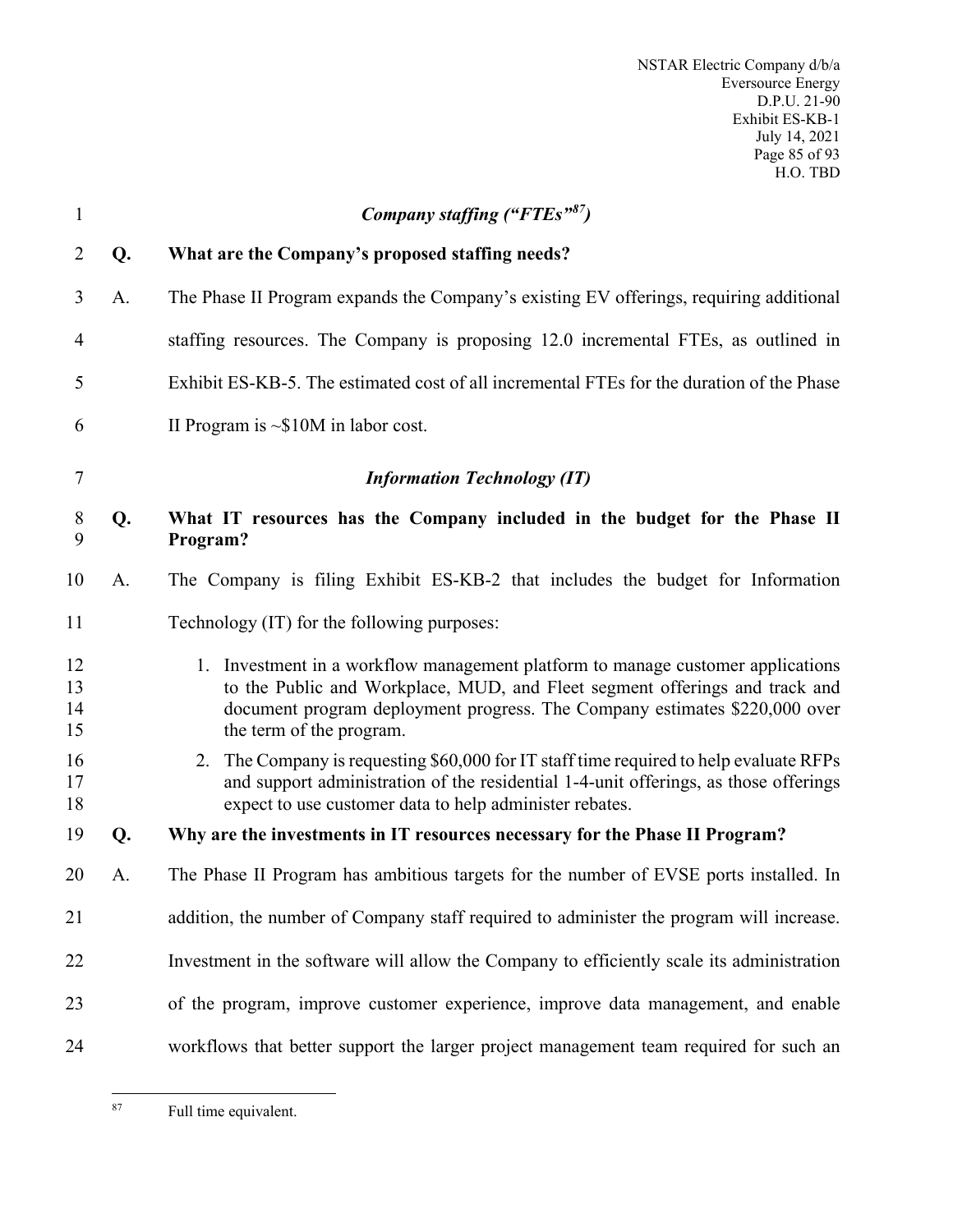### *Company staffing ("FTEs"[87])*

**Q. What are the Company's proposed staffing needs?**

A. The Phase II Program expands the Company's existing EV offerings, requiring additional staffing resources. The Company is proposing 12.0 incremental FTEs, as outlined in Exhibit ES-KB-5. The estimated cost of all incremental FTEs for the duration of the Phase II Program is ~$10M in labor cost.

### *Information Technology (IT)*

**Q. What IT resources has the Company included in the budget for the Phase II Program?**

A. The Company is filing Exhibit ES-KB-2 that includes the budget for Information Technology (IT) for the following purposes:

1. Investment in a workflow management platform to manage customer applications to the Public and Workplace, MUD, and Fleet segment offerings and track and document program deployment progress. The Company estimates $220,000 over the term of the program.
2. The Company is requesting $60,000 for IT staff time required to help evaluate RFPs and support administration of the residential 1-4-unit offerings, as those offerings expect to use customer data to help administer rebates.

**Q. Why are the investments in IT resources necessary for the Phase II Program?**

A. The Phase II Program has ambitious targets for the number of EVSE ports installed. In addition, the number of Company staff required to administer the program will increase. Investment in the software will allow the Company to efficiently scale its administration of the program, improve customer experience, improve data management, and enable workflows that better support the larger project management team required for such an

---

[87] Full time equivalent.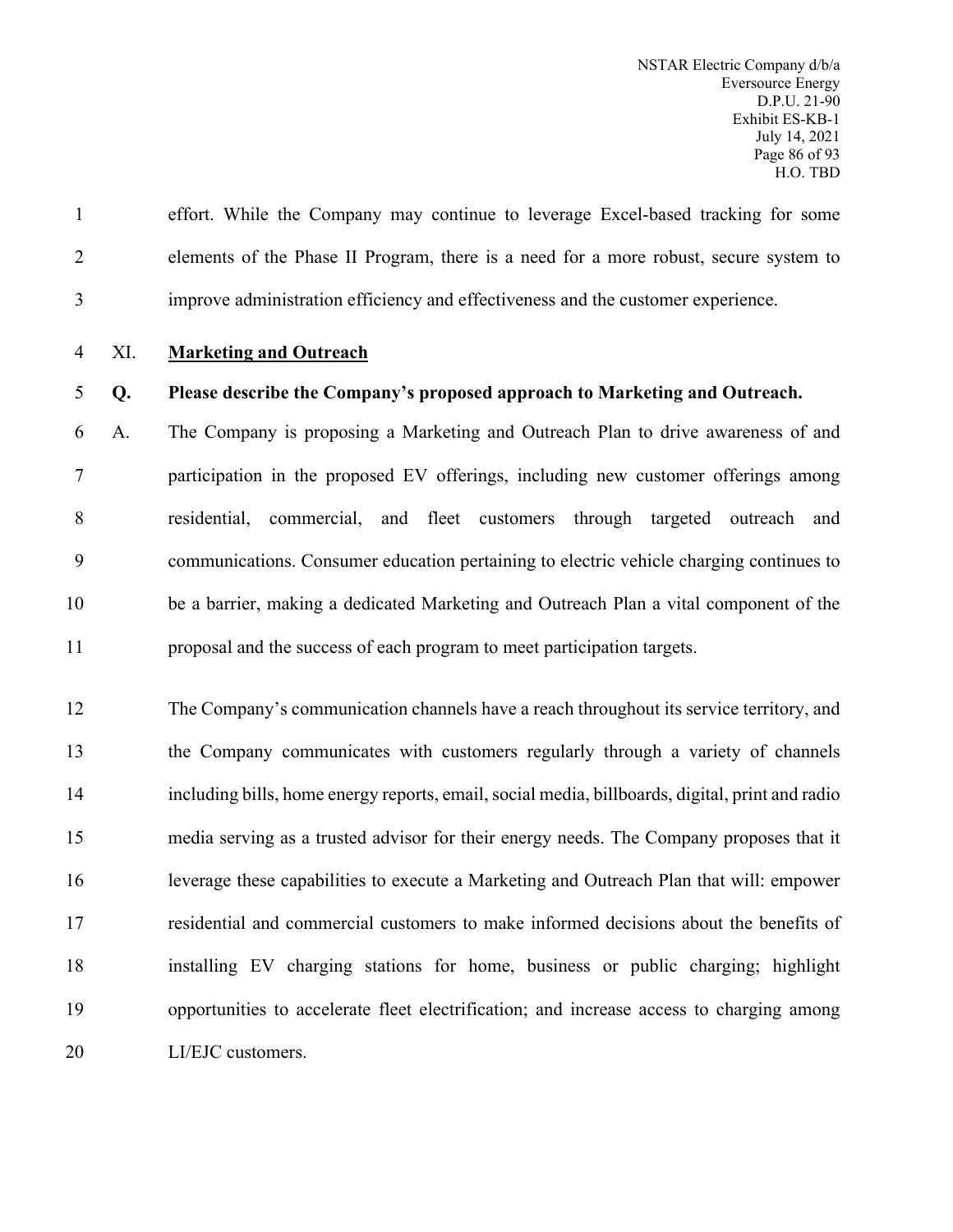effort. While the Company may continue to leverage Excel-based tracking for some elements of the Phase II Program, there is a need for a more robust, secure system to improve administration efficiency and effectiveness and the customer experience.

## XI. Marketing and Outreach

**Q. Please describe the Company's proposed approach to Marketing and Outreach.**

A. The Company is proposing a Marketing and Outreach Plan to drive awareness of and participation in the proposed EV offerings, including new customer offerings among residential, commercial, and fleet customers through targeted outreach and communications. Consumer education pertaining to electric vehicle charging continues to be a barrier, making a dedicated Marketing and Outreach Plan a vital component of the proposal and the success of each program to meet participation targets.

The Company's communication channels have a reach throughout its service territory, and the Company communicates with customers regularly through a variety of channels including bills, home energy reports, email, social media, billboards, digital, print and radio media serving as a trusted advisor for their energy needs. The Company proposes that it leverage these capabilities to execute a Marketing and Outreach Plan that will: empower residential and commercial customers to make informed decisions about the benefits of installing EV charging stations for home, business or public charging; highlight opportunities to accelerate fleet electrification; and increase access to charging among LI/EJC customers.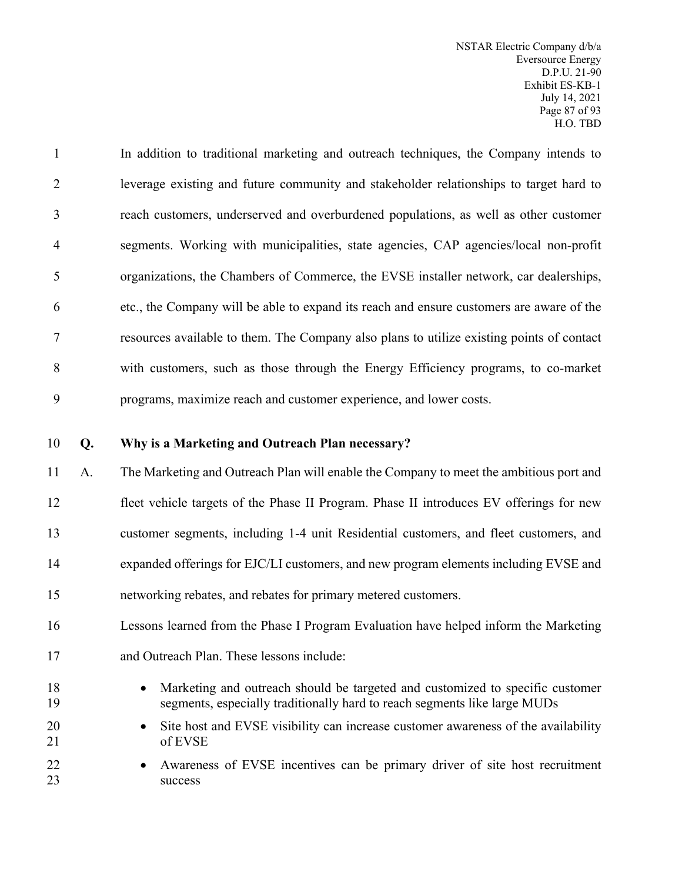In addition to traditional marketing and outreach techniques, the Company intends to leverage existing and future community and stakeholder relationships to target hard to reach customers, underserved and overburdened populations, as well as other customer segments. Working with municipalities, state agencies, CAP agencies/local non-profit organizations, the Chambers of Commerce, the EVSE installer network, car dealerships, etc., the Company will be able to expand its reach and ensure customers are aware of the resources available to them. The Company also plans to utilize existing points of contact with customers, such as those through the Energy Efficiency programs, to co-market programs, maximize reach and customer experience, and lower costs.

**Q. Why is a Marketing and Outreach Plan necessary?**

A. The Marketing and Outreach Plan will enable the Company to meet the ambitious port and fleet vehicle targets of the Phase II Program. Phase II introduces EV offerings for new customer segments, including 1-4 unit Residential customers, and fleet customers, and expanded offerings for EJC/LI customers, and new program elements including EVSE and networking rebates, and rebates for primary metered customers.

Lessons learned from the Phase I Program Evaluation have helped inform the Marketing and Outreach Plan. These lessons include:

- Marketing and outreach should be targeted and customized to specific customer segments, especially traditionally hard to reach segments like large MUDs
- Site host and EVSE visibility can increase customer awareness of the availability of EVSE
- Awareness of EVSE incentives can be primary driver of site host recruitment success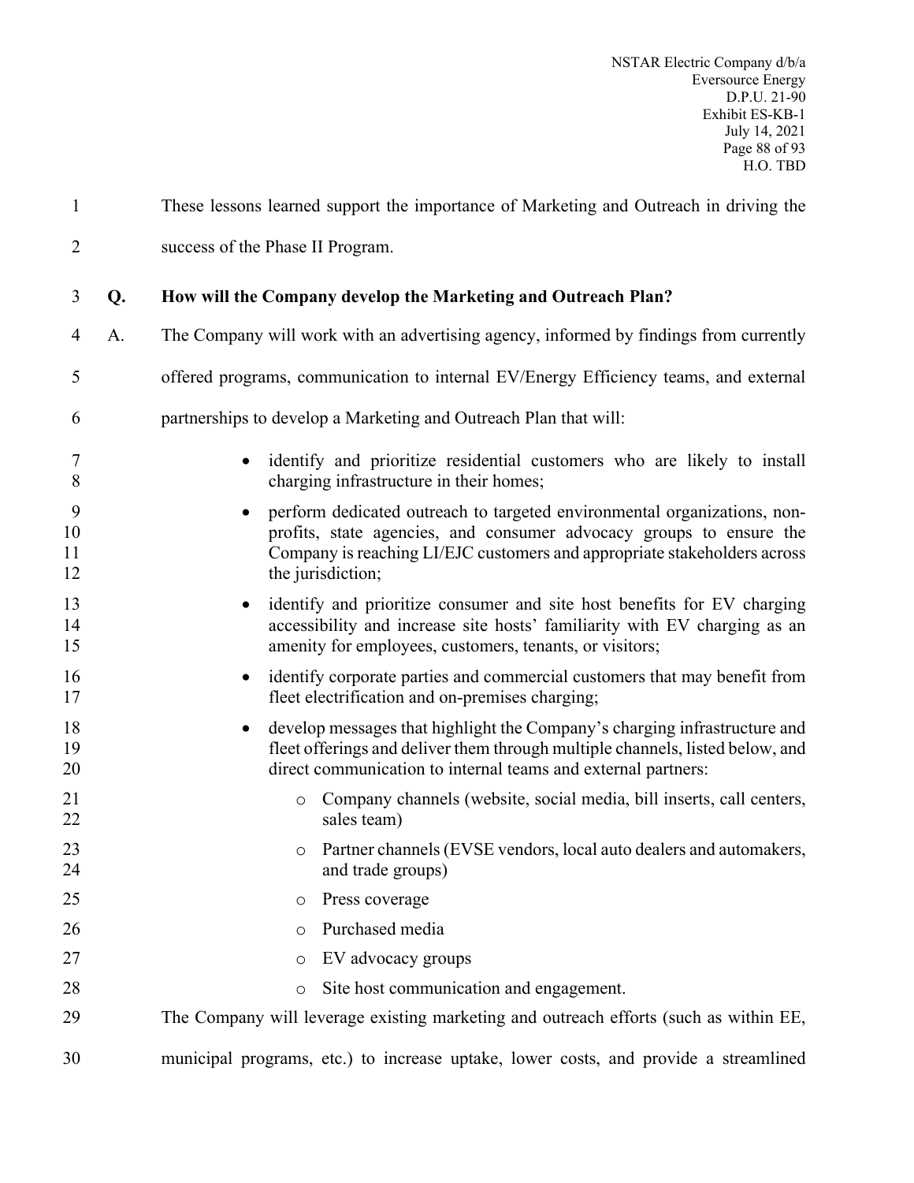These lessons learned support the importance of Marketing and Outreach in driving the success of the Phase II Program.

**Q. How will the Company develop the Marketing and Outreach Plan?**

A. The Company will work with an advertising agency, informed by findings from currently offered programs, communication to internal EV/Energy Efficiency teams, and external partnerships to develop a Marketing and Outreach Plan that will:

- identify and prioritize residential customers who are likely to install charging infrastructure in their homes;
- perform dedicated outreach to targeted environmental organizations, non-profits, state agencies, and consumer advocacy groups to ensure the Company is reaching LI/EJC customers and appropriate stakeholders across the jurisdiction;
- identify and prioritize consumer and site host benefits for EV charging accessibility and increase site hosts' familiarity with EV charging as an amenity for employees, customers, tenants, or visitors;
- identify corporate parties and commercial customers that may benefit from fleet electrification and on-premises charging;
- develop messages that highlight the Company's charging infrastructure and fleet offerings and deliver them through multiple channels, listed below, and direct communication to internal teams and external partners:
  - Company channels (website, social media, bill inserts, call centers, sales team)
  - Partner channels (EVSE vendors, local auto dealers and automakers, and trade groups)
  - Press coverage
  - Purchased media
  - EV advocacy groups
  - Site host communication and engagement.

The Company will leverage existing marketing and outreach efforts (such as within EE, municipal programs, etc.) to increase uptake, lower costs, and provide a streamlined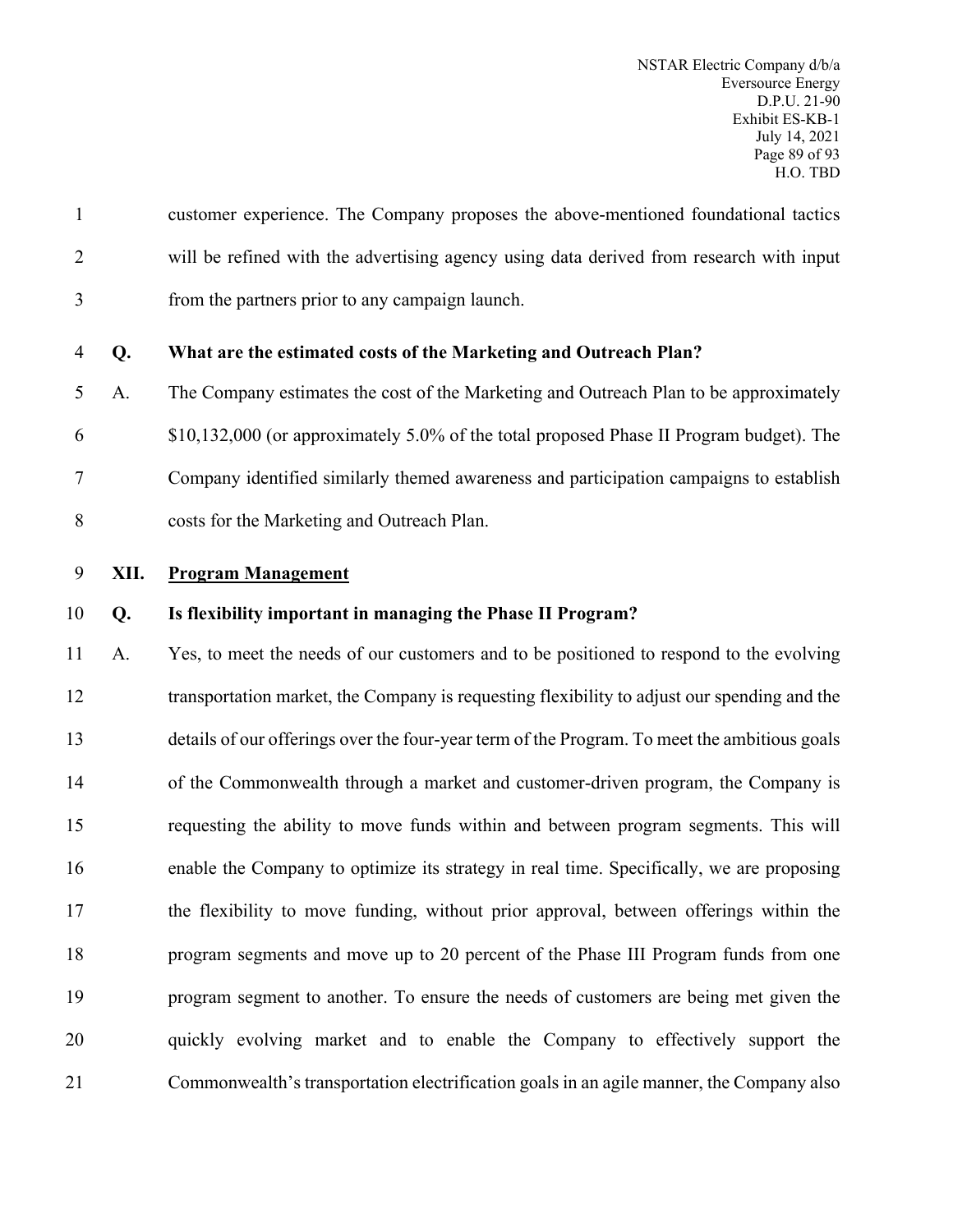customer experience. The Company proposes the above-mentioned foundational tactics will be refined with the advertising agency using data derived from research with input from the partners prior to any campaign launch.

**Q. What are the estimated costs of the Marketing and Outreach Plan?**

A. The Company estimates the cost of the Marketing and Outreach Plan to be approximately \$10,132,000 (or approximately 5.0% of the total proposed Phase II Program budget). The Company identified similarly themed awareness and participation campaigns to establish costs for the Marketing and Outreach Plan.

## XII. Program Management

**Q. Is flexibility important in managing the Phase II Program?**

A. Yes, to meet the needs of our customers and to be positioned to respond to the evolving transportation market, the Company is requesting flexibility to adjust our spending and the details of our offerings over the four-year term of the Program. To meet the ambitious goals of the Commonwealth through a market and customer-driven program, the Company is requesting the ability to move funds within and between program segments. This will enable the Company to optimize its strategy in real time. Specifically, we are proposing the flexibility to move funding, without prior approval, between offerings within the program segments and move up to 20 percent of the Phase III Program funds from one program segment to another. To ensure the needs of customers are being met given the quickly evolving market and to enable the Company to effectively support the Commonwealth's transportation electrification goals in an agile manner, the Company also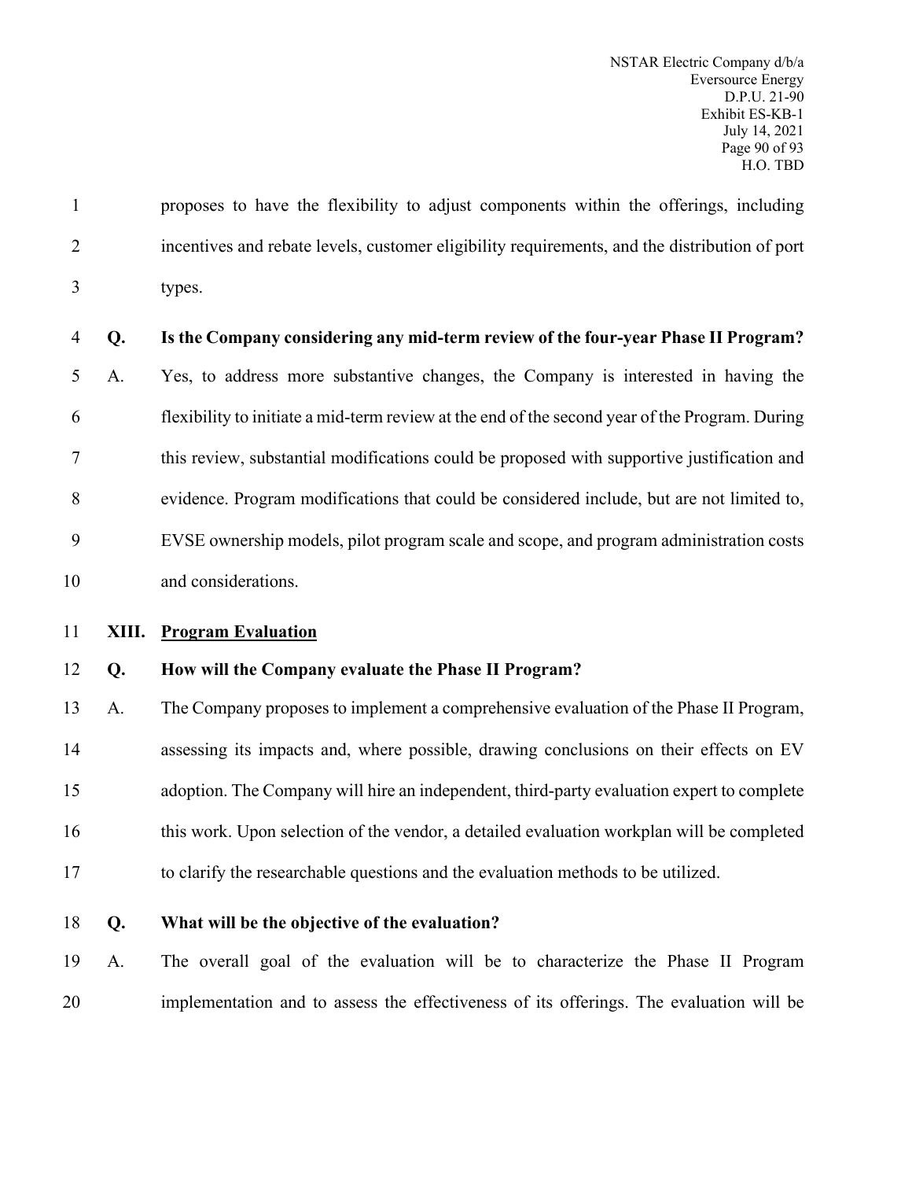proposes to have the flexibility to adjust components within the offerings, including incentives and rebate levels, customer eligibility requirements, and the distribution of port types.

**Q. Is the Company considering any mid-term review of the four-year Phase II Program?**

A. Yes, to address more substantive changes, the Company is interested in having the flexibility to initiate a mid-term review at the end of the second year of the Program. During this review, substantial modifications could be proposed with supportive justification and evidence. Program modifications that could be considered include, but are not limited to, EVSE ownership models, pilot program scale and scope, and program administration costs and considerations.

## XIII. Program Evaluation

**Q. How will the Company evaluate the Phase II Program?**

A. The Company proposes to implement a comprehensive evaluation of the Phase II Program, assessing its impacts and, where possible, drawing conclusions on their effects on EV adoption. The Company will hire an independent, third-party evaluation expert to complete this work. Upon selection of the vendor, a detailed evaluation workplan will be completed to clarify the researchable questions and the evaluation methods to be utilized.

**Q. What will be the objective of the evaluation?**

A. The overall goal of the evaluation will be to characterize the Phase II Program implementation and to assess the effectiveness of its offerings. The evaluation will be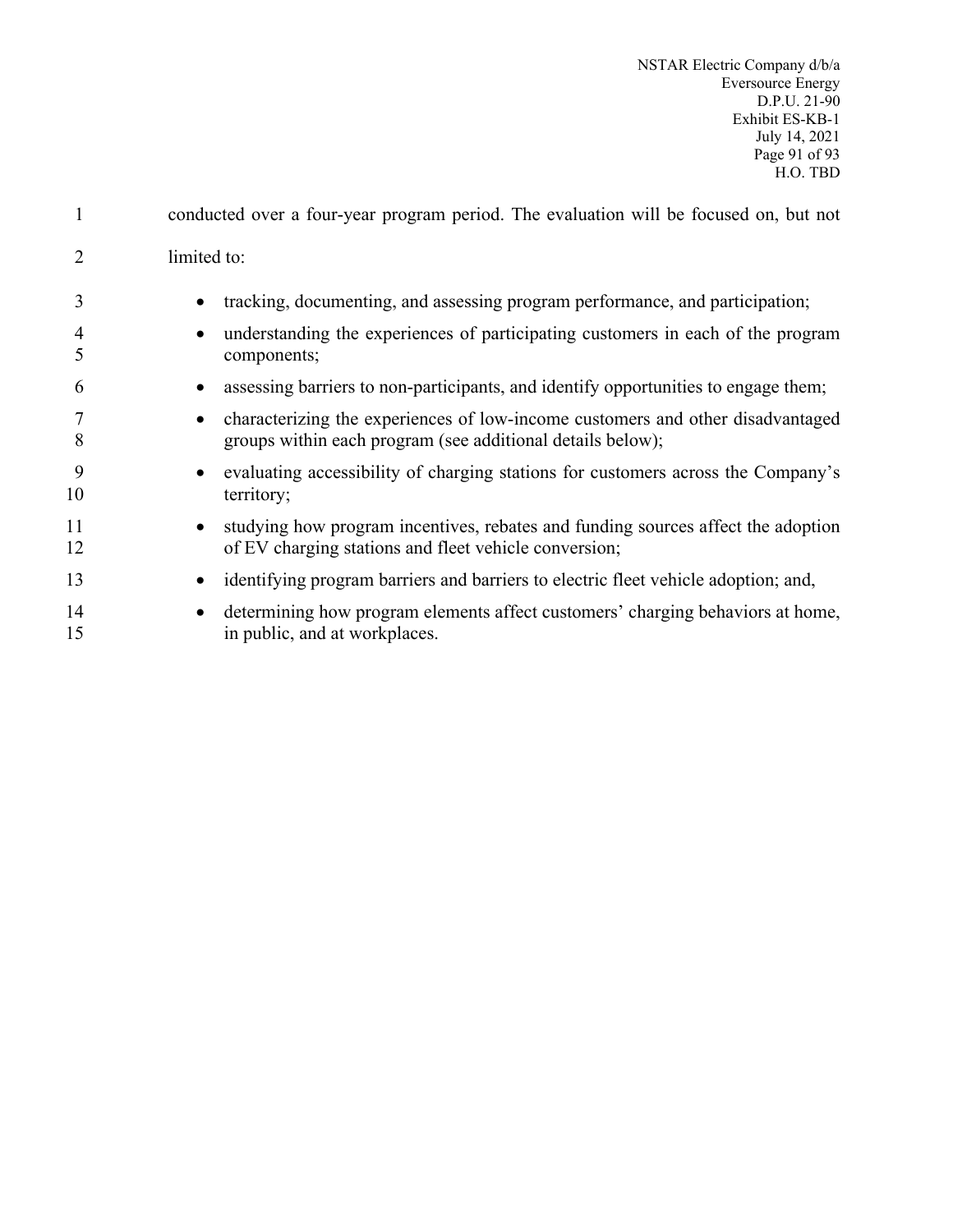conducted over a four-year program period. The evaluation will be focused on, but not limited to:

- tracking, documenting, and assessing program performance, and participation;
- understanding the experiences of participating customers in each of the program components;
- assessing barriers to non-participants, and identify opportunities to engage them;
- characterizing the experiences of low-income customers and other disadvantaged groups within each program (see additional details below);
- evaluating accessibility of charging stations for customers across the Company's territory;
- studying how program incentives, rebates and funding sources affect the adoption of EV charging stations and fleet vehicle conversion;
- identifying program barriers and barriers to electric fleet vehicle adoption; and,
- determining how program elements affect customers' charging behaviors at home, in public, and at workplaces.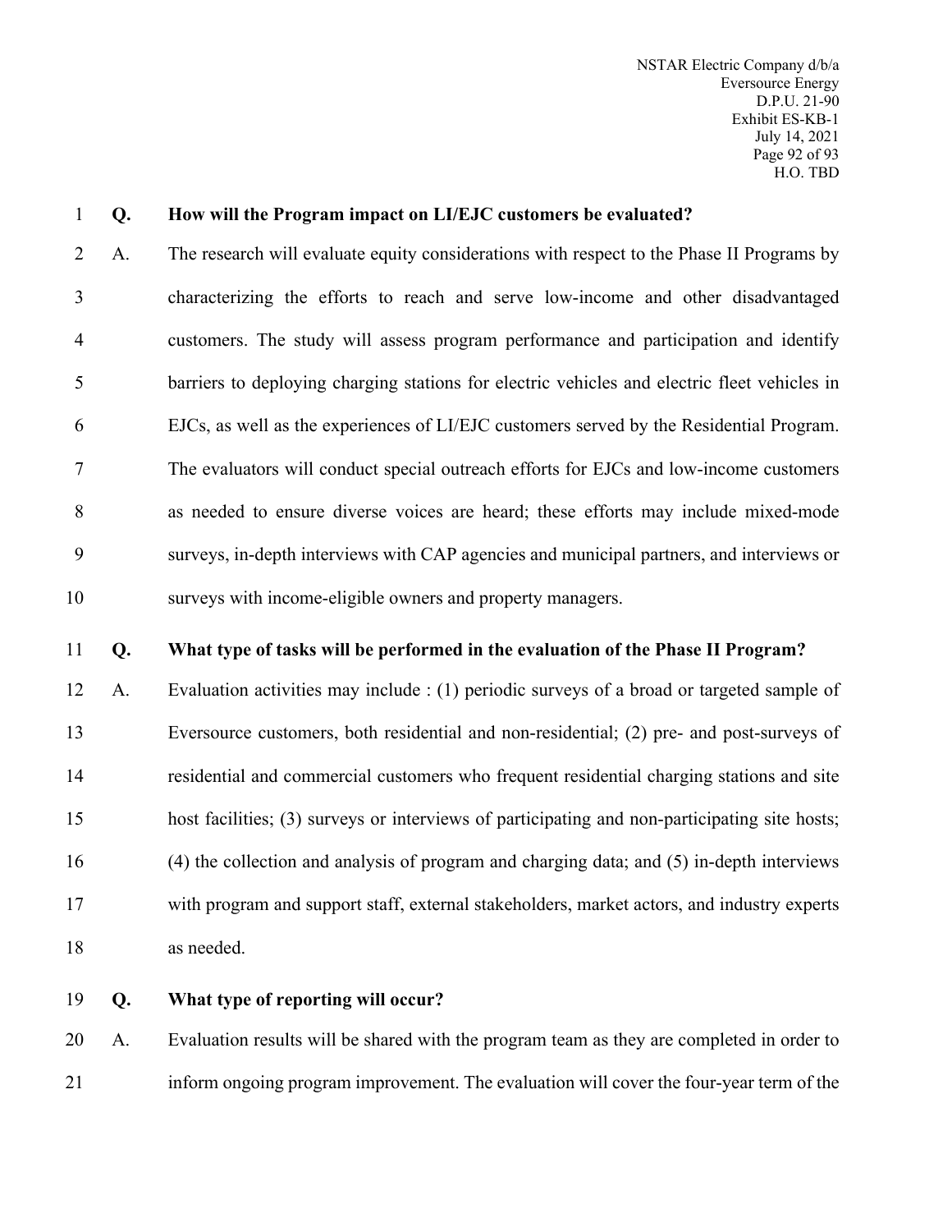**Q. How will the Program impact on LI/EJC customers be evaluated?**

A. The research will evaluate equity considerations with respect to the Phase II Programs by characterizing the efforts to reach and serve low-income and other disadvantaged customers. The study will assess program performance and participation and identify barriers to deploying charging stations for electric vehicles and electric fleet vehicles in EJCs, as well as the experiences of LI/EJC customers served by the Residential Program. The evaluators will conduct special outreach efforts for EJCs and low-income customers as needed to ensure diverse voices are heard; these efforts may include mixed-mode surveys, in-depth interviews with CAP agencies and municipal partners, and interviews or surveys with income-eligible owners and property managers.

**Q. What type of tasks will be performed in the evaluation of the Phase II Program?**

A. Evaluation activities may include : (1) periodic surveys of a broad or targeted sample of Eversource customers, both residential and non-residential; (2) pre- and post-surveys of residential and commercial customers who frequent residential charging stations and site host facilities; (3) surveys or interviews of participating and non-participating site hosts; (4) the collection and analysis of program and charging data; and (5) in-depth interviews with program and support staff, external stakeholders, market actors, and industry experts as needed.

**Q. What type of reporting will occur?**

A. Evaluation results will be shared with the program team as they are completed in order to inform ongoing program improvement. The evaluation will cover the four-year term of the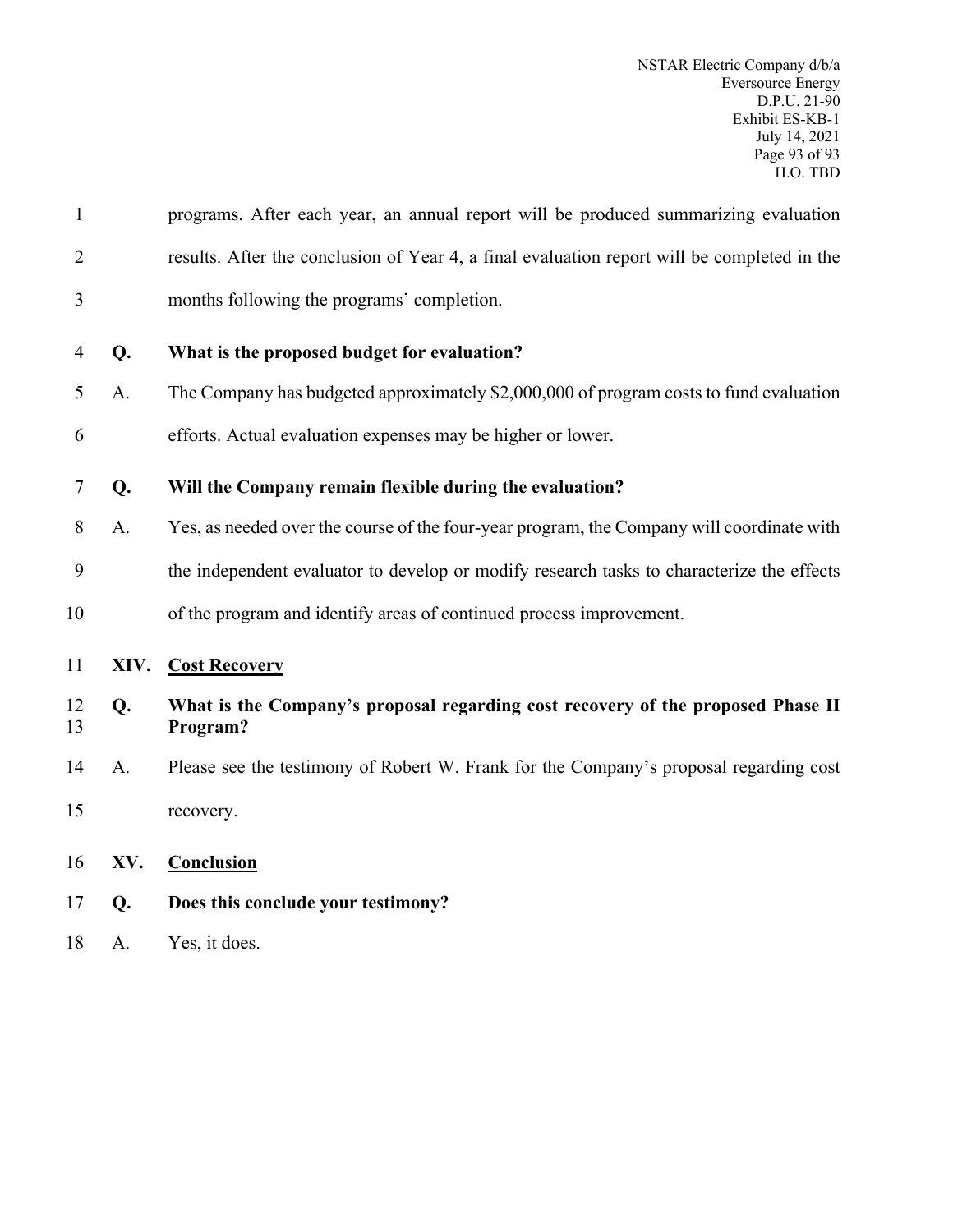programs. After each year, an annual report will be produced summarizing evaluation results. After the conclusion of Year 4, a final evaluation report will be completed in the months following the programs' completion.

**Q. What is the proposed budget for evaluation?**

A. The Company has budgeted approximately $2,000,000 of program costs to fund evaluation efforts. Actual evaluation expenses may be higher or lower.

**Q. Will the Company remain flexible during the evaluation?**

A. Yes, as needed over the course of the four-year program, the Company will coordinate with the independent evaluator to develop or modify research tasks to characterize the effects of the program and identify areas of continued process improvement.

## XIV. Cost Recovery

**Q. What is the Company's proposal regarding cost recovery of the proposed Phase II Program?**

A. Please see the testimony of Robert W. Frank for the Company's proposal regarding cost recovery.

## XV. Conclusion

**Q. Does this conclude your testimony?**

A. Yes, it does.